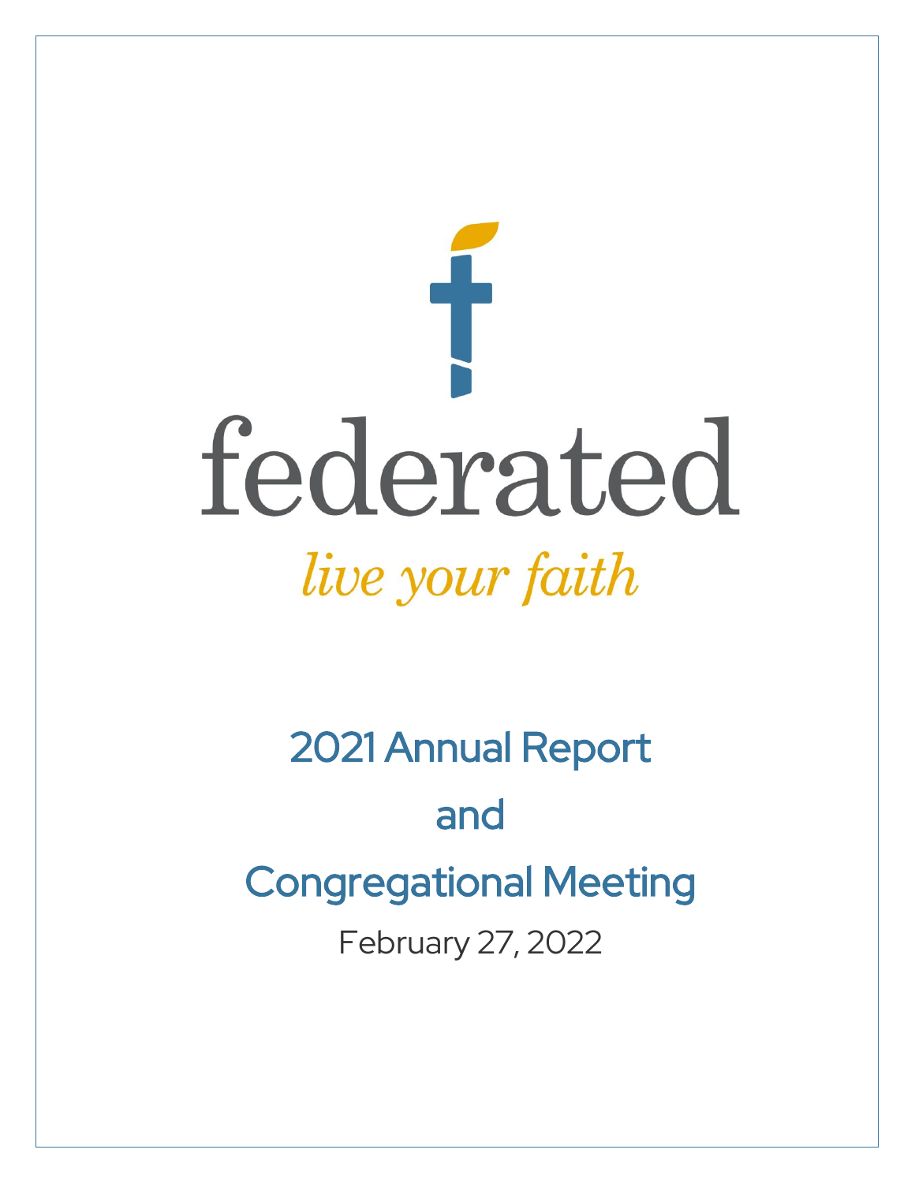# federated

*live your faith*

## 2021 Annual Report

## and

## Congregational Meeting

February 27, 2022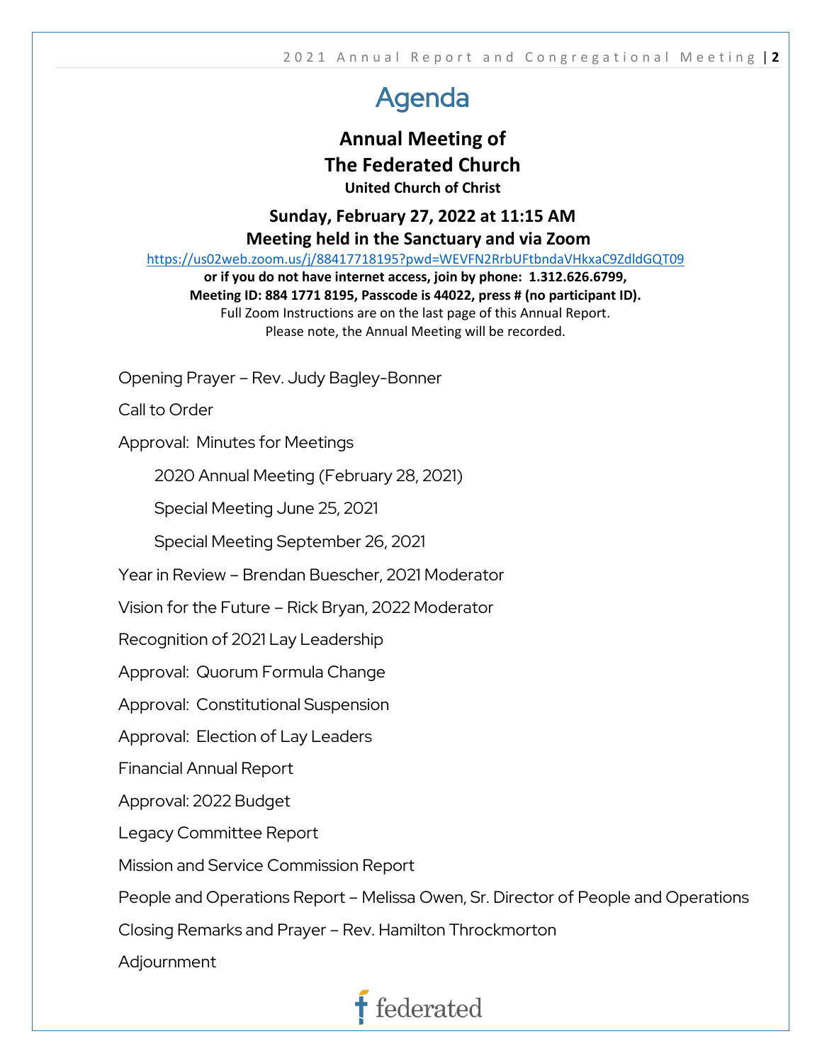# Agenda

## Annual Meeting of The Federated Church

**United Church of Christ**

**Sunday, February 27, 2022 at 11:15 AM**
**Meeting held in the Sanctuary and via Zoom**

https://us02web.zoom.us/j/88417718195?pwd=WEVFN2RrbUFtbndaVHkxaC9ZdldGQT09

**or if you do not have internet access, join by phone: 1.312.626.6799,**
**Meeting ID: 884 1771 8195, Passcode is 44022, press # (no participant ID).**

Full Zoom Instructions are on the last page of this Annual Report.
Please note, the Annual Meeting will be recorded.

Opening Prayer – Rev. Judy Bagley-Bonner

Call to Order

Approval: Minutes for Meetings

- 2020 Annual Meeting (February 28, 2021)
- Special Meeting June 25, 2021
- Special Meeting September 26, 2021

Year in Review – Brendan Buescher, 2021 Moderator

Vision for the Future – Rick Bryan, 2022 Moderator

Recognition of 2021 Lay Leadership

Approval: Quorum Formula Change

Approval: Constitutional Suspension

Approval: Election of Lay Leaders

Financial Annual Report

Approval: 2022 Budget

Legacy Committee Report

Mission and Service Commission Report

People and Operations Report – Melissa Owen, Sr. Director of People and Operations

Closing Remarks and Prayer – Rev. Hamilton Throckmorton

Adjournment

federated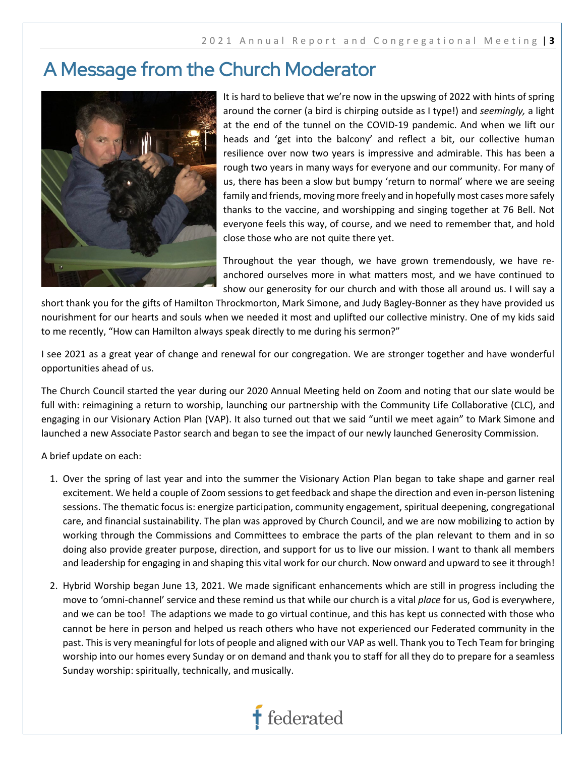# A Message from the Church Moderator

It is hard to believe that we're now in the upswing of 2022 with hints of spring around the corner (a bird is chirping outside as I type!) and *seemingly,* a light at the end of the tunnel on the COVID-19 pandemic. And when we lift our heads and 'get into the balcony' and reflect a bit, our collective human resilience over now two years is impressive and admirable. This has been a rough two years in many ways for everyone and our community. For many of us, there has been a slow but bumpy 'return to normal' where we are seeing family and friends, moving more freely and in hopefully most cases more safely thanks to the vaccine, and worshipping and singing together at 76 Bell. Not everyone feels this way, of course, and we need to remember that, and hold close those who are not quite there yet.

Throughout the year though, we have grown tremendously, we have re-anchored ourselves more in what matters most, and we have continued to show our generosity for our church and with those all around us. I will say a short thank you for the gifts of Hamilton Throckmorton, Mark Simone, and Judy Bagley-Bonner as they have provided us nourishment for our hearts and souls when we needed it most and uplifted our collective ministry. One of my kids said to me recently, "How can Hamilton always speak directly to me during his sermon?"

I see 2021 as a great year of change and renewal for our congregation. We are stronger together and have wonderful opportunities ahead of us.

The Church Council started the year during our 2020 Annual Meeting held on Zoom and noting that our slate would be full with: reimagining a return to worship, launching our partnership with the Community Life Collaborative (CLC), and engaging in our Visionary Action Plan (VAP). It also turned out that we said "until we meet again" to Mark Simone and launched a new Associate Pastor search and began to see the impact of our newly launched Generosity Commission.

A brief update on each:

1. Over the spring of last year and into the summer the Visionary Action Plan began to take shape and garner real excitement. We held a couple of Zoom sessions to get feedback and shape the direction and even in-person listening sessions. The thematic focus is: energize participation, community engagement, spiritual deepening, congregational care, and financial sustainability. The plan was approved by Church Council, and we are now mobilizing to action by working through the Commissions and Committees to embrace the parts of the plan relevant to them and in so doing also provide greater purpose, direction, and support for us to live our mission. I want to thank all members and leadership for engaging in and shaping this vital work for our church. Now onward and upward to see it through!

2. Hybrid Worship began June 13, 2021. We made significant enhancements which are still in progress including the move to 'omni-channel' service and these remind us that while our church is a vital *place* for us, God is everywhere, and we can be too! The adaptions we made to go virtual continue, and this has kept us connected with those who cannot be here in person and helped us reach others who have not experienced our Federated community in the past. This is very meaningful for lots of people and aligned with our VAP as well. Thank you to Tech Team for bringing worship into our homes every Sunday or on demand and thank you to staff for all they do to prepare for a seamless Sunday worship: spiritually, technically, and musically.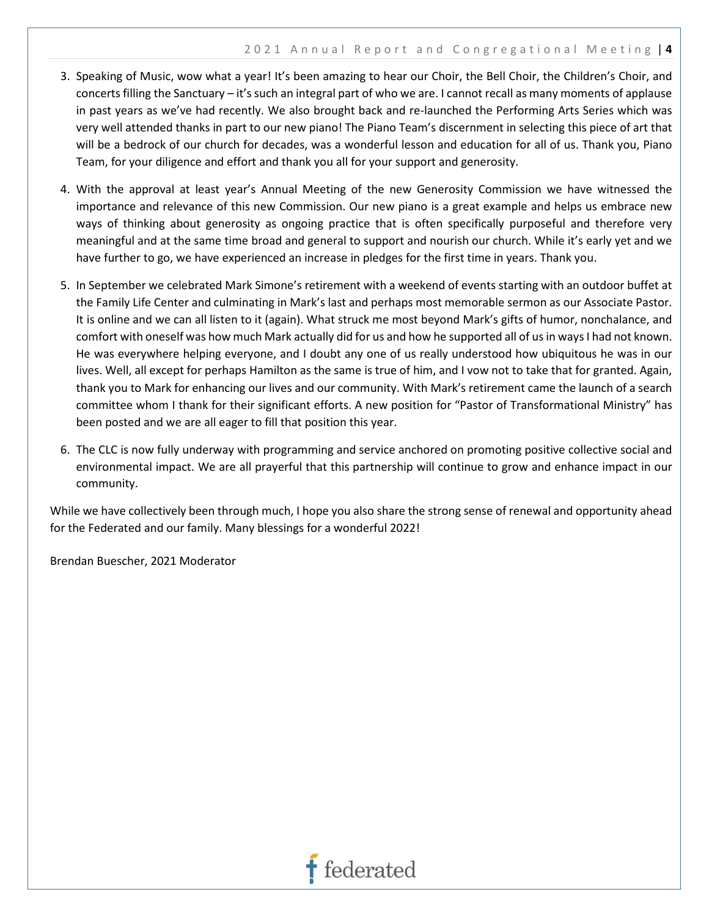3. Speaking of Music, wow what a year! It's been amazing to hear our Choir, the Bell Choir, the Children's Choir, and concerts filling the Sanctuary – it's such an integral part of who we are. I cannot recall as many moments of applause in past years as we've had recently. We also brought back and re-launched the Performing Arts Series which was very well attended thanks in part to our new piano! The Piano Team's discernment in selecting this piece of art that will be a bedrock of our church for decades, was a wonderful lesson and education for all of us. Thank you, Piano Team, for your diligence and effort and thank you all for your support and generosity.

4. With the approval at least year's Annual Meeting of the new Generosity Commission we have witnessed the importance and relevance of this new Commission. Our new piano is a great example and helps us embrace new ways of thinking about generosity as ongoing practice that is often specifically purposeful and therefore very meaningful and at the same time broad and general to support and nourish our church. While it's early yet and we have further to go, we have experienced an increase in pledges for the first time in years. Thank you.

5. In September we celebrated Mark Simone's retirement with a weekend of events starting with an outdoor buffet at the Family Life Center and culminating in Mark's last and perhaps most memorable sermon as our Associate Pastor. It is online and we can all listen to it (again). What struck me most beyond Mark's gifts of humor, nonchalance, and comfort with oneself was how much Mark actually did for us and how he supported all of us in ways I had not known. He was everywhere helping everyone, and I doubt any one of us really understood how ubiquitous he was in our lives. Well, all except for perhaps Hamilton as the same is true of him, and I vow not to take that for granted. Again, thank you to Mark for enhancing our lives and our community. With Mark's retirement came the launch of a search committee whom I thank for their significant efforts. A new position for "Pastor of Transformational Ministry" has been posted and we are all eager to fill that position this year.

6. The CLC is now fully underway with programming and service anchored on promoting positive collective social and environmental impact. We are all prayerful that this partnership will continue to grow and enhance impact in our community.

While we have collectively been through much, I hope you also share the strong sense of renewal and opportunity ahead for the Federated and our family. Many blessings for a wonderful 2022!

Brendan Buescher, 2021 Moderator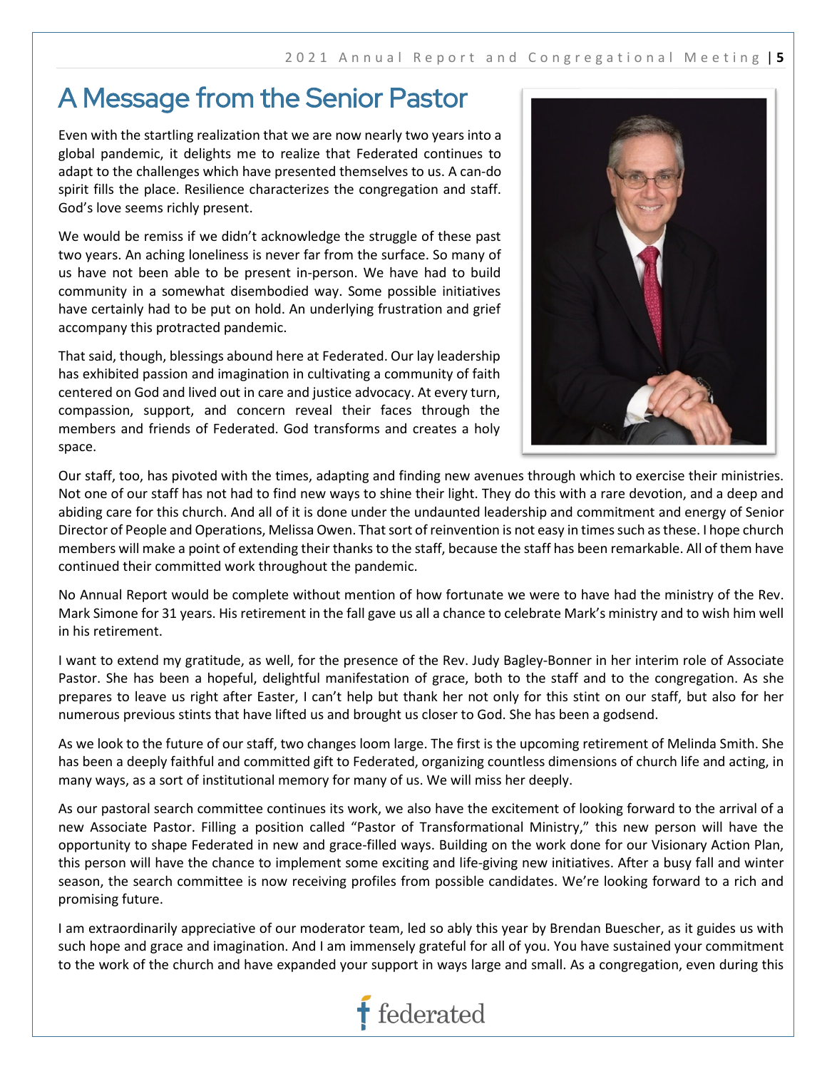# A Message from the Senior Pastor

Even with the startling realization that we are now nearly two years into a global pandemic, it delights me to realize that Federated continues to adapt to the challenges which have presented themselves to us. A can-do spirit fills the place. Resilience characterizes the congregation and staff. God's love seems richly present.

We would be remiss if we didn't acknowledge the struggle of these past two years. An aching loneliness is never far from the surface. So many of us have not been able to be present in-person. We have had to build community in a somewhat disembodied way. Some possible initiatives have certainly had to be put on hold. An underlying frustration and grief accompany this protracted pandemic.

That said, though, blessings abound here at Federated. Our lay leadership has exhibited passion and imagination in cultivating a community of faith centered on God and lived out in care and justice advocacy. At every turn, compassion, support, and concern reveal their faces through the members and friends of Federated. God transforms and creates a holy space.

Our staff, too, has pivoted with the times, adapting and finding new avenues through which to exercise their ministries. Not one of our staff has not had to find new ways to shine their light. They do this with a rare devotion, and a deep and abiding care for this church. And all of it is done under the undaunted leadership and commitment and energy of Senior Director of People and Operations, Melissa Owen. That sort of reinvention is not easy in times such as these. I hope church members will make a point of extending their thanks to the staff, because the staff has been remarkable. All of them have continued their committed work throughout the pandemic.

No Annual Report would be complete without mention of how fortunate we were to have had the ministry of the Rev. Mark Simone for 31 years. His retirement in the fall gave us all a chance to celebrate Mark's ministry and to wish him well in his retirement.

I want to extend my gratitude, as well, for the presence of the Rev. Judy Bagley-Bonner in her interim role of Associate Pastor. She has been a hopeful, delightful manifestation of grace, both to the staff and to the congregation. As she prepares to leave us right after Easter, I can't help but thank her not only for this stint on our staff, but also for her numerous previous stints that have lifted us and brought us closer to God. She has been a godsend.

As we look to the future of our staff, two changes loom large. The first is the upcoming retirement of Melinda Smith. She has been a deeply faithful and committed gift to Federated, organizing countless dimensions of church life and acting, in many ways, as a sort of institutional memory for many of us. We will miss her deeply.

As our pastoral search committee continues its work, we also have the excitement of looking forward to the arrival of a new Associate Pastor. Filling a position called "Pastor of Transformational Ministry," this new person will have the opportunity to shape Federated in new and grace-filled ways. Building on the work done for our Visionary Action Plan, this person will have the chance to implement some exciting and life-giving new initiatives. After a busy fall and winter season, the search committee is now receiving profiles from possible candidates. We're looking forward to a rich and promising future.

I am extraordinarily appreciative of our moderator team, led so ably this year by Brendan Buescher, as it guides us with such hope and grace and imagination. And I am immensely grateful for all of you. You have sustained your commitment to the work of the church and have expanded your support in ways large and small. As a congregation, even during this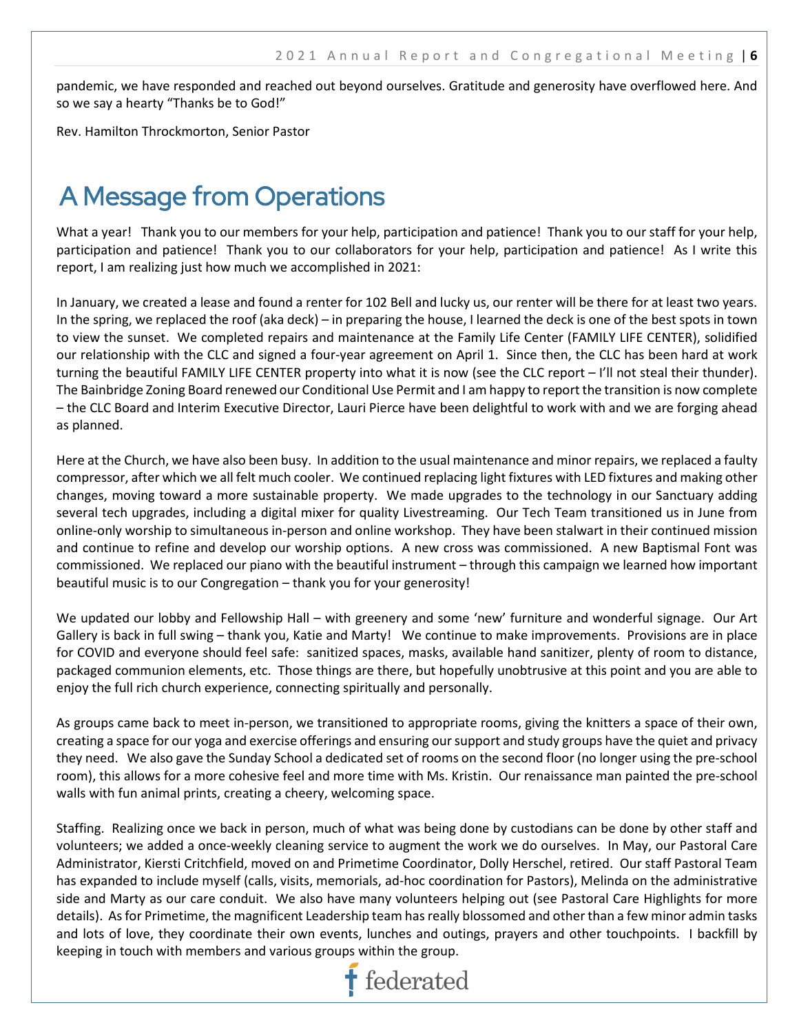pandemic, we have responded and reached out beyond ourselves. Gratitude and generosity have overflowed here. And so we say a hearty "Thanks be to God!"

Rev. Hamilton Throckmorton, Senior Pastor

# A Message from Operations

What a year! Thank you to our members for your help, participation and patience! Thank you to our staff for your help, participation and patience! Thank you to our collaborators for your help, participation and patience! As I write this report, I am realizing just how much we accomplished in 2021:

In January, we created a lease and found a renter for 102 Bell and lucky us, our renter will be there for at least two years. In the spring, we replaced the roof (aka deck) – in preparing the house, I learned the deck is one of the best spots in town to view the sunset. We completed repairs and maintenance at the Family Life Center (FAMILY LIFE CENTER), solidified our relationship with the CLC and signed a four-year agreement on April 1. Since then, the CLC has been hard at work turning the beautiful FAMILY LIFE CENTER property into what it is now (see the CLC report – I'll not steal their thunder). The Bainbridge Zoning Board renewed our Conditional Use Permit and I am happy to report the transition is now complete – the CLC Board and Interim Executive Director, Lauri Pierce have been delightful to work with and we are forging ahead as planned.

Here at the Church, we have also been busy. In addition to the usual maintenance and minor repairs, we replaced a faulty compressor, after which we all felt much cooler. We continued replacing light fixtures with LED fixtures and making other changes, moving toward a more sustainable property. We made upgrades to the technology in our Sanctuary adding several tech upgrades, including a digital mixer for quality Livestreaming. Our Tech Team transitioned us in June from online-only worship to simultaneous in-person and online workshop. They have been stalwart in their continued mission and continue to refine and develop our worship options. A new cross was commissioned. A new Baptismal Font was commissioned. We replaced our piano with the beautiful instrument – through this campaign we learned how important beautiful music is to our Congregation – thank you for your generosity!

We updated our lobby and Fellowship Hall – with greenery and some 'new' furniture and wonderful signage. Our Art Gallery is back in full swing – thank you, Katie and Marty! We continue to make improvements. Provisions are in place for COVID and everyone should feel safe: sanitized spaces, masks, available hand sanitizer, plenty of room to distance, packaged communion elements, etc. Those things are there, but hopefully unobtrusive at this point and you are able to enjoy the full rich church experience, connecting spiritually and personally.

As groups came back to meet in-person, we transitioned to appropriate rooms, giving the knitters a space of their own, creating a space for our yoga and exercise offerings and ensuring our support and study groups have the quiet and privacy they need. We also gave the Sunday School a dedicated set of rooms on the second floor (no longer using the pre-school room), this allows for a more cohesive feel and more time with Ms. Kristin. Our renaissance man painted the pre-school walls with fun animal prints, creating a cheery, welcoming space.

Staffing. Realizing once we back in person, much of what was being done by custodians can be done by other staff and volunteers; we added a once-weekly cleaning service to augment the work we do ourselves. In May, our Pastoral Care Administrator, Kiersti Critchfield, moved on and Primetime Coordinator, Dolly Herschel, retired. Our staff Pastoral Team has expanded to include myself (calls, visits, memorials, ad-hoc coordination for Pastors), Melinda on the administrative side and Marty as our care conduit. We also have many volunteers helping out (see Pastoral Care Highlights for more details). As for Primetime, the magnificent Leadership team has really blossomed and other than a few minor admin tasks and lots of love, they coordinate their own events, lunches and outings, prayers and other touchpoints. I backfill by keeping in touch with members and various groups within the group.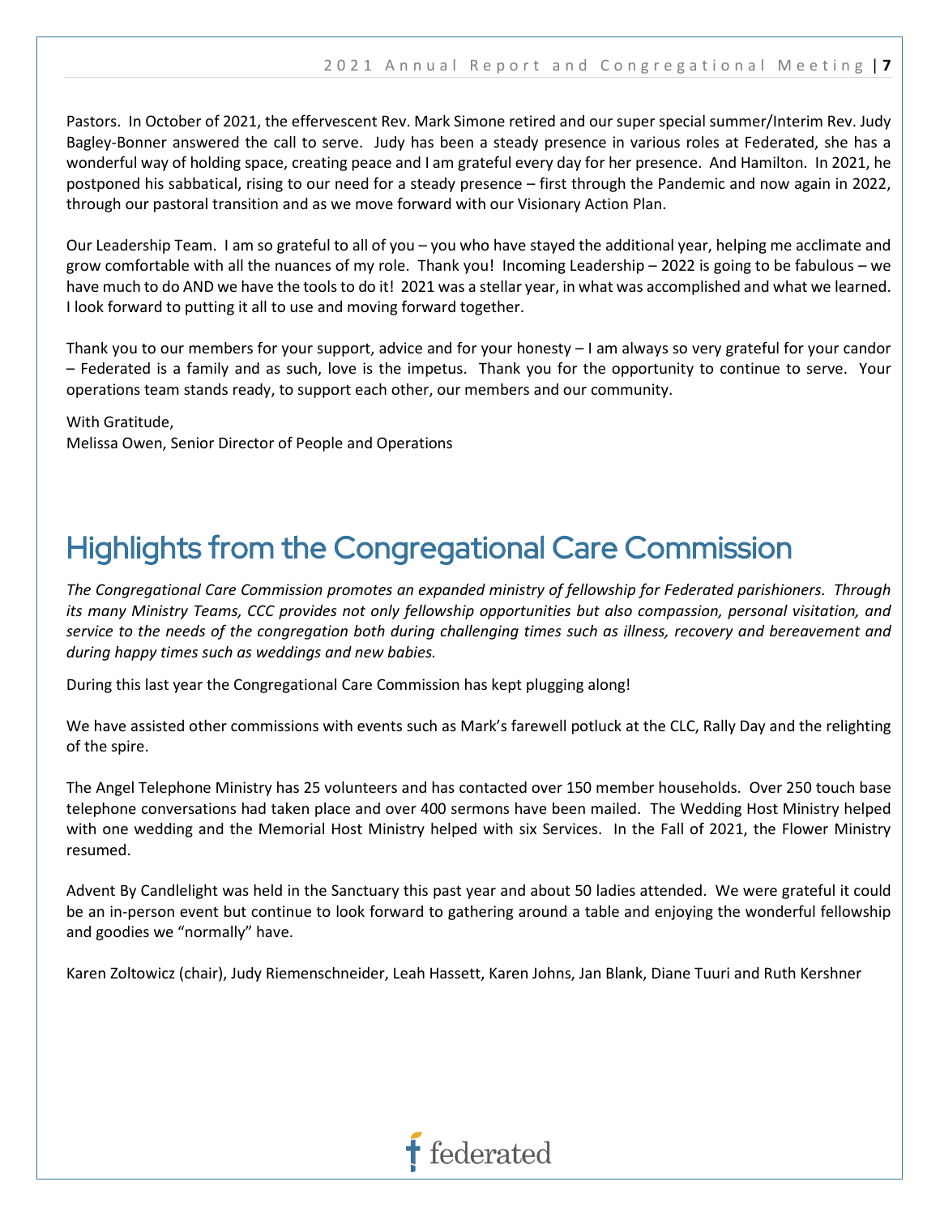Pastors. In October of 2021, the effervescent Rev. Mark Simone retired and our super special summer/Interim Rev. Judy Bagley-Bonner answered the call to serve. Judy has been a steady presence in various roles at Federated, she has a wonderful way of holding space, creating peace and I am grateful every day for her presence. And Hamilton. In 2021, he postponed his sabbatical, rising to our need for a steady presence – first through the Pandemic and now again in 2022, through our pastoral transition and as we move forward with our Visionary Action Plan.

Our Leadership Team. I am so grateful to all of you – you who have stayed the additional year, helping me acclimate and grow comfortable with all the nuances of my role. Thank you! Incoming Leadership – 2022 is going to be fabulous – we have much to do AND we have the tools to do it! 2021 was a stellar year, in what was accomplished and what we learned. I look forward to putting it all to use and moving forward together.

Thank you to our members for your support, advice and for your honesty – I am always so very grateful for your candor – Federated is a family and as such, love is the impetus. Thank you for the opportunity to continue to serve. Your operations team stands ready, to support each other, our members and our community.

With Gratitude,
Melissa Owen, Senior Director of People and Operations

# Highlights from the Congregational Care Commission

*The Congregational Care Commission promotes an expanded ministry of fellowship for Federated parishioners. Through its many Ministry Teams, CCC provides not only fellowship opportunities but also compassion, personal visitation, and service to the needs of the congregation both during challenging times such as illness, recovery and bereavement and during happy times such as weddings and new babies.*

During this last year the Congregational Care Commission has kept plugging along!

We have assisted other commissions with events such as Mark's farewell potluck at the CLC, Rally Day and the relighting of the spire.

The Angel Telephone Ministry has 25 volunteers and has contacted over 150 member households. Over 250 touch base telephone conversations had taken place and over 400 sermons have been mailed. The Wedding Host Ministry helped with one wedding and the Memorial Host Ministry helped with six Services. In the Fall of 2021, the Flower Ministry resumed.

Advent By Candlelight was held in the Sanctuary this past year and about 50 ladies attended. We were grateful it could be an in-person event but continue to look forward to gathering around a table and enjoying the wonderful fellowship and goodies we "normally" have.

Karen Zoltowicz (chair), Judy Riemenschneider, Leah Hassett, Karen Johns, Jan Blank, Diane Tuuri and Ruth Kershner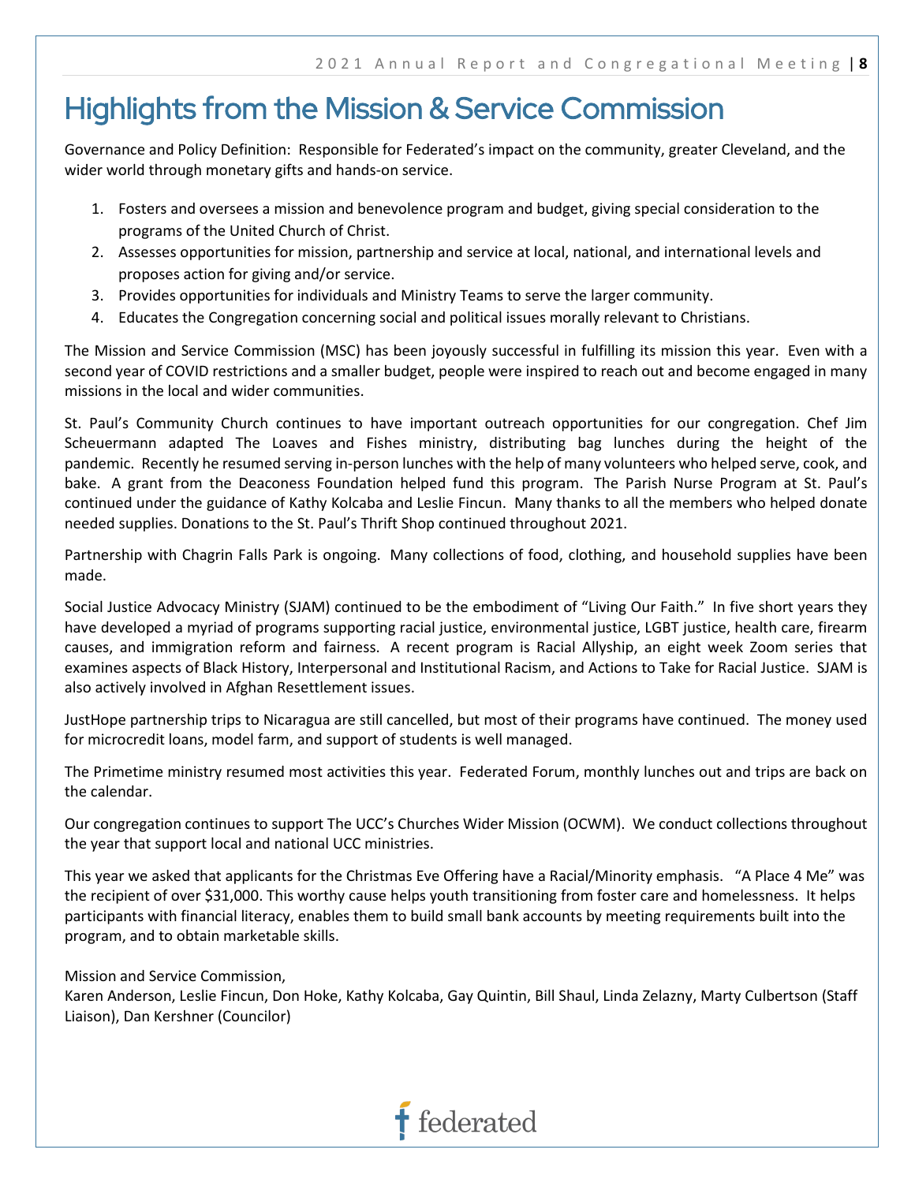# Highlights from the Mission & Service Commission

Governance and Policy Definition: Responsible for Federated's impact on the community, greater Cleveland, and the wider world through monetary gifts and hands-on service.

1. Fosters and oversees a mission and benevolence program and budget, giving special consideration to the programs of the United Church of Christ.
2. Assesses opportunities for mission, partnership and service at local, national, and international levels and proposes action for giving and/or service.
3. Provides opportunities for individuals and Ministry Teams to serve the larger community.
4. Educates the Congregation concerning social and political issues morally relevant to Christians.

The Mission and Service Commission (MSC) has been joyously successful in fulfilling its mission this year. Even with a second year of COVID restrictions and a smaller budget, people were inspired to reach out and become engaged in many missions in the local and wider communities.

St. Paul's Community Church continues to have important outreach opportunities for our congregation. Chef Jim Scheuermann adapted The Loaves and Fishes ministry, distributing bag lunches during the height of the pandemic. Recently he resumed serving in-person lunches with the help of many volunteers who helped serve, cook, and bake. A grant from the Deaconess Foundation helped fund this program. The Parish Nurse Program at St. Paul's continued under the guidance of Kathy Kolcaba and Leslie Fincun. Many thanks to all the members who helped donate needed supplies. Donations to the St. Paul's Thrift Shop continued throughout 2021.

Partnership with Chagrin Falls Park is ongoing. Many collections of food, clothing, and household supplies have been made.

Social Justice Advocacy Ministry (SJAM) continued to be the embodiment of "Living Our Faith." In five short years they have developed a myriad of programs supporting racial justice, environmental justice, LGBT justice, health care, firearm causes, and immigration reform and fairness. A recent program is Racial Allyship, an eight week Zoom series that examines aspects of Black History, Interpersonal and Institutional Racism, and Actions to Take for Racial Justice. SJAM is also actively involved in Afghan Resettlement issues.

JustHope partnership trips to Nicaragua are still cancelled, but most of their programs have continued. The money used for microcredit loans, model farm, and support of students is well managed.

The Primetime ministry resumed most activities this year. Federated Forum, monthly lunches out and trips are back on the calendar.

Our congregation continues to support The UCC's Churches Wider Mission (OCWM). We conduct collections throughout the year that support local and national UCC ministries.

This year we asked that applicants for the Christmas Eve Offering have a Racial/Minority emphasis. "A Place 4 Me" was the recipient of over $31,000. This worthy cause helps youth transitioning from foster care and homelessness. It helps participants with financial literacy, enables them to build small bank accounts by meeting requirements built into the program, and to obtain marketable skills.

Mission and Service Commission,
Karen Anderson, Leslie Fincun, Don Hoke, Kathy Kolcaba, Gay Quintin, Bill Shaul, Linda Zelazny, Marty Culbertson (Staff Liaison), Dan Kershner (Councilor)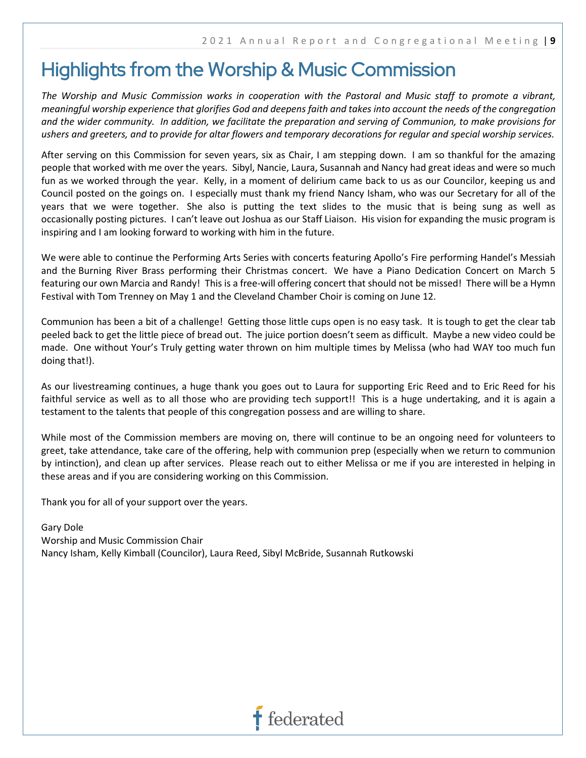# Highlights from the Worship & Music Commission

*The Worship and Music Commission works in cooperation with the Pastoral and Music staff to promote a vibrant, meaningful worship experience that glorifies God and deepens faith and takes into account the needs of the congregation and the wider community. In addition, we facilitate the preparation and serving of Communion, to make provisions for ushers and greeters, and to provide for altar flowers and temporary decorations for regular and special worship services.*

After serving on this Commission for seven years, six as Chair, I am stepping down. I am so thankful for the amazing people that worked with me over the years. Sibyl, Nancie, Laura, Susannah and Nancy had great ideas and were so much fun as we worked through the year. Kelly, in a moment of delirium came back to us as our Councilor, keeping us and Council posted on the goings on. I especially must thank my friend Nancy Isham, who was our Secretary for all of the years that we were together. She also is putting the text slides to the music that is being sung as well as occasionally posting pictures. I can't leave out Joshua as our Staff Liaison. His vision for expanding the music program is inspiring and I am looking forward to working with him in the future.

We were able to continue the Performing Arts Series with concerts featuring Apollo's Fire performing Handel's Messiah and the Burning River Brass performing their Christmas concert. We have a Piano Dedication Concert on March 5 featuring our own Marcia and Randy! This is a free-will offering concert that should not be missed! There will be a Hymn Festival with Tom Trenney on May 1 and the Cleveland Chamber Choir is coming on June 12.

Communion has been a bit of a challenge! Getting those little cups open is no easy task. It is tough to get the clear tab peeled back to get the little piece of bread out. The juice portion doesn't seem as difficult. Maybe a new video could be made. One without Your's Truly getting water thrown on him multiple times by Melissa (who had WAY too much fun doing that!).

As our livestreaming continues, a huge thank you goes out to Laura for supporting Eric Reed and to Eric Reed for his faithful service as well as to all those who are providing tech support!! This is a huge undertaking, and it is again a testament to the talents that people of this congregation possess and are willing to share.

While most of the Commission members are moving on, there will continue to be an ongoing need for volunteers to greet, take attendance, take care of the offering, help with communion prep (especially when we return to communion by intinction), and clean up after services. Please reach out to either Melissa or me if you are interested in helping in these areas and if you are considering working on this Commission.

Thank you for all of your support over the years.

Gary Dole
Worship and Music Commission Chair
Nancy Isham, Kelly Kimball (Councilor), Laura Reed, Sibyl McBride, Susannah Rutkowski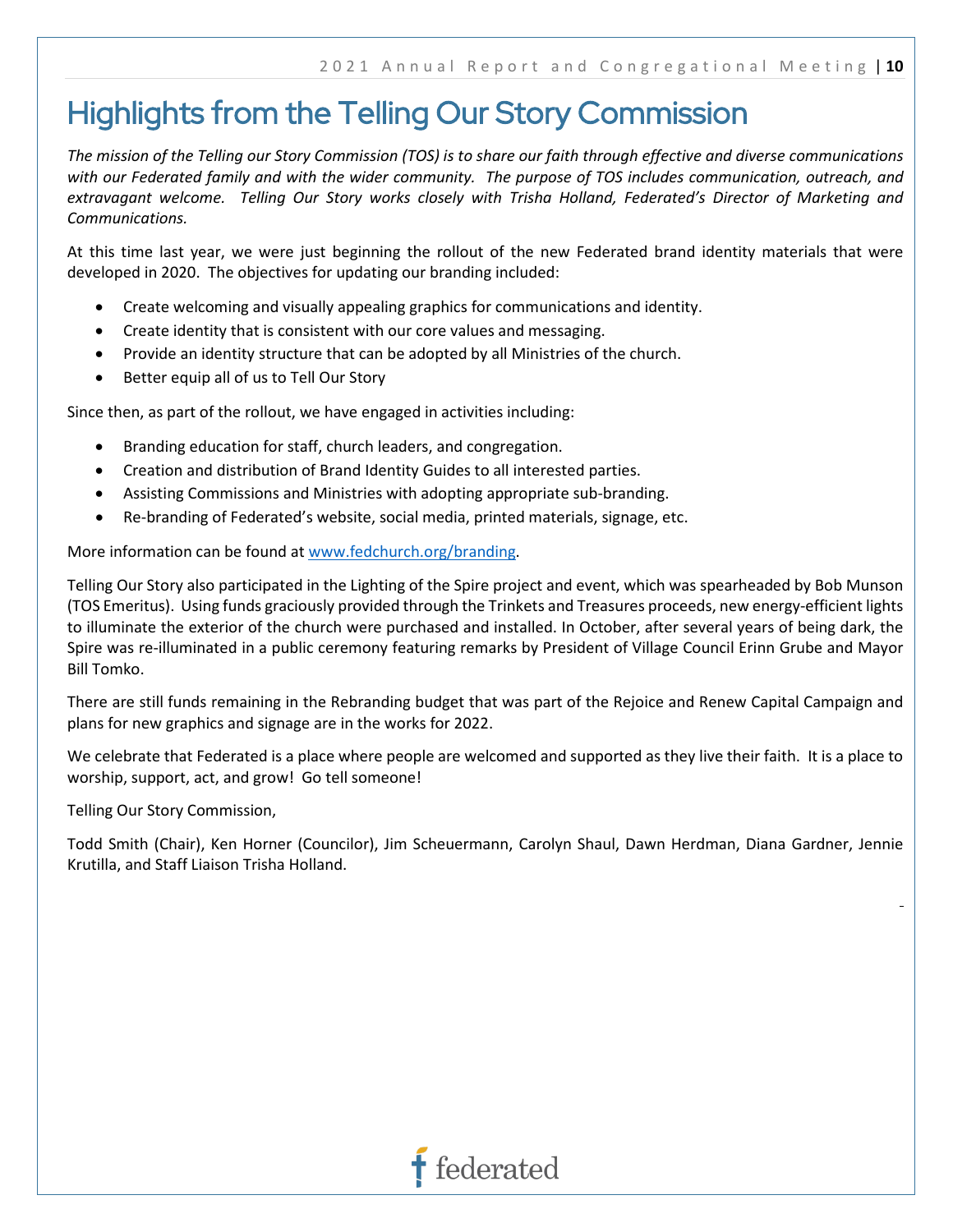# Highlights from the Telling Our Story Commission

*The mission of the Telling our Story Commission (TOS) is to share our faith through effective and diverse communications with our Federated family and with the wider community. The purpose of TOS includes communication, outreach, and extravagant welcome. Telling Our Story works closely with Trisha Holland, Federated's Director of Marketing and Communications.*

At this time last year, we were just beginning the rollout of the new Federated brand identity materials that were developed in 2020. The objectives for updating our branding included:

- Create welcoming and visually appealing graphics for communications and identity.
- Create identity that is consistent with our core values and messaging.
- Provide an identity structure that can be adopted by all Ministries of the church.
- Better equip all of us to Tell Our Story

Since then, as part of the rollout, we have engaged in activities including:

- Branding education for staff, church leaders, and congregation.
- Creation and distribution of Brand Identity Guides to all interested parties.
- Assisting Commissions and Ministries with adopting appropriate sub-branding.
- Re-branding of Federated's website, social media, printed materials, signage, etc.

More information can be found at www.fedchurch.org/branding.

Telling Our Story also participated in the Lighting of the Spire project and event, which was spearheaded by Bob Munson (TOS Emeritus). Using funds graciously provided through the Trinkets and Treasures proceeds, new energy-efficient lights to illuminate the exterior of the church were purchased and installed. In October, after several years of being dark, the Spire was re-illuminated in a public ceremony featuring remarks by President of Village Council Erinn Grube and Mayor Bill Tomko.

There are still funds remaining in the Rebranding budget that was part of the Rejoice and Renew Capital Campaign and plans for new graphics and signage are in the works for 2022.

We celebrate that Federated is a place where people are welcomed and supported as they live their faith. It is a place to worship, support, act, and grow! Go tell someone!

Telling Our Story Commission,

Todd Smith (Chair), Ken Horner (Councilor), Jim Scheuermann, Carolyn Shaul, Dawn Herdman, Diana Gardner, Jennie Krutilla, and Staff Liaison Trisha Holland.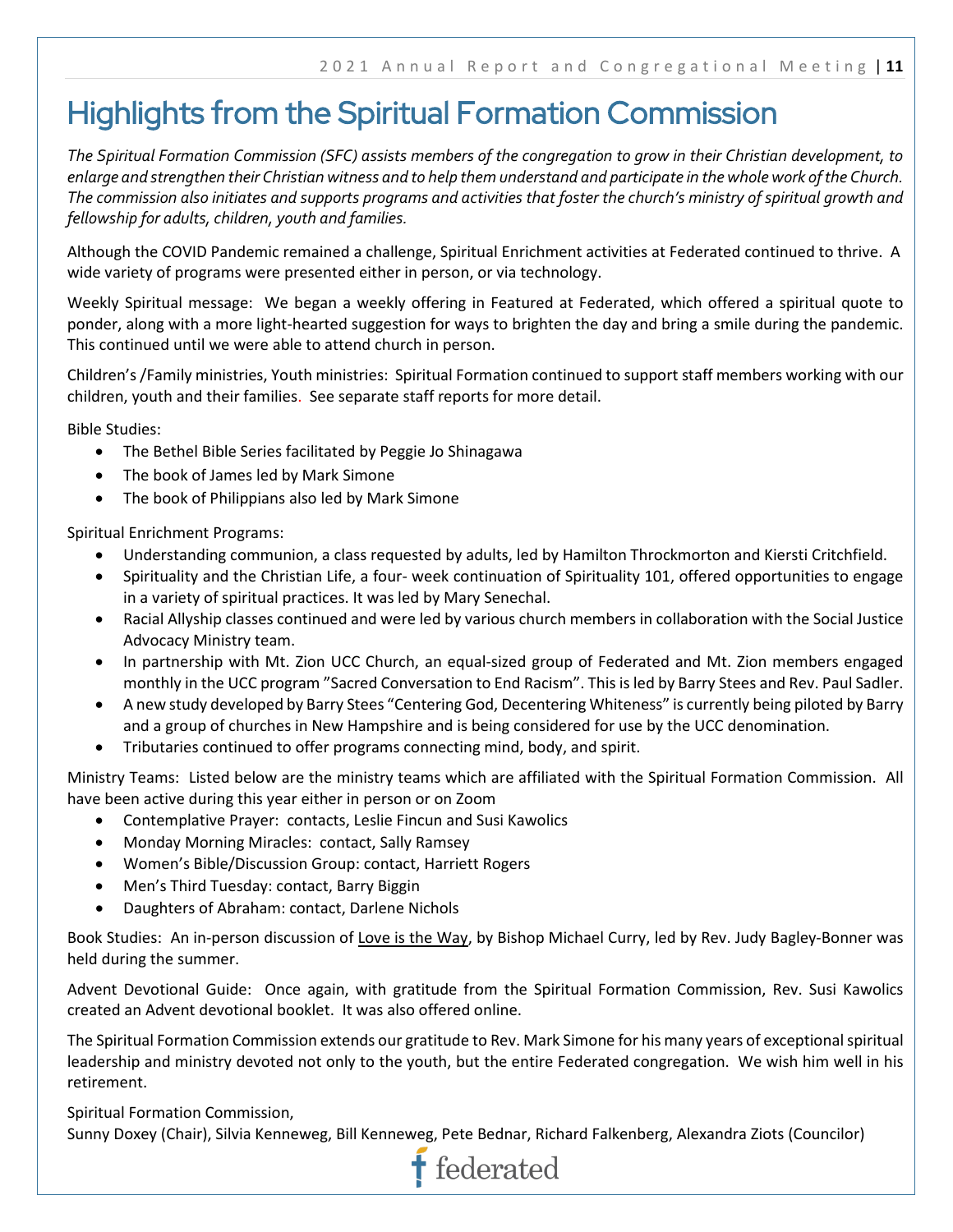# Highlights from the Spiritual Formation Commission

*The Spiritual Formation Commission (SFC) assists members of the congregation to grow in their Christian development, to enlarge and strengthen their Christian witness and to help them understand and participate in the whole work of the Church. The commission also initiates and supports programs and activities that foster the church's ministry of spiritual growth and fellowship for adults, children, youth and families.*

Although the COVID Pandemic remained a challenge, Spiritual Enrichment activities at Federated continued to thrive. A wide variety of programs were presented either in person, or via technology.

Weekly Spiritual message: We began a weekly offering in Featured at Federated, which offered a spiritual quote to ponder, along with a more light-hearted suggestion for ways to brighten the day and bring a smile during the pandemic. This continued until we were able to attend church in person.

Children's /Family ministries, Youth ministries: Spiritual Formation continued to support staff members working with our children, youth and their families. See separate staff reports for more detail.

Bible Studies:

- The Bethel Bible Series facilitated by Peggie Jo Shinagawa
- The book of James led by Mark Simone
- The book of Philippians also led by Mark Simone

Spiritual Enrichment Programs:

- Understanding communion, a class requested by adults, led by Hamilton Throckmorton and Kiersti Critchfield.
- Spirituality and the Christian Life, a four- week continuation of Spirituality 101, offered opportunities to engage in a variety of spiritual practices. It was led by Mary Senechal.
- Racial Allyship classes continued and were led by various church members in collaboration with the Social Justice Advocacy Ministry team.
- In partnership with Mt. Zion UCC Church, an equal-sized group of Federated and Mt. Zion members engaged monthly in the UCC program "Sacred Conversation to End Racism". This is led by Barry Stees and Rev. Paul Sadler.
- A new study developed by Barry Stees "Centering God, Decentering Whiteness" is currently being piloted by Barry and a group of churches in New Hampshire and is being considered for use by the UCC denomination.
- Tributaries continued to offer programs connecting mind, body, and spirit.

Ministry Teams: Listed below are the ministry teams which are affiliated with the Spiritual Formation Commission. All have been active during this year either in person or on Zoom

- Contemplative Prayer: contacts, Leslie Fincun and Susi Kawolics
- Monday Morning Miracles: contact, Sally Ramsey
- Women's Bible/Discussion Group: contact, Harriett Rogers
- Men's Third Tuesday: contact, Barry Biggin
- Daughters of Abraham: contact, Darlene Nichols

Book Studies: An in-person discussion of <u>Love is the Way</u>, by Bishop Michael Curry, led by Rev. Judy Bagley-Bonner was held during the summer.

Advent Devotional Guide: Once again, with gratitude from the Spiritual Formation Commission, Rev. Susi Kawolics created an Advent devotional booklet. It was also offered online.

The Spiritual Formation Commission extends our gratitude to Rev. Mark Simone for his many years of exceptional spiritual leadership and ministry devoted not only to the youth, but the entire Federated congregation. We wish him well in his retirement.

Spiritual Formation Commission,
Sunny Doxey (Chair), Silvia Kenneweg, Bill Kenneweg, Pete Bednar, Richard Falkenberg, Alexandra Ziots (Councilor)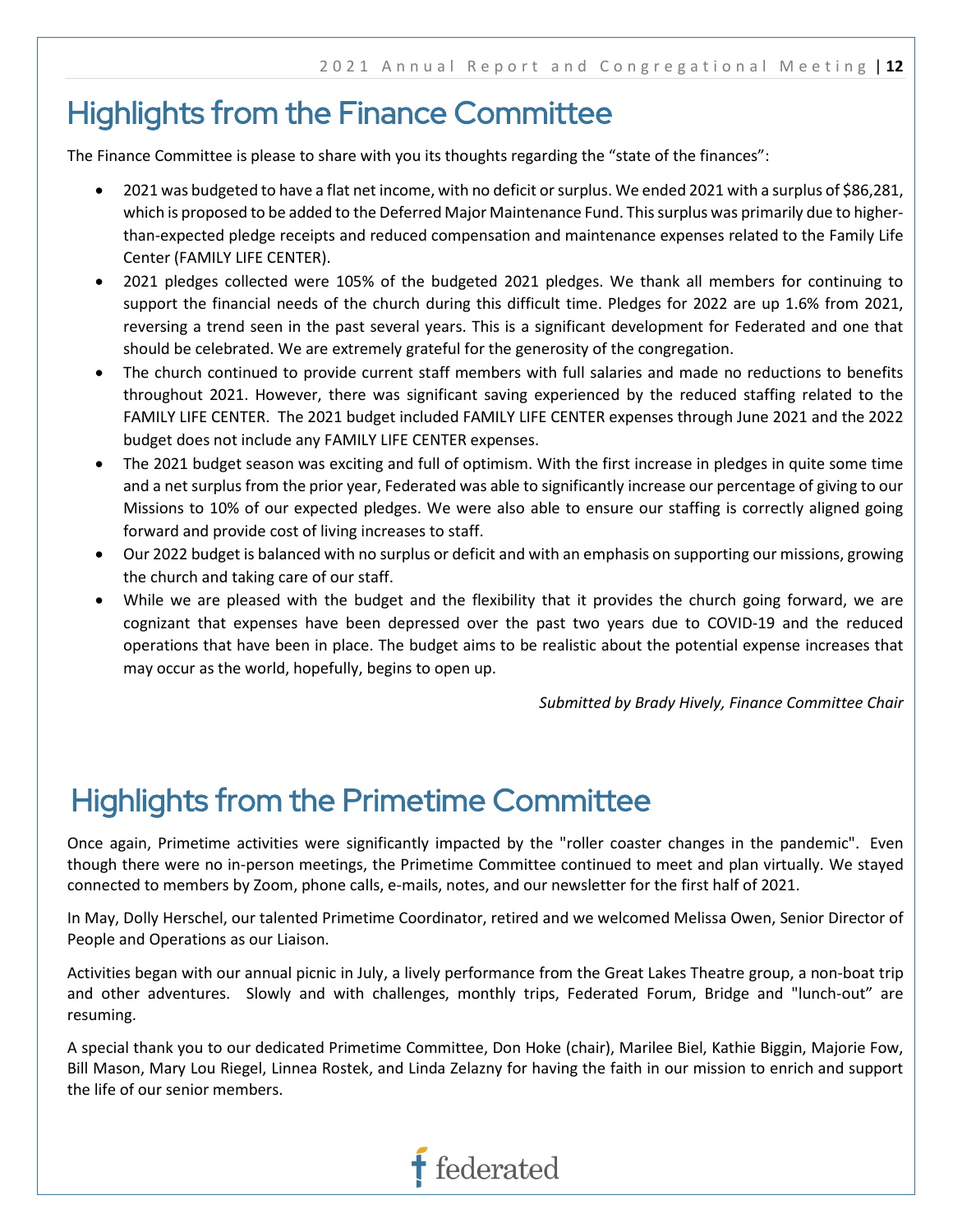# Highlights from the Finance Committee

The Finance Committee is please to share with you its thoughts regarding the "state of the finances":

- 2021 was budgeted to have a flat net income, with no deficit or surplus. We ended 2021 with a surplus of $86,281, which is proposed to be added to the Deferred Major Maintenance Fund. This surplus was primarily due to higher-than-expected pledge receipts and reduced compensation and maintenance expenses related to the Family Life Center (FAMILY LIFE CENTER).
- 2021 pledges collected were 105% of the budgeted 2021 pledges. We thank all members for continuing to support the financial needs of the church during this difficult time. Pledges for 2022 are up 1.6% from 2021, reversing a trend seen in the past several years. This is a significant development for Federated and one that should be celebrated. We are extremely grateful for the generosity of the congregation.
- The church continued to provide current staff members with full salaries and made no reductions to benefits throughout 2021. However, there was significant saving experienced by the reduced staffing related to the FAMILY LIFE CENTER. The 2021 budget included FAMILY LIFE CENTER expenses through June 2021 and the 2022 budget does not include any FAMILY LIFE CENTER expenses.
- The 2021 budget season was exciting and full of optimism. With the first increase in pledges in quite some time and a net surplus from the prior year, Federated was able to significantly increase our percentage of giving to our Missions to 10% of our expected pledges. We were also able to ensure our staffing is correctly aligned going forward and provide cost of living increases to staff.
- Our 2022 budget is balanced with no surplus or deficit and with an emphasis on supporting our missions, growing the church and taking care of our staff.
- While we are pleased with the budget and the flexibility that it provides the church going forward, we are cognizant that expenses have been depressed over the past two years due to COVID-19 and the reduced operations that have been in place. The budget aims to be realistic about the potential expense increases that may occur as the world, hopefully, begins to open up.

*Submitted by Brady Hively, Finance Committee Chair*

# Highlights from the Primetime Committee

Once again, Primetime activities were significantly impacted by the "roller coaster changes in the pandemic". Even though there were no in-person meetings, the Primetime Committee continued to meet and plan virtually. We stayed connected to members by Zoom, phone calls, e-mails, notes, and our newsletter for the first half of 2021.

In May, Dolly Herschel, our talented Primetime Coordinator, retired and we welcomed Melissa Owen, Senior Director of People and Operations as our Liaison.

Activities began with our annual picnic in July, a lively performance from the Great Lakes Theatre group, a non-boat trip and other adventures. Slowly and with challenges, monthly trips, Federated Forum, Bridge and "lunch-out" are resuming.

A special thank you to our dedicated Primetime Committee, Don Hoke (chair), Marilee Biel, Kathie Biggin, Majorie Fow, Bill Mason, Mary Lou Riegel, Linnea Rostek, and Linda Zelazny for having the faith in our mission to enrich and support the life of our senior members.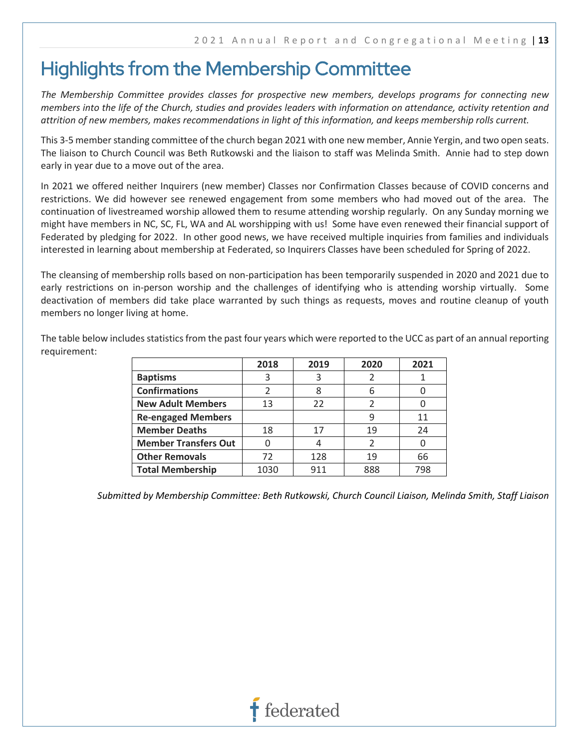# Highlights from the Membership Committee

*The Membership Committee provides classes for prospective new members, develops programs for connecting new members into the life of the Church, studies and provides leaders with information on attendance, activity retention and attrition of new members, makes recommendations in light of this information, and keeps membership rolls current.*

This 3-5 member standing committee of the church began 2021 with one new member, Annie Yergin, and two open seats. The liaison to Church Council was Beth Rutkowski and the liaison to staff was Melinda Smith. Annie had to step down early in year due to a move out of the area.

In 2021 we offered neither Inquirers (new member) Classes nor Confirmation Classes because of COVID concerns and restrictions. We did however see renewed engagement from some members who had moved out of the area. The continuation of livestreamed worship allowed them to resume attending worship regularly. On any Sunday morning we might have members in NC, SC, FL, WA and AL worshipping with us! Some have even renewed their financial support of Federated by pledging for 2022. In other good news, we have received multiple inquiries from families and individuals interested in learning about membership at Federated, so Inquirers Classes have been scheduled for Spring of 2022.

The cleansing of membership rolls based on non-participation has been temporarily suspended in 2020 and 2021 due to early restrictions on in-person worship and the challenges of identifying who is attending worship virtually. Some deactivation of members did take place warranted by such things as requests, moves and routine cleanup of youth members no longer living at home.

The table below includes statistics from the past four years which were reported to the UCC as part of an annual reporting requirement:

| | 2018 | 2019 | 2020 | 2021 |
|---|---|---|---|---|
| **Baptisms** | 3 | 3 | 2 | 1 |
| **Confirmations** | 2 | 8 | 6 | 0 |
| **New Adult Members** | 13 | 22 | 2 | 0 |
| **Re-engaged Members** | | | 9 | 11 |
| **Member Deaths** | 18 | 17 | 19 | 24 |
| **Member Transfers Out** | 0 | 4 | 2 | 0 |
| **Other Removals** | 72 | 128 | 19 | 66 |
| **Total Membership** | 1030 | 911 | 888 | 798 |

*Submitted by Membership Committee: Beth Rutkowski, Church Council Liaison, Melinda Smith, Staff Liaison*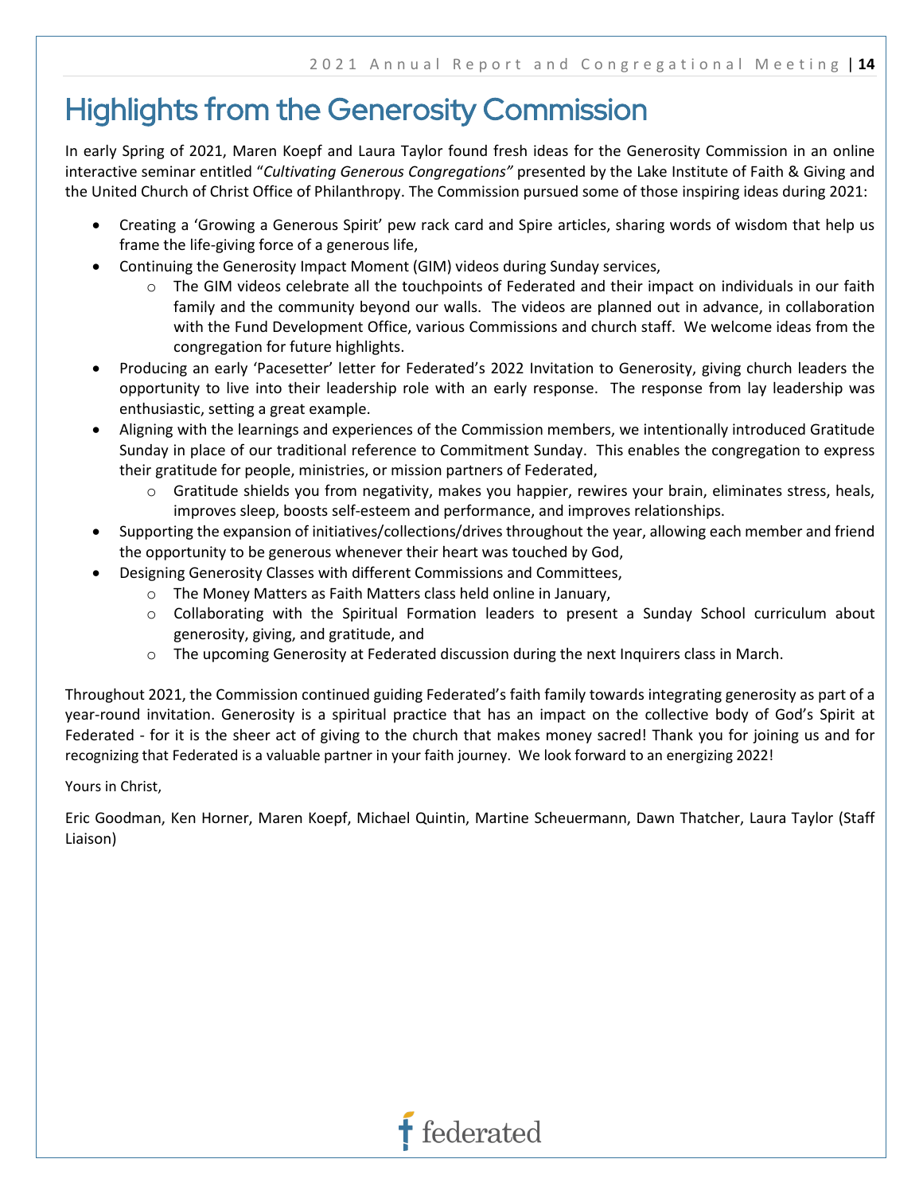# Highlights from the Generosity Commission

In early Spring of 2021, Maren Koepf and Laura Taylor found fresh ideas for the Generosity Commission in an online interactive seminar entitled "*Cultivating Generous Congregations"* presented by the Lake Institute of Faith & Giving and the United Church of Christ Office of Philanthropy. The Commission pursued some of those inspiring ideas during 2021:

- Creating a 'Growing a Generous Spirit' pew rack card and Spire articles, sharing words of wisdom that help us frame the life-giving force of a generous life,
- Continuing the Generosity Impact Moment (GIM) videos during Sunday services,
  - The GIM videos celebrate all the touchpoints of Federated and their impact on individuals in our faith family and the community beyond our walls. The videos are planned out in advance, in collaboration with the Fund Development Office, various Commissions and church staff. We welcome ideas from the congregation for future highlights.
- Producing an early 'Pacesetter' letter for Federated's 2022 Invitation to Generosity, giving church leaders the opportunity to live into their leadership role with an early response. The response from lay leadership was enthusiastic, setting a great example.
- Aligning with the learnings and experiences of the Commission members, we intentionally introduced Gratitude Sunday in place of our traditional reference to Commitment Sunday. This enables the congregation to express their gratitude for people, ministries, or mission partners of Federated,
  - Gratitude shields you from negativity, makes you happier, rewires your brain, eliminates stress, heals, improves sleep, boosts self-esteem and performance, and improves relationships.
- Supporting the expansion of initiatives/collections/drives throughout the year, allowing each member and friend the opportunity to be generous whenever their heart was touched by God,
- Designing Generosity Classes with different Commissions and Committees,
  - The Money Matters as Faith Matters class held online in January,
  - Collaborating with the Spiritual Formation leaders to present a Sunday School curriculum about generosity, giving, and gratitude, and
  - The upcoming Generosity at Federated discussion during the next Inquirers class in March.

Throughout 2021, the Commission continued guiding Federated's faith family towards integrating generosity as part of a year-round invitation. Generosity is a spiritual practice that has an impact on the collective body of God's Spirit at Federated - for it is the sheer act of giving to the church that makes money sacred! Thank you for joining us and for recognizing that Federated is a valuable partner in your faith journey. We look forward to an energizing 2022!

Yours in Christ,

Eric Goodman, Ken Horner, Maren Koepf, Michael Quintin, Martine Scheuermann, Dawn Thatcher, Laura Taylor (Staff Liaison)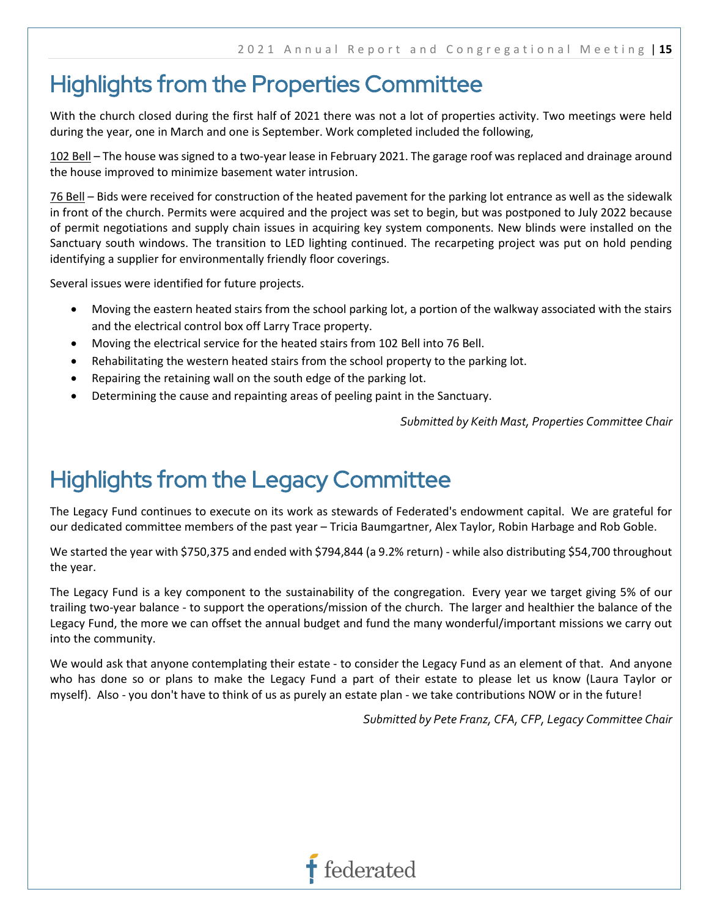# Highlights from the Properties Committee

With the church closed during the first half of 2021 there was not a lot of properties activity. Two meetings were held during the year, one in March and one is September. Work completed included the following,

102 Bell – The house was signed to a two-year lease in February 2021. The garage roof was replaced and drainage around the house improved to minimize basement water intrusion.

76 Bell – Bids were received for construction of the heated pavement for the parking lot entrance as well as the sidewalk in front of the church. Permits were acquired and the project was set to begin, but was postponed to July 2022 because of permit negotiations and supply chain issues in acquiring key system components. New blinds were installed on the Sanctuary south windows. The transition to LED lighting continued. The recarpeting project was put on hold pending identifying a supplier for environmentally friendly floor coverings.

Several issues were identified for future projects.

- Moving the eastern heated stairs from the school parking lot, a portion of the walkway associated with the stairs and the electrical control box off Larry Trace property.
- Moving the electrical service for the heated stairs from 102 Bell into 76 Bell.
- Rehabilitating the western heated stairs from the school property to the parking lot.
- Repairing the retaining wall on the south edge of the parking lot.
- Determining the cause and repainting areas of peeling paint in the Sanctuary.

*Submitted by Keith Mast, Properties Committee Chair*

# Highlights from the Legacy Committee

The Legacy Fund continues to execute on its work as stewards of Federated's endowment capital. We are grateful for our dedicated committee members of the past year – Tricia Baumgartner, Alex Taylor, Robin Harbage and Rob Goble.

We started the year with $750,375 and ended with $794,844 (a 9.2% return) - while also distributing $54,700 throughout the year.

The Legacy Fund is a key component to the sustainability of the congregation. Every year we target giving 5% of our trailing two-year balance - to support the operations/mission of the church. The larger and healthier the balance of the Legacy Fund, the more we can offset the annual budget and fund the many wonderful/important missions we carry out into the community.

We would ask that anyone contemplating their estate - to consider the Legacy Fund as an element of that. And anyone who has done so or plans to make the Legacy Fund a part of their estate to please let us know (Laura Taylor or myself). Also - you don't have to think of us as purely an estate plan - we take contributions NOW or in the future!

*Submitted by Pete Franz, CFA, CFP, Legacy Committee Chair*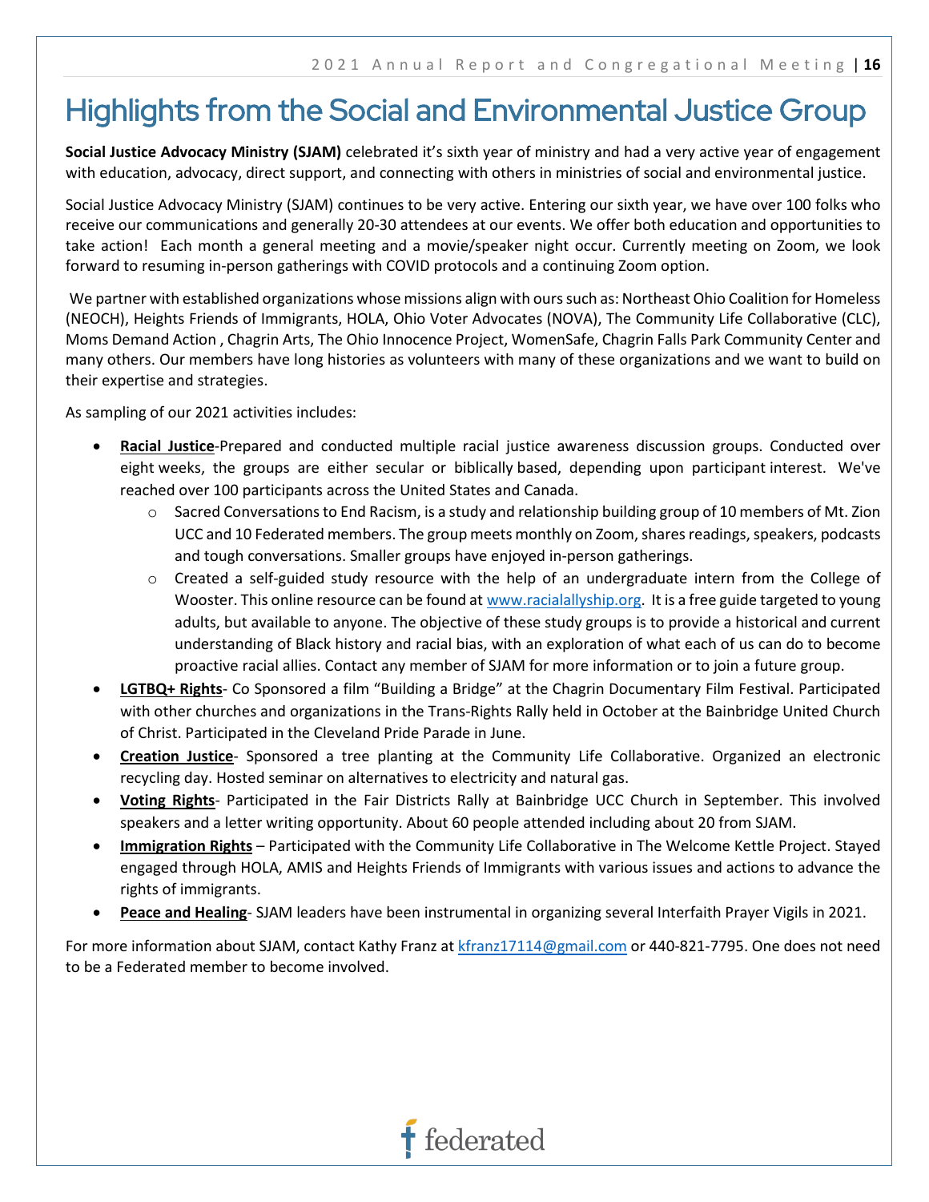# Highlights from the Social and Environmental Justice Group

**Social Justice Advocacy Ministry (SJAM)** celebrated it's sixth year of ministry and had a very active year of engagement with education, advocacy, direct support, and connecting with others in ministries of social and environmental justice.

Social Justice Advocacy Ministry (SJAM) continues to be very active. Entering our sixth year, we have over 100 folks who receive our communications and generally 20-30 attendees at our events. We offer both education and opportunities to take action! Each month a general meeting and a movie/speaker night occur. Currently meeting on Zoom, we look forward to resuming in-person gatherings with COVID protocols and a continuing Zoom option.

We partner with established organizations whose missions align with ours such as: Northeast Ohio Coalition for Homeless (NEOCH), Heights Friends of Immigrants, HOLA, Ohio Voter Advocates (NOVA), The Community Life Collaborative (CLC), Moms Demand Action , Chagrin Arts, The Ohio Innocence Project, WomenSafe, Chagrin Falls Park Community Center and many others. Our members have long histories as volunteers with many of these organizations and we want to build on their expertise and strategies.

As sampling of our 2021 activities includes:

- **Racial Justice**-Prepared and conducted multiple racial justice awareness discussion groups. Conducted over eight weeks, the groups are either secular or biblically based, depending upon participant interest. We've reached over 100 participants across the United States and Canada.
  - Sacred Conversations to End Racism, is a study and relationship building group of 10 members of Mt. Zion UCC and 10 Federated members. The group meets monthly on Zoom, shares readings, speakers, podcasts and tough conversations. Smaller groups have enjoyed in-person gatherings.
  - Created a self-guided study resource with the help of an undergraduate intern from the College of Wooster. This online resource can be found at www.racialallyship.org. It is a free guide targeted to young adults, but available to anyone. The objective of these study groups is to provide a historical and current understanding of Black history and racial bias, with an exploration of what each of us can do to become proactive racial allies. Contact any member of SJAM for more information or to join a future group.
- **LGTBQ+ Rights**- Co Sponsored a film "Building a Bridge" at the Chagrin Documentary Film Festival. Participated with other churches and organizations in the Trans-Rights Rally held in October at the Bainbridge United Church of Christ. Participated in the Cleveland Pride Parade in June.
- **Creation Justice**- Sponsored a tree planting at the Community Life Collaborative. Organized an electronic recycling day. Hosted seminar on alternatives to electricity and natural gas.
- **Voting Rights**- Participated in the Fair Districts Rally at Bainbridge UCC Church in September. This involved speakers and a letter writing opportunity. About 60 people attended including about 20 from SJAM.
- **Immigration Rights** – Participated with the Community Life Collaborative in The Welcome Kettle Project. Stayed engaged through HOLA, AMIS and Heights Friends of Immigrants with various issues and actions to advance the rights of immigrants.
- **Peace and Healing**- SJAM leaders have been instrumental in organizing several Interfaith Prayer Vigils in 2021.

For more information about SJAM, contact Kathy Franz at kfranz17114@gmail.com or 440-821-7795. One does not need to be a Federated member to become involved.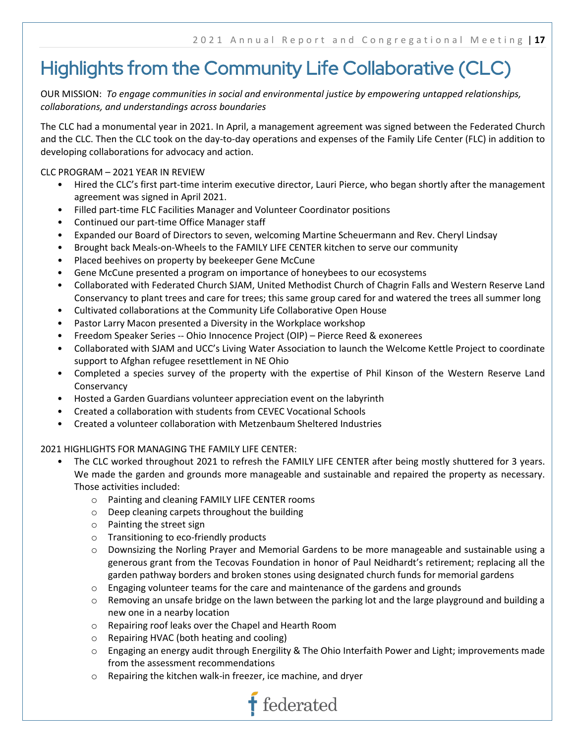# Highlights from the Community Life Collaborative (CLC)

OUR MISSION: *To engage communities in social and environmental justice by empowering untapped relationships, collaborations, and understandings across boundaries*

The CLC had a monumental year in 2021. In April, a management agreement was signed between the Federated Church and the CLC. Then the CLC took on the day-to-day operations and expenses of the Family Life Center (FLC) in addition to developing collaborations for advocacy and action.

CLC PROGRAM – 2021 YEAR IN REVIEW

- Hired the CLC's first part-time interim executive director, Lauri Pierce, who began shortly after the management agreement was signed in April 2021.
- Filled part-time FLC Facilities Manager and Volunteer Coordinator positions
- Continued our part-time Office Manager staff
- Expanded our Board of Directors to seven, welcoming Martine Scheuermann and Rev. Cheryl Lindsay
- Brought back Meals-on-Wheels to the FAMILY LIFE CENTER kitchen to serve our community
- Placed beehives on property by beekeeper Gene McCune
- Gene McCune presented a program on importance of honeybees to our ecosystems
- Collaborated with Federated Church SJAM, United Methodist Church of Chagrin Falls and Western Reserve Land Conservancy to plant trees and care for trees; this same group cared for and watered the trees all summer long
- Cultivated collaborations at the Community Life Collaborative Open House
- Pastor Larry Macon presented a Diversity in the Workplace workshop
- Freedom Speaker Series -- Ohio Innocence Project (OIP) – Pierce Reed & exonerees
- Collaborated with SJAM and UCC's Living Water Association to launch the Welcome Kettle Project to coordinate support to Afghan refugee resettlement in NE Ohio
- Completed a species survey of the property with the expertise of Phil Kinson of the Western Reserve Land Conservancy
- Hosted a Garden Guardians volunteer appreciation event on the labyrinth
- Created a collaboration with students from CEVEC Vocational Schools
- Created a volunteer collaboration with Metzenbaum Sheltered Industries

2021 HIGHLIGHTS FOR MANAGING THE FAMILY LIFE CENTER:

- The CLC worked throughout 2021 to refresh the FAMILY LIFE CENTER after being mostly shuttered for 3 years. We made the garden and grounds more manageable and sustainable and repaired the property as necessary. Those activities included:
    - Painting and cleaning FAMILY LIFE CENTER rooms
    - Deep cleaning carpets throughout the building
    - Painting the street sign
    - Transitioning to eco-friendly products
    - Downsizing the Norling Prayer and Memorial Gardens to be more manageable and sustainable using a generous grant from the Tecovas Foundation in honor of Paul Neidhardt's retirement; replacing all the garden pathway borders and broken stones using designated church funds for memorial gardens
    - Engaging volunteer teams for the care and maintenance of the gardens and grounds
    - Removing an unsafe bridge on the lawn between the parking lot and the large playground and building a new one in a nearby location
    - Repairing roof leaks over the Chapel and Hearth Room
    - Repairing HVAC (both heating and cooling)
    - Engaging an energy audit through Energility & The Ohio Interfaith Power and Light; improvements made from the assessment recommendations
    - Repairing the kitchen walk-in freezer, ice machine, and dryer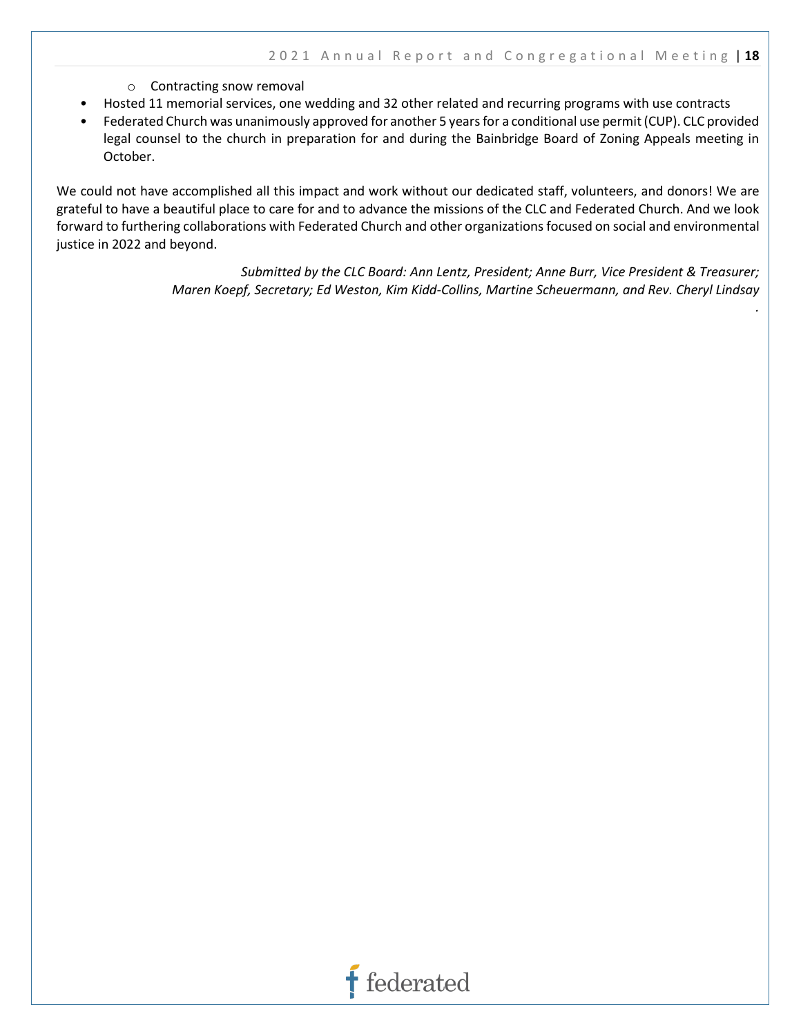- Contracting snow removal
- Hosted 11 memorial services, one wedding and 32 other related and recurring programs with use contracts
- Federated Church was unanimously approved for another 5 years for a conditional use permit (CUP). CLC provided legal counsel to the church in preparation for and during the Bainbridge Board of Zoning Appeals meeting in October.

We could not have accomplished all this impact and work without our dedicated staff, volunteers, and donors! We are grateful to have a beautiful place to care for and to advance the missions of the CLC and Federated Church. And we look forward to furthering collaborations with Federated Church and other organizations focused on social and environmental justice in 2022 and beyond.

*Submitted by the CLC Board: Ann Lentz, President; Anne Burr, Vice President & Treasurer; Maren Koepf, Secretary; Ed Weston, Kim Kidd-Collins, Martine Scheuermann, and Rev. Cheryl Lindsay*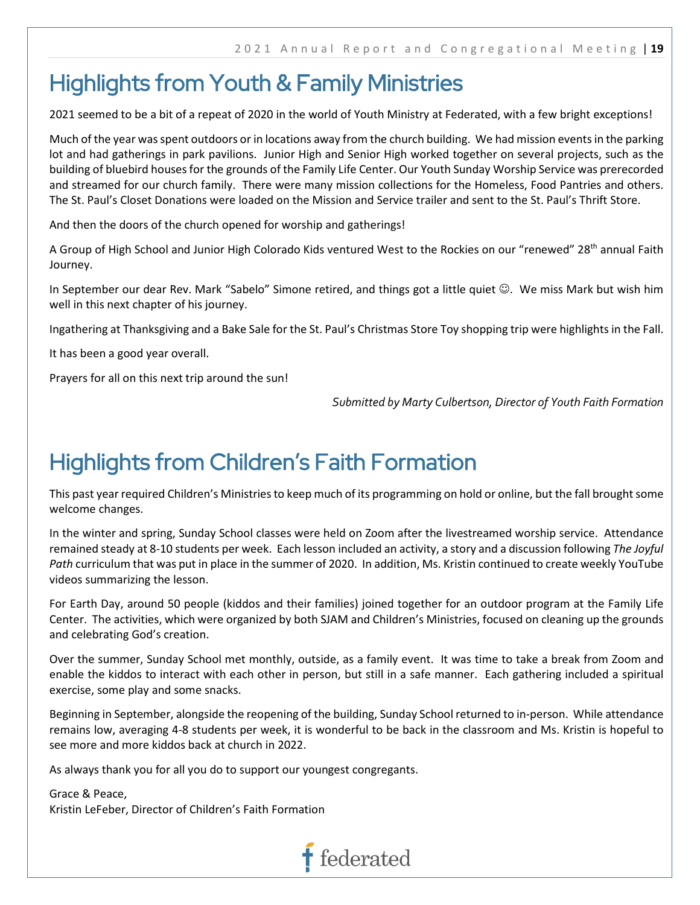# Highlights from Youth & Family Ministries

2021 seemed to be a bit of a repeat of 2020 in the world of Youth Ministry at Federated, with a few bright exceptions!

Much of the year was spent outdoors or in locations away from the church building. We had mission events in the parking lot and had gatherings in park pavilions. Junior High and Senior High worked together on several projects, such as the building of bluebird houses for the grounds of the Family Life Center. Our Youth Sunday Worship Service was prerecorded and streamed for our church family. There were many mission collections for the Homeless, Food Pantries and others. The St. Paul's Closet Donations were loaded on the Mission and Service trailer and sent to the St. Paul's Thrift Store.

And then the doors of the church opened for worship and gatherings!

A Group of High School and Junior High Colorado Kids ventured West to the Rockies on our "renewed" 28th annual Faith Journey.

In September our dear Rev. Mark "Sabelo" Simone retired, and things got a little quiet ☺. We miss Mark but wish him well in this next chapter of his journey.

Ingathering at Thanksgiving and a Bake Sale for the St. Paul's Christmas Store Toy shopping trip were highlights in the Fall.

It has been a good year overall.

Prayers for all on this next trip around the sun!

*Submitted by Marty Culbertson, Director of Youth Faith Formation*

# Highlights from Children's Faith Formation

This past year required Children's Ministries to keep much of its programming on hold or online, but the fall brought some welcome changes.

In the winter and spring, Sunday School classes were held on Zoom after the livestreamed worship service. Attendance remained steady at 8-10 students per week. Each lesson included an activity, a story and a discussion following *The Joyful Path* curriculum that was put in place in the summer of 2020. In addition, Ms. Kristin continued to create weekly YouTube videos summarizing the lesson.

For Earth Day, around 50 people (kiddos and their families) joined together for an outdoor program at the Family Life Center. The activities, which were organized by both SJAM and Children's Ministries, focused on cleaning up the grounds and celebrating God's creation.

Over the summer, Sunday School met monthly, outside, as a family event. It was time to take a break from Zoom and enable the kiddos to interact with each other in person, but still in a safe manner. Each gathering included a spiritual exercise, some play and some snacks.

Beginning in September, alongside the reopening of the building, Sunday School returned to in-person. While attendance remains low, averaging 4-8 students per week, it is wonderful to be back in the classroom and Ms. Kristin is hopeful to see more and more kiddos back at church in 2022.

As always thank you for all you do to support our youngest congregants.

Grace & Peace,
Kristin LeFeber, Director of Children's Faith Formation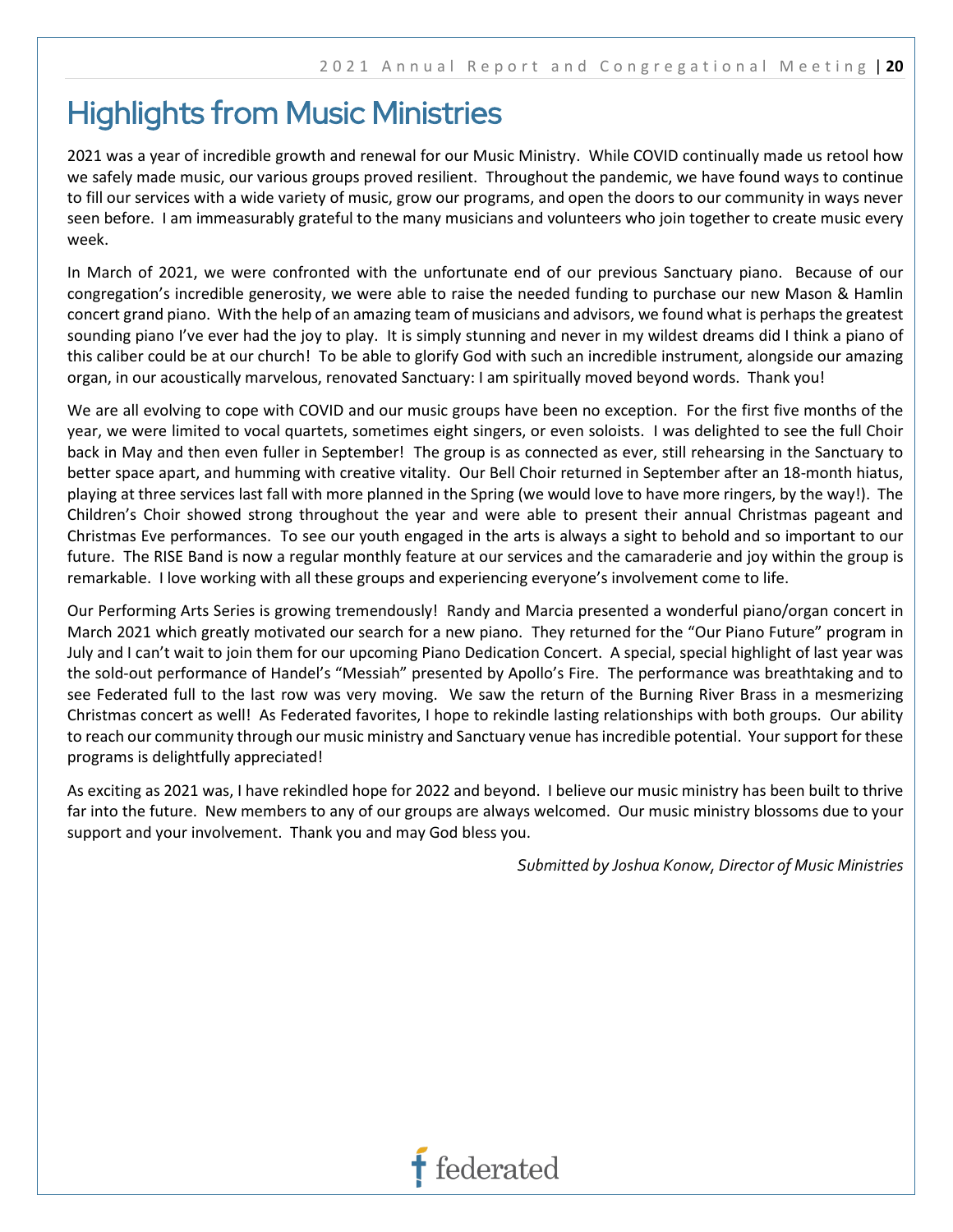# Highlights from Music Ministries

2021 was a year of incredible growth and renewal for our Music Ministry. While COVID continually made us retool how we safely made music, our various groups proved resilient. Throughout the pandemic, we have found ways to continue to fill our services with a wide variety of music, grow our programs, and open the doors to our community in ways never seen before. I am immeasurably grateful to the many musicians and volunteers who join together to create music every week.

In March of 2021, we were confronted with the unfortunate end of our previous Sanctuary piano. Because of our congregation's incredible generosity, we were able to raise the needed funding to purchase our new Mason & Hamlin concert grand piano. With the help of an amazing team of musicians and advisors, we found what is perhaps the greatest sounding piano I've ever had the joy to play. It is simply stunning and never in my wildest dreams did I think a piano of this caliber could be at our church! To be able to glorify God with such an incredible instrument, alongside our amazing organ, in our acoustically marvelous, renovated Sanctuary: I am spiritually moved beyond words. Thank you!

We are all evolving to cope with COVID and our music groups have been no exception. For the first five months of the year, we were limited to vocal quartets, sometimes eight singers, or even soloists. I was delighted to see the full Choir back in May and then even fuller in September! The group is as connected as ever, still rehearsing in the Sanctuary to better space apart, and humming with creative vitality. Our Bell Choir returned in September after an 18-month hiatus, playing at three services last fall with more planned in the Spring (we would love to have more ringers, by the way!). The Children's Choir showed strong throughout the year and were able to present their annual Christmas pageant and Christmas Eve performances. To see our youth engaged in the arts is always a sight to behold and so important to our future. The RISE Band is now a regular monthly feature at our services and the camaraderie and joy within the group is remarkable. I love working with all these groups and experiencing everyone's involvement come to life.

Our Performing Arts Series is growing tremendously! Randy and Marcia presented a wonderful piano/organ concert in March 2021 which greatly motivated our search for a new piano. They returned for the "Our Piano Future" program in July and I can't wait to join them for our upcoming Piano Dedication Concert. A special, special highlight of last year was the sold-out performance of Handel's "Messiah" presented by Apollo's Fire. The performance was breathtaking and to see Federated full to the last row was very moving. We saw the return of the Burning River Brass in a mesmerizing Christmas concert as well! As Federated favorites, I hope to rekindle lasting relationships with both groups. Our ability to reach our community through our music ministry and Sanctuary venue has incredible potential. Your support for these programs is delightfully appreciated!

As exciting as 2021 was, I have rekindled hope for 2022 and beyond. I believe our music ministry has been built to thrive far into the future. New members to any of our groups are always welcomed. Our music ministry blossoms due to your support and your involvement. Thank you and may God bless you.

*Submitted by Joshua Konow, Director of Music Ministries*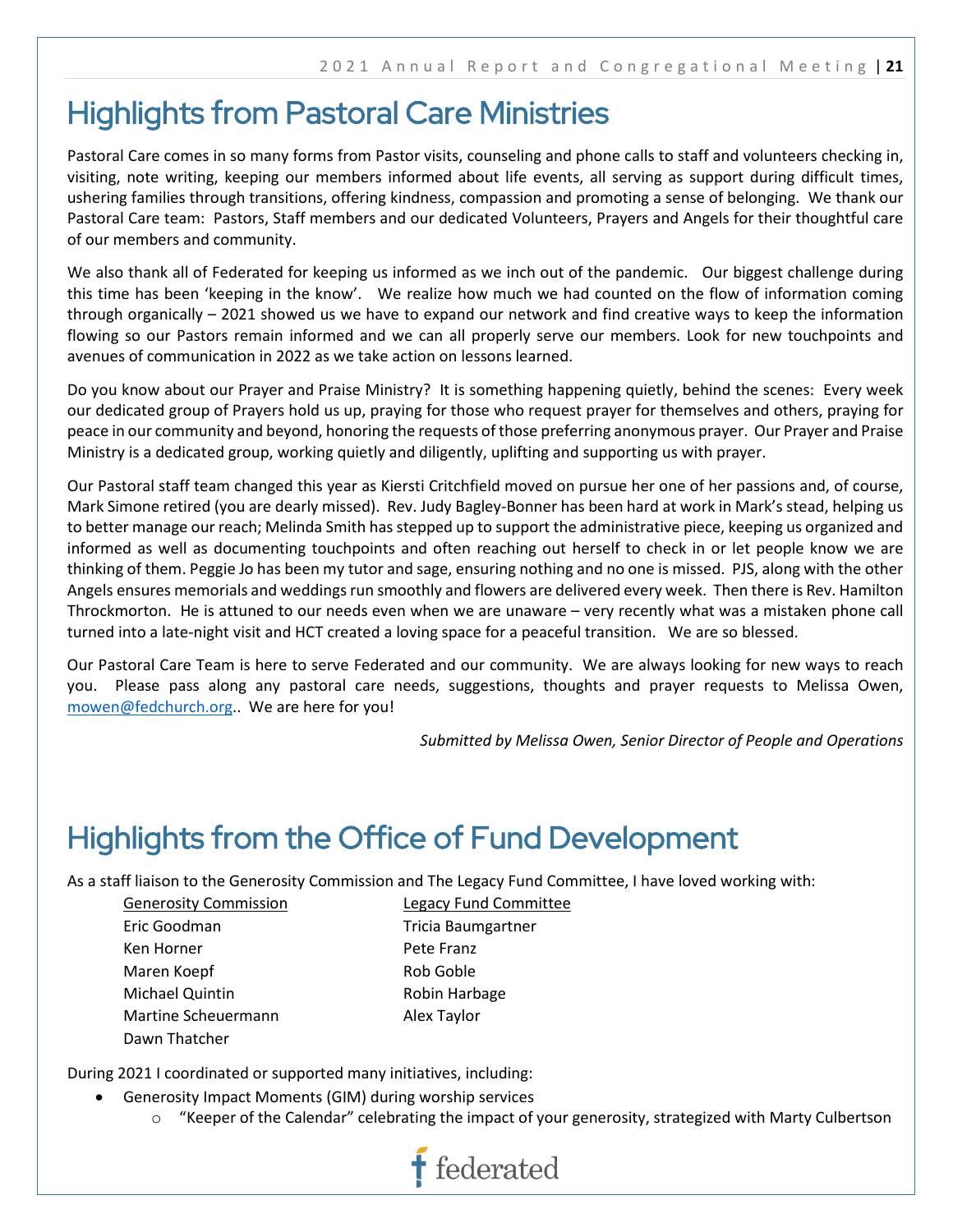# Highlights from Pastoral Care Ministries

Pastoral Care comes in so many forms from Pastor visits, counseling and phone calls to staff and volunteers checking in, visiting, note writing, keeping our members informed about life events, all serving as support during difficult times, ushering families through transitions, offering kindness, compassion and promoting a sense of belonging. We thank our Pastoral Care team: Pastors, Staff members and our dedicated Volunteers, Prayers and Angels for their thoughtful care of our members and community.

We also thank all of Federated for keeping us informed as we inch out of the pandemic. Our biggest challenge during this time has been 'keeping in the know'. We realize how much we had counted on the flow of information coming through organically – 2021 showed us we have to expand our network and find creative ways to keep the information flowing so our Pastors remain informed and we can all properly serve our members. Look for new touchpoints and avenues of communication in 2022 as we take action on lessons learned.

Do you know about our Prayer and Praise Ministry? It is something happening quietly, behind the scenes: Every week our dedicated group of Prayers hold us up, praying for those who request prayer for themselves and others, praying for peace in our community and beyond, honoring the requests of those preferring anonymous prayer. Our Prayer and Praise Ministry is a dedicated group, working quietly and diligently, uplifting and supporting us with prayer.

Our Pastoral staff team changed this year as Kiersti Critchfield moved on pursue her one of her passions and, of course, Mark Simone retired (you are dearly missed). Rev. Judy Bagley-Bonner has been hard at work in Mark's stead, helping us to better manage our reach; Melinda Smith has stepped up to support the administrative piece, keeping us organized and informed as well as documenting touchpoints and often reaching out herself to check in or let people know we are thinking of them. Peggie Jo has been my tutor and sage, ensuring nothing and no one is missed. PJS, along with the other Angels ensures memorials and weddings run smoothly and flowers are delivered every week. Then there is Rev. Hamilton Throckmorton. He is attuned to our needs even when we are unaware – very recently what was a mistaken phone call turned into a late-night visit and HCT created a loving space for a peaceful transition. We are so blessed.

Our Pastoral Care Team is here to serve Federated and our community. We are always looking for new ways to reach you. Please pass along any pastoral care needs, suggestions, thoughts and prayer requests to Melissa Owen, mowen@fedchurch.org.. We are here for you!

*Submitted by Melissa Owen, Senior Director of People and Operations*

# Highlights from the Office of Fund Development

As a staff liaison to the Generosity Commission and The Legacy Fund Committee, I have loved working with:

| Generosity Commission | Legacy Fund Committee |
|---|---|
| Eric Goodman | Tricia Baumgartner |
| Ken Horner | Pete Franz |
| Maren Koepf | Rob Goble |
| Michael Quintin | Robin Harbage |
| Martine Scheuermann | Alex Taylor |
| Dawn Thatcher | |

During 2021 I coordinated or supported many initiatives, including:

- Generosity Impact Moments (GIM) during worship services
  - "Keeper of the Calendar" celebrating the impact of your generosity, strategized with Marty Culbertson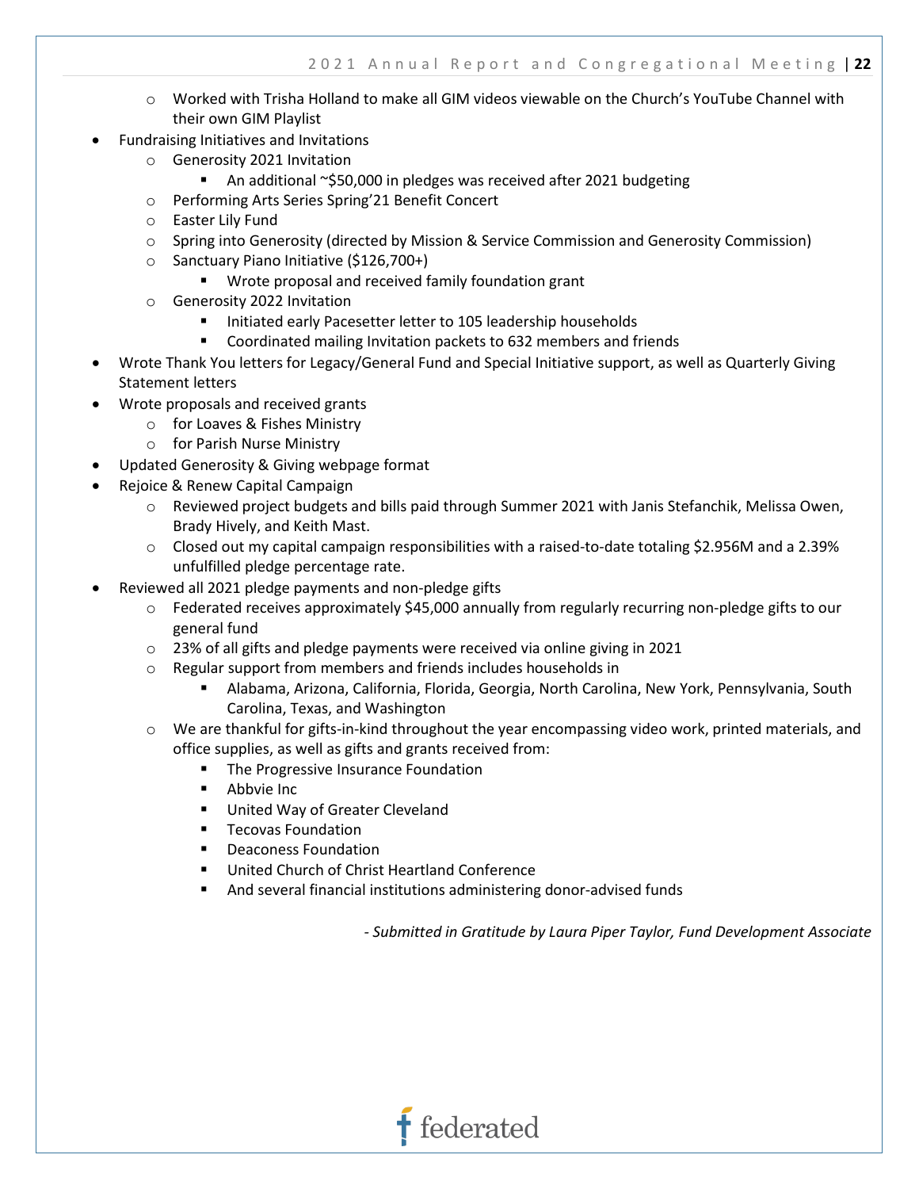- Worked with Trisha Holland to make all GIM videos viewable on the Church's YouTube Channel with their own GIM Playlist
- Fundraising Initiatives and Invitations
    - Generosity 2021 Invitation
        - An additional ~$50,000 in pledges was received after 2021 budgeting
    - Performing Arts Series Spring'21 Benefit Concert
    - Easter Lily Fund
    - Spring into Generosity (directed by Mission & Service Commission and Generosity Commission)
    - Sanctuary Piano Initiative ($126,700+)
        - Wrote proposal and received family foundation grant
    - Generosity 2022 Invitation
        - Initiated early Pacesetter letter to 105 leadership households
        - Coordinated mailing Invitation packets to 632 members and friends
- Wrote Thank You letters for Legacy/General Fund and Special Initiative support, as well as Quarterly Giving Statement letters
- Wrote proposals and received grants
    - for Loaves & Fishes Ministry
    - for Parish Nurse Ministry
- Updated Generosity & Giving webpage format
- Rejoice & Renew Capital Campaign
    - Reviewed project budgets and bills paid through Summer 2021 with Janis Stefanchik, Melissa Owen, Brady Hively, and Keith Mast.
    - Closed out my capital campaign responsibilities with a raised-to-date totaling $2.956M and a 2.39% unfulfilled pledge percentage rate.
- Reviewed all 2021 pledge payments and non-pledge gifts
    - Federated receives approximately $45,000 annually from regularly recurring non-pledge gifts to our general fund
    - 23% of all gifts and pledge payments were received via online giving in 2021
    - Regular support from members and friends includes households in
        - Alabama, Arizona, California, Florida, Georgia, North Carolina, New York, Pennsylvania, South Carolina, Texas, and Washington
    - We are thankful for gifts-in-kind throughout the year encompassing video work, printed materials, and office supplies, as well as gifts and grants received from:
        - The Progressive Insurance Foundation
        - Abbvie Inc
        - United Way of Greater Cleveland
        - Tecovas Foundation
        - Deaconess Foundation
        - United Church of Christ Heartland Conference
        - And several financial institutions administering donor-advised funds

*- Submitted in Gratitude by Laura Piper Taylor, Fund Development Associate*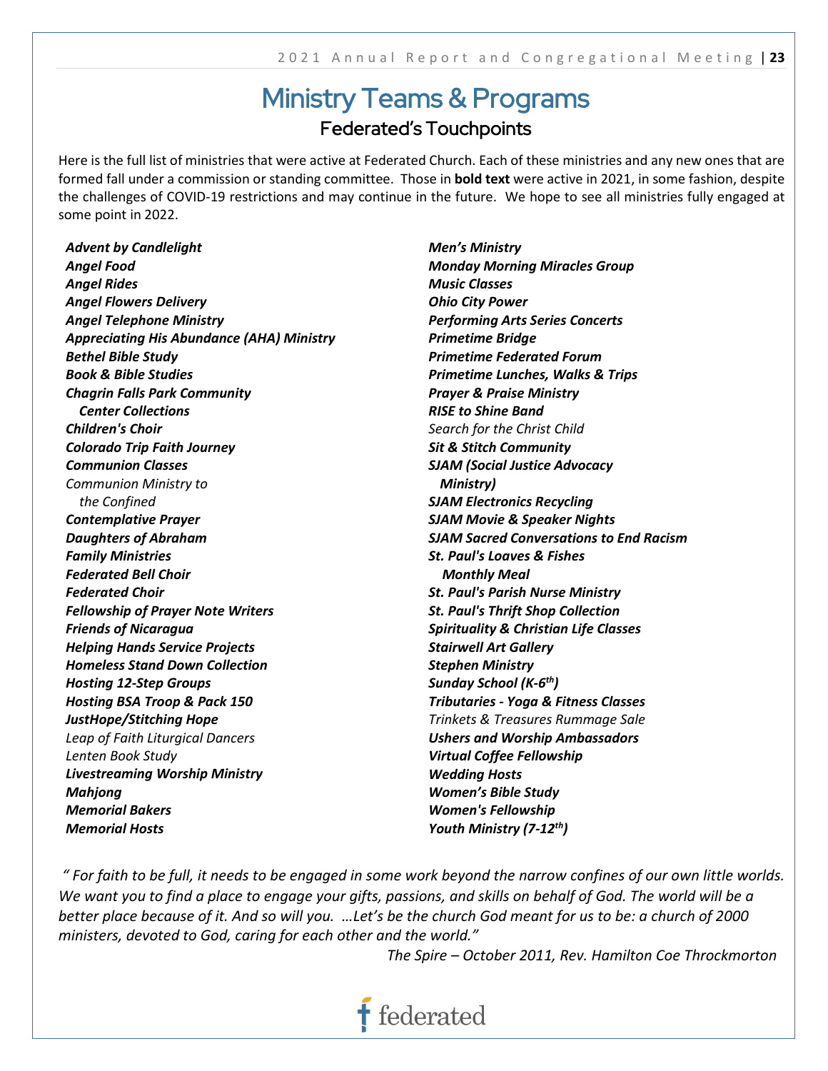# Ministry Teams & Programs

## Federated's Touchpoints

Here is the full list of ministries that were active at Federated Church. Each of these ministries and any new ones that are formed fall under a commission or standing committee. Those in **bold text** were active in 2021, in some fashion, despite the challenges of COVID-19 restrictions and may continue in the future. We hope to see all ministries fully engaged at some point in 2022.

***Advent by Candlelight***
***Angel Food***
***Angel Rides***
***Angel Flowers Delivery***
***Angel Telephone Ministry***
***Appreciating His Abundance (AHA) Ministry***
***Bethel Bible Study***
***Book & Bible Studies***
***Chagrin Falls Park Community Center Collections***
***Children's Choir***
***Colorado Trip Faith Journey***
***Communion Classes***
*Communion Ministry to the Confined*
***Contemplative Prayer***
***Daughters of Abraham***
***Family Ministries***
***Federated Bell Choir***
***Federated Choir***
***Fellowship of Prayer Note Writers***
***Friends of Nicaragua***
***Helping Hands Service Projects***
***Homeless Stand Down Collection***
***Hosting 12-Step Groups***
***Hosting BSA Troop & Pack 150***
***JustHope/Stitching Hope***
*Leap of Faith Liturgical Dancers*
*Lenten Book Study*
***Livestreaming Worship Ministry***
***Mahjong***
***Memorial Bakers***
***Memorial Hosts***
***Men's Ministry***
***Monday Morning Miracles Group***
***Music Classes***
***Ohio City Power***
***Performing Arts Series Concerts***
***Primetime Bridge***
***Primetime Federated Forum***
***Primetime Lunches, Walks & Trips***
***Prayer & Praise Ministry***
***RISE to Shine Band***
*Search for the Christ Child*
***Sit & Stitch Community***
***SJAM (Social Justice Advocacy Ministry)***
***SJAM Electronics Recycling***
***SJAM Movie & Speaker Nights***
***SJAM Sacred Conversations to End Racism***
***St. Paul's Loaves & Fishes Monthly Meal***
***St. Paul's Parish Nurse Ministry***
***St. Paul's Thrift Shop Collection***
***Spirituality & Christian Life Classes***
***Stairwell Art Gallery***
***Stephen Ministry***
***Sunday School (K-6th)***
***Tributaries - Yoga & Fitness Classes***
*Trinkets & Treasures Rummage Sale*
***Ushers and Worship Ambassadors***
***Virtual Coffee Fellowship***
***Wedding Hosts***
***Women's Bible Study***
***Women's Fellowship***
***Youth Ministry (7-12th)***

*" For faith to be full, it needs to be engaged in some work beyond the narrow confines of our own little worlds. We want you to find a place to engage your gifts, passions, and skills on behalf of God. The world will be a better place because of it. And so will you. …Let's be the church God meant for us to be: a church of 2000 ministers, devoted to God, caring for each other and the world."*

*The Spire – October 2011, Rev. Hamilton Coe Throckmorton*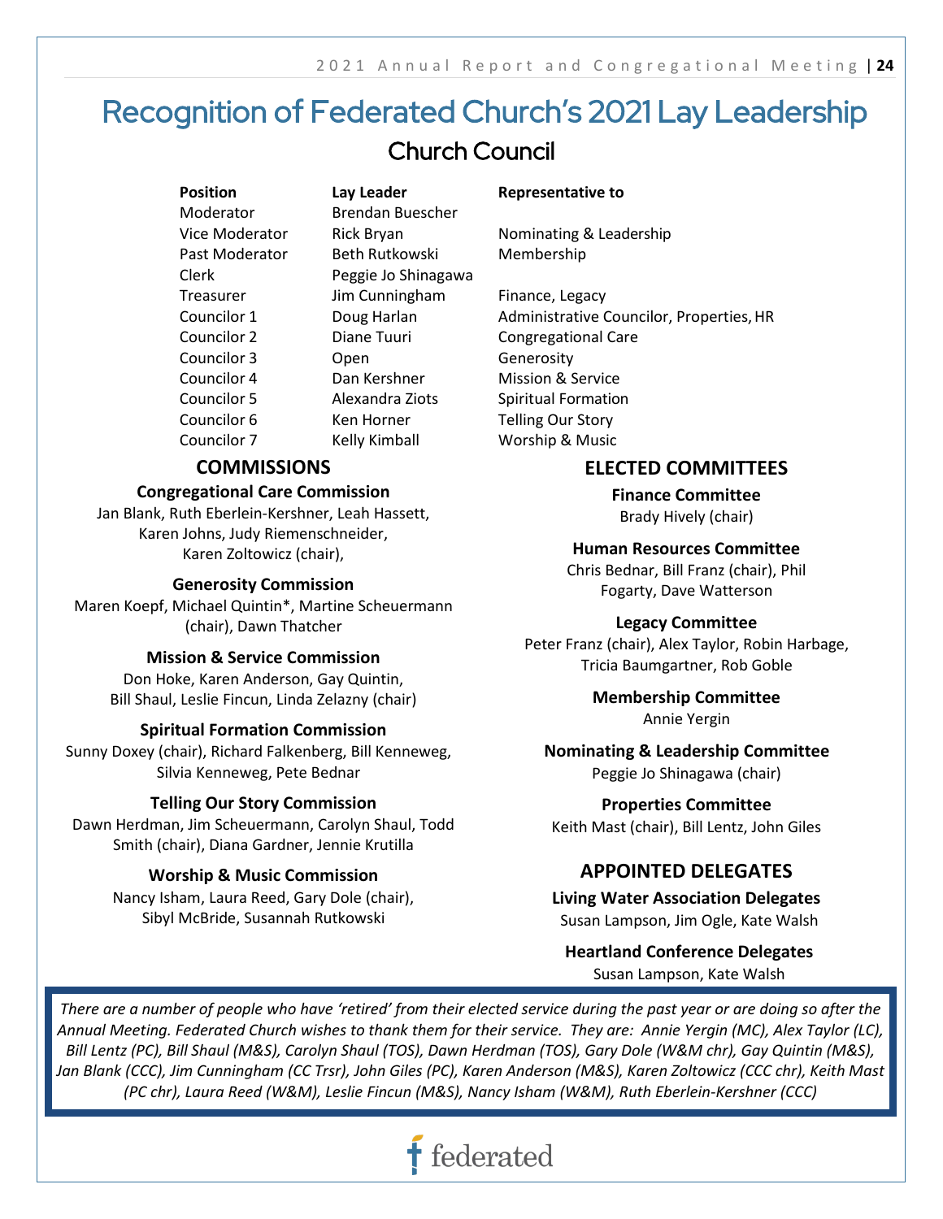# Recognition of Federated Church's 2021 Lay Leadership

## Church Council

| Position | Lay Leader | Representative to |
|---|---|---|
| Moderator | Brendan Buescher | |
| Vice Moderator | Rick Bryan | Nominating & Leadership |
| Past Moderator | Beth Rutkowski | Membership |
| Clerk | Peggie Jo Shinagawa | |
| Treasurer | Jim Cunningham | Finance, Legacy |
| Councilor 1 | Doug Harlan | Administrative Councilor, Properties, HR |
| Councilor 2 | Diane Tuuri | Congregational Care |
| Councilor 3 | Open | Generosity |
| Councilor 4 | Dan Kershner | Mission & Service |
| Councilor 5 | Alexandra Ziots | Spiritual Formation |
| Councilor 6 | Ken Horner | Telling Our Story |
| Councilor 7 | Kelly Kimball | Worship & Music |

## COMMISSIONS

**Congregational Care Commission**
Jan Blank, Ruth Eberlein-Kershner, Leah Hassett, Karen Johns, Judy Riemenschneider, Karen Zoltowicz (chair),

**Generosity Commission**
Maren Koepf, Michael Quintin*, Martine Scheuermann (chair), Dawn Thatcher

**Mission & Service Commission**
Don Hoke, Karen Anderson, Gay Quintin, Bill Shaul, Leslie Fincun, Linda Zelazny (chair)

**Spiritual Formation Commission**
Sunny Doxey (chair), Richard Falkenberg, Bill Kenneweg, Silvia Kenneweg, Pete Bednar

**Telling Our Story Commission**
Dawn Herdman, Jim Scheuermann, Carolyn Shaul, Todd Smith (chair), Diana Gardner, Jennie Krutilla

**Worship & Music Commission**
Nancy Isham, Laura Reed, Gary Dole (chair), Sibyl McBride, Susannah Rutkowski

## ELECTED COMMITTEES

**Finance Committee**
Brady Hively (chair)

**Human Resources Committee**
Chris Bednar, Bill Franz (chair), Phil Fogarty, Dave Watterson

**Legacy Committee**
Peter Franz (chair), Alex Taylor, Robin Harbage, Tricia Baumgartner, Rob Goble

**Membership Committee**
Annie Yergin

**Nominating & Leadership Committee**
Peggie Jo Shinagawa (chair)

**Properties Committee**
Keith Mast (chair), Bill Lentz, John Giles

## APPOINTED DELEGATES

**Living Water Association Delegates**
Susan Lampson, Jim Ogle, Kate Walsh

**Heartland Conference Delegates**
Susan Lampson, Kate Walsh

*There are a number of people who have 'retired' from their elected service during the past year or are doing so after the Annual Meeting. Federated Church wishes to thank them for their service. They are: Annie Yergin (MC), Alex Taylor (LC), Bill Lentz (PC), Bill Shaul (M&S), Carolyn Shaul (TOS), Dawn Herdman (TOS), Gary Dole (W&M chr), Gay Quintin (M&S), Jan Blank (CCC), Jim Cunningham (CC Trsr), John Giles (PC), Karen Anderson (M&S), Karen Zoltowicz (CCC chr), Keith Mast (PC chr), Laura Reed (W&M), Leslie Fincun (M&S), Nancy Isham (W&M), Ruth Eberlein-Kershner (CCC)*

federated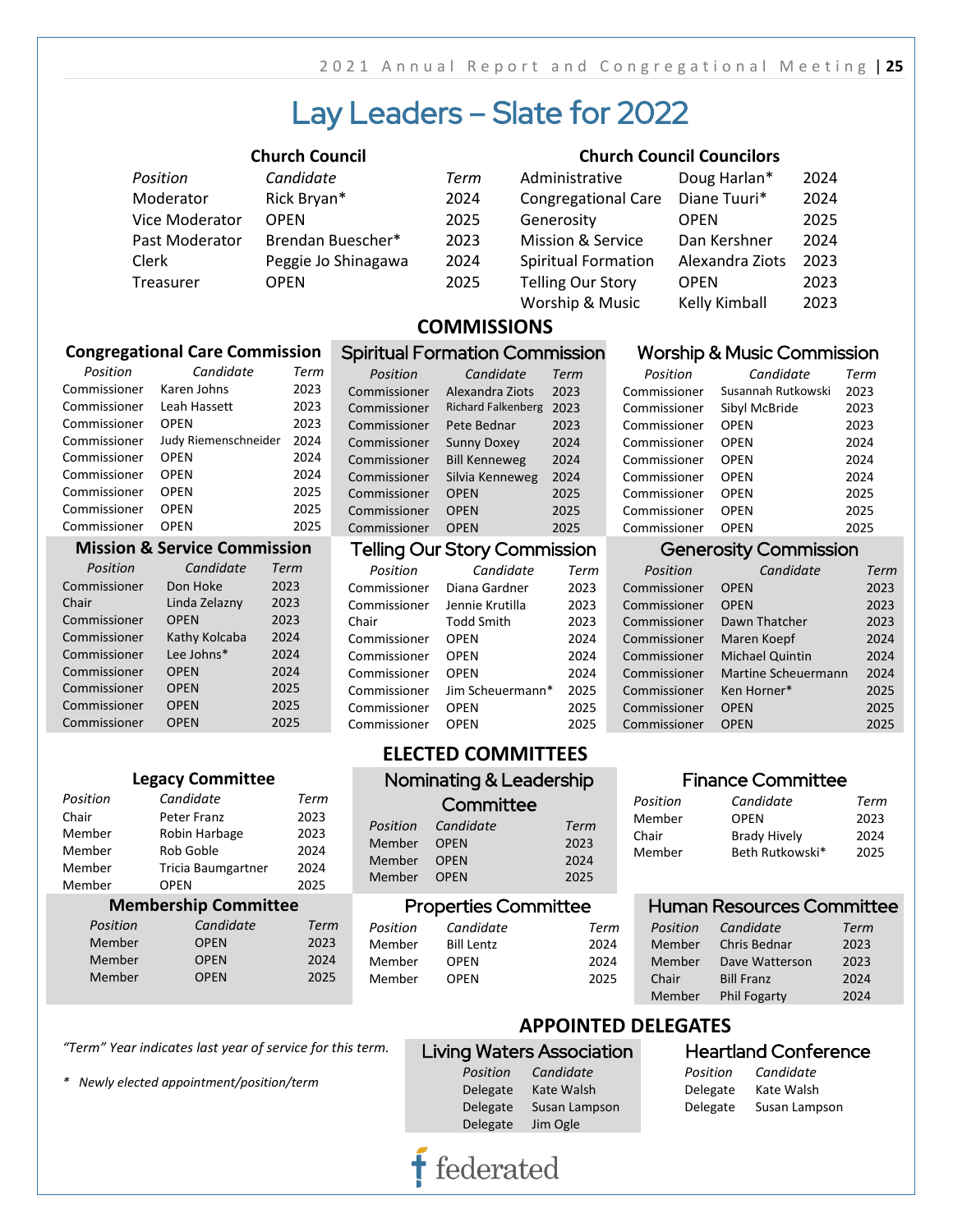# Lay Leaders – Slate for 2022

## Church Council

| Position | Candidate | Term |
|---|---|---|
| Moderator | Rick Bryan* | 2024 |
| Vice Moderator | OPEN | 2025 |
| Past Moderator | Brendan Buescher* | 2023 |
| Clerk | Peggie Jo Shinagawa | 2024 |
| Treasurer | OPEN | 2025 |

## Church Council Councilors

| Council | Candidate | Term |
|---|---|---|
| Administrative | Doug Harlan* | 2024 |
| Congregational Care | Diane Tuuri* | 2024 |
| Generosity | OPEN | 2025 |
| Mission & Service | Dan Kershner | 2024 |
| Spiritual Formation | Alexandra Ziots | 2023 |
| Telling Our Story | OPEN | 2023 |
| Worship & Music | Kelly Kimball | 2023 |

## COMMISSIONS

### Congregational Care Commission

| Position | Candidate | Term |
|---|---|---|
| Commissioner | Karen Johns | 2023 |
| Commissioner | Leah Hassett | 2023 |
| Commissioner | OPEN | 2023 |
| Commissioner | Judy Riemenschneider | 2024 |
| Commissioner | OPEN | 2024 |
| Commissioner | OPEN | 2024 |
| Commissioner | OPEN | 2025 |
| Commissioner | OPEN | 2025 |
| Commissioner | OPEN | 2025 |

### Spiritual Formation Commission

| Position | Candidate | Term |
|---|---|---|
| Commissioner | Alexandra Ziots | 2023 |
| Commissioner | Richard Falkenberg | 2023 |
| Commissioner | Pete Bednar | 2023 |
| Commissioner | Sunny Doxey | 2024 |
| Commissioner | Bill Kenneweg | 2024 |
| Commissioner | Silvia Kenneweg | 2024 |
| Commissioner | OPEN | 2025 |
| Commissioner | OPEN | 2025 |
| Commissioner | OPEN | 2025 |

### Worship & Music Commission

| Position | Candidate | Term |
|---|---|---|
| Commissioner | Susannah Rutkowski | 2023 |
| Commissioner | Sibyl McBride | 2023 |
| Commissioner | OPEN | 2023 |
| Commissioner | OPEN | 2024 |
| Commissioner | OPEN | 2024 |
| Commissioner | OPEN | 2024 |
| Commissioner | OPEN | 2025 |
| Commissioner | OPEN | 2025 |
| Commissioner | OPEN | 2025 |

### Mission & Service Commission

| Position | Candidate | Term |
|---|---|---|
| Commissioner | Don Hoke | 2023 |
| Chair | Linda Zelazny | 2023 |
| Commissioner | OPEN | 2023 |
| Commissioner | Kathy Kolcaba | 2024 |
| Commissioner | Lee Johns* | 2024 |
| Commissioner | OPEN | 2024 |
| Commissioner | OPEN | 2025 |
| Commissioner | OPEN | 2025 |
| Commissioner | OPEN | 2025 |

### Telling Our Story Commission

| Position | Candidate | Term |
|---|---|---|
| Commissioner | Diana Gardner | 2023 |
| Commissioner | Jennie Krutilla | 2023 |
| Chair | Todd Smith | 2023 |
| Commissioner | OPEN | 2024 |
| Commissioner | OPEN | 2024 |
| Commissioner | OPEN | 2024 |
| Commissioner | Jim Scheuermann* | 2025 |
| Commissioner | OPEN | 2025 |
| Commissioner | OPEN | 2025 |

### Generosity Commission

| Position | Candidate | Term |
|---|---|---|
| Commissioner | OPEN | 2023 |
| Commissioner | OPEN | 2023 |
| Commissioner | Dawn Thatcher | 2023 |
| Commissioner | Maren Koepf | 2024 |
| Commissioner | Michael Quintin | 2024 |
| Commissioner | Martine Scheuermann | 2024 |
| Commissioner | Ken Horner* | 2025 |
| Commissioner | OPEN | 2025 |
| Commissioner | OPEN | 2025 |

## ELECTED COMMITTEES

### Legacy Committee

| Position | Candidate | Term |
|---|---|---|
| Chair | Peter Franz | 2023 |
| Member | Robin Harbage | 2023 |
| Member | Rob Goble | 2024 |
| Member | Tricia Baumgartner | 2024 |
| Member | OPEN | 2025 |

### Nominating & Leadership Committee

| Position | Candidate | Term |
|---|---|---|
| Member | OPEN | 2023 |
| Member | OPEN | 2024 |
| Member | OPEN | 2025 |

### Finance Committee

| Position | Candidate | Term |
|---|---|---|
| Member | OPEN | 2023 |
| Chair | Brady Hively | 2024 |
| Member | Beth Rutkowski* | 2025 |

### Membership Committee

| Position | Candidate | Term |
|---|---|---|
| Member | OPEN | 2023 |
| Member | OPEN | 2024 |
| Member | OPEN | 2025 |

### Properties Committee

| Position | Candidate | Term |
|---|---|---|
| Member | Bill Lentz | 2024 |
| Member | OPEN | 2024 |
| Member | OPEN | 2025 |

### Human Resources Committee

| Position | Candidate | Term |
|---|---|---|
| Member | Chris Bednar | 2023 |
| Member | Dave Watterson | 2023 |
| Chair | Bill Franz | 2024 |
| Member | Phil Fogarty | 2024 |

## APPOINTED DELEGATES

### Living Waters Association

| Position | Candidate |
|---|---|
| Delegate | Kate Walsh |
| Delegate | Susan Lampson |
| Delegate | Jim Ogle |

### Heartland Conference

| Position | Candidate |
|---|---|
| Delegate | Kate Walsh |
| Delegate | Susan Lampson |

*"Term" Year indicates last year of service for this term.*

*\* Newly elected appointment/position/term*

federated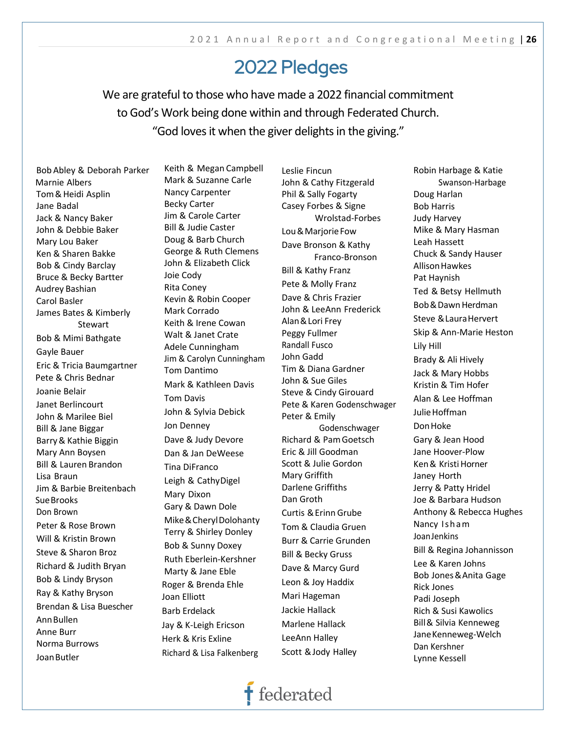# 2022 Pledges

We are grateful to those who have made a 2022 financial commitment to God's Work being done within and through Federated Church.
"God loves it when the giver delights in the giving."

Bob Abley & Deborah Parker
Marnie Albers
Tom & Heidi Asplin
Jane Badal
Jack & Nancy Baker
John & Debbie Baker
Mary Lou Baker
Ken & Sharen Bakke
Bob & Cindy Barclay
Bruce & Becky Bartter
Audrey Bashian
Carol Basler
James Bates & Kimberly Stewart
Bob & Mimi Bathgate
Gayle Bauer
Eric & Tricia Baumgartner
Pete & Chris Bednar
Joanie Belair
Janet Berlincourt
John & Marilee Biel
Bill & Jane Biggar
Barry & Kathie Biggin
Mary Ann Boysen
Bill & Lauren Brandon
Lisa Braun
Jim & Barbie Breitenbach
Sue Brooks
Don Brown
Peter & Rose Brown
Will & Kristin Brown
Steve & Sharon Broz
Richard & Judith Bryan
Bob & Lindy Bryson
Ray & Kathy Bryson
Brendan & Lisa Buescher
Ann Bullen
Anne Burr
Norma Burrows
Joan Butler
Keith & Megan Campbell
Mark & Suzanne Carle
Nancy Carpenter
Becky Carter
Jim & Carole Carter
Bill & Judie Caster
Doug & Barb Church
George & Ruth Clemens
John & Elizabeth Click
Joie Cody
Rita Coney
Kevin & Robin Cooper
Mark Corrado
Keith & Irene Cowan
Walt & Janet Crate
Adele Cunningham
Jim & Carolyn Cunningham
Tom Dantimo
Mark & Kathleen Davis
Tom Davis
John & Sylvia Debick
Jon Denney
Dave & Judy Devore
Dan & Jan DeWeese
Tina DiFranco
Leigh & Cathy Digel
Mary Dixon
Gary & Dawn Dole
Mike & Cheryl Dolohanty
Terry & Shirley Donley
Bob & Sunny Doxey
Ruth Eberlein-Kershner
Marty & Jane Eble
Roger & Brenda Ehle
Joan Elliott
Barb Erdelack
Jay & K-Leigh Ericson
Herk & Kris Exline
Richard & Lisa Falkenberg
Leslie Fincun
John & Cathy Fitzgerald
Phil & Sally Fogarty
Casey Forbes & Signe Wrolstad-Forbes
Lou & Marjorie Fow
Dave Bronson & Kathy Franco-Bronson
Bill & Kathy Franz
Pete & Molly Franz
Dave & Chris Frazier
John & LeeAnn Frederick
Alan & Lori Frey
Peggy Fullmer
Randall Fusco
John Gadd
Tim & Diana Gardner
John & Sue Giles
Steve & Cindy Girouard
Pete & Karen Godenschwager
Peter & Emily Godenschwager
Richard & Pam Goetsch
Eric & Jill Goodman
Scott & Julie Gordon
Mary Griffith
Darlene Griffiths
Dan Groth
Curtis & Erinn Grube
Tom & Claudia Gruen
Burr & Carrie Grunden
Bill & Becky Gruss
Dave & Marcy Gurd
Leon & Joy Haddix
Mari Hageman
Jackie Hallack
Marlene Hallack
LeeAnn Halley
Scott & Jody Halley
Robin Harbage & Katie Swanson-Harbage
Doug Harlan
Bob Harris
Judy Harvey
Mike & Mary Hasman
Leah Hassett
Chuck & Sandy Hauser
Allison Hawkes
Pat Haynish
Ted & Betsy Hellmuth
Bob & Dawn Herdman
Steve & Laura Hervert
Skip & Ann-Marie Heston
Lily Hill
Brady & Ali Hively
Jack & Mary Hobbs
Kristin & Tim Hofer
Alan & Lee Hoffman
Julie Hoffman
Don Hoke
Gary & Jean Hood
Jane Hoover-Plow
Ken & Kristi Horner
Janey Horth
Jerry & Patty Hridel
Joe & Barbara Hudson
Anthony & Rebecca Hughes
Nancy Isham
Joan Jenkins
Bill & Regina Johannisson
Lee & Karen Johns
Bob Jones & Anita Gage
Rick Jones
Padi Joseph
Rich & Susi Kawolics
Bill & Silvia Kenneweg
Jane Kenneweg-Welch
Dan Kershner
Lynne Kessell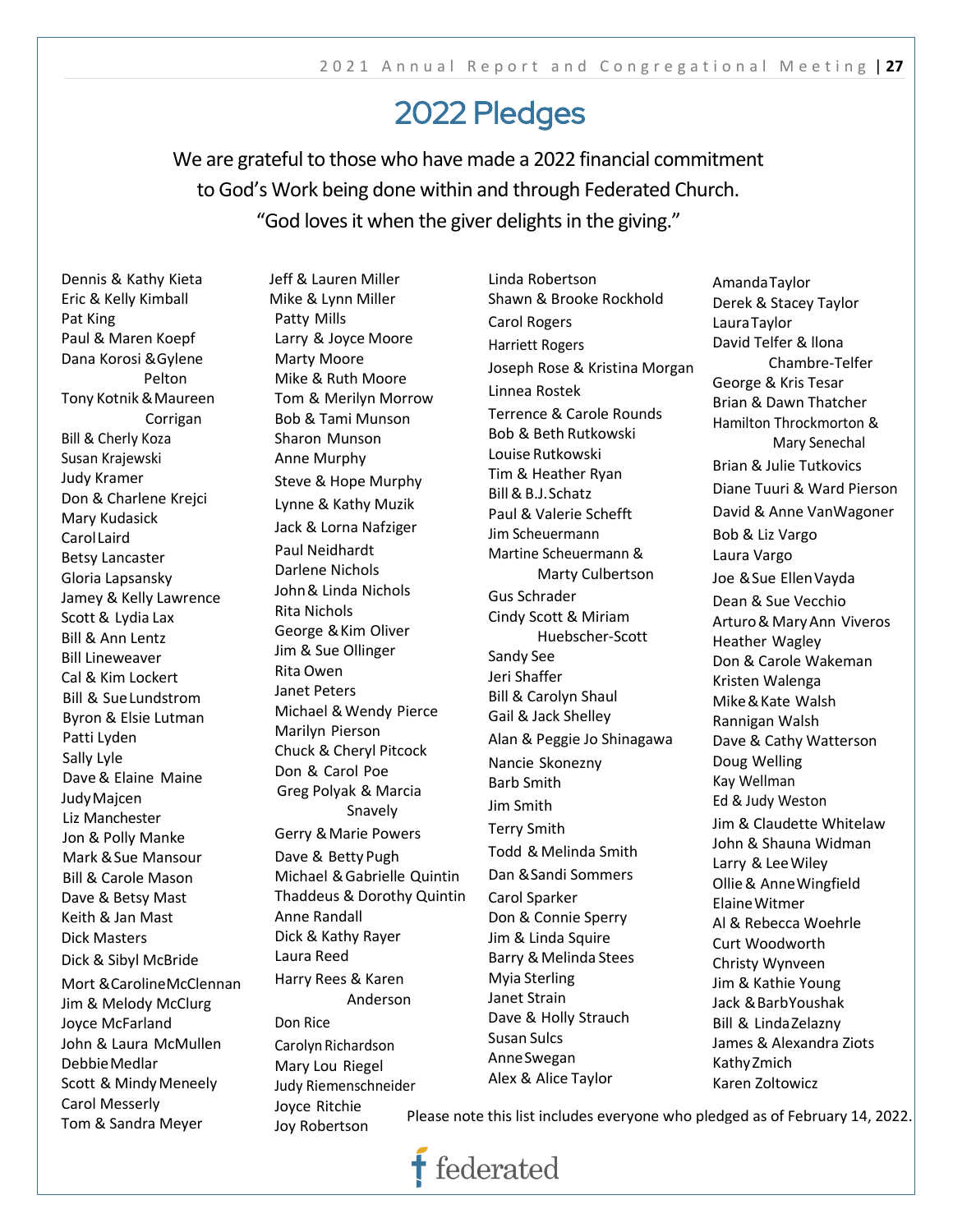# 2022 Pledges

We are grateful to those who have made a 2022 financial commitment to God's Work being done within and through Federated Church.
"God loves it when the giver delights in the giving."

Dennis & Kathy Kieta
Eric & Kelly Kimball
Pat King
Paul & Maren Koepf
Dana Korosi & Gylene Pelton
Tony Kotnik & Maureen Corrigan
Bill & Cherly Koza
Susan Krajewski
Judy Kramer
Don & Charlene Krejci
Mary Kudasick
Carol Laird
Betsy Lancaster
Gloria Lapsansky
Jamey & Kelly Lawrence
Scott & Lydia Lax
Bill & Ann Lentz
Bill Lineweaver
Cal & Kim Lockert
Bill & Sue Lundstrom
Byron & Elsie Lutman
Patti Lyden
Sally Lyle
Dave & Elaine Maine
Judy Majcen
Liz Manchester
Jon & Polly Manke
Mark & Sue Mansour
Bill & Carole Mason
Dave & Betsy Mast
Keith & Jan Mast
Dick Masters
Dick & Sibyl McBride
Mort & Caroline McClennan
Jim & Melody McClurg
Joyce McFarland
John & Laura McMullen
Debbie Medlar
Scott & Mindy Meneely
Carol Messerly
Tom & Sandra Meyer

Jeff & Lauren Miller
Mike & Lynn Miller
Patty Mills
Larry & Joyce Moore
Marty Moore
Mike & Ruth Moore
Tom & Merilyn Morrow
Bob & Tami Munson
Sharon Munson
Anne Murphy
Steve & Hope Murphy
Lynne & Kathy Muzik
Jack & Lorna Nafziger
Paul Neidhardt
Darlene Nichols
John & Linda Nichols
Rita Nichols
George & Kim Oliver
Jim & Sue Ollinger
Rita Owen
Janet Peters
Michael & Wendy Pierce
Marilyn Pierson
Chuck & Cheryl Pitcock
Don & Carol Poe
Greg Polyak & Marcia Snavely
Gerry & Marie Powers
Dave & Betty Pugh
Michael & Gabrielle Quintin
Thaddeus & Dorothy Quintin
Anne Randall
Dick & Kathy Rayer
Laura Reed
Harry Rees & Karen Anderson
Don Rice
Carolyn Richardson
Mary Lou Riegel
Judy Riemenschneider
Joyce Ritchie
Joy Robertson

Linda Robertson
Shawn & Brooke Rockhold
Carol Rogers
Harriett Rogers
Joseph Rose & Kristina Morgan
Linnea Rostek
Terrence & Carole Rounds
Bob & Beth Rutkowski
Louise Rutkowski
Tim & Heather Ryan
Bill & B.J. Schatz
Paul & Valerie Schefft
Jim Scheuermann
Martine Scheuermann & Marty Culbertson
Gus Schrader
Cindy Scott & Miriam Huebscher-Scott
Sandy See
Jeri Shaffer
Bill & Carolyn Shaul
Gail & Jack Shelley
Alan & Peggie Jo Shinagawa
Nancie Skonezny
Barb Smith
Jim Smith
Terry Smith
Todd & Melinda Smith
Dan & Sandi Sommers
Carol Sparker
Don & Connie Sperry
Jim & Linda Squire
Barry & Melinda Stees
Myia Sterling
Janet Strain
Dave & Holly Strauch
Susan Sulcs
Anne Swegan
Alex & Alice Taylor

Amanda Taylor
Derek & Stacey Taylor
Laura Taylor
David Telfer & Ilona Chambre-Telfer
George & Kris Tesar
Brian & Dawn Thatcher
Hamilton Throckmorton & Mary Senechal
Brian & Julie Tutkovics
Diane Tuuri & Ward Pierson
David & Anne VanWagoner
Bob & Liz Vargo
Laura Vargo
Joe & Sue Ellen Vayda
Dean & Sue Vecchio
Arturo & Mary Ann Viveros
Heather Wagley
Don & Carole Wakeman
Kristen Walenga
Mike & Kate Walsh
Rannigan Walsh
Dave & Cathy Watterson
Doug Welling
Kay Wellman
Ed & Judy Weston
Jim & Claudette Whitelaw
John & Shauna Widman
Larry & Lee Wiley
Ollie & Anne Wingfield
Elaine Witmer
Al & Rebecca Woehrle
Curt Woodworth
Christy Wynveen
Jim & Kathie Young
Jack & Barb Youshak
Bill & Linda Zelazny
James & Alexandra Ziots
Kathy Zmich
Karen Zoltowicz

Please note this list includes everyone who pledged as of February 14, 2022.

federated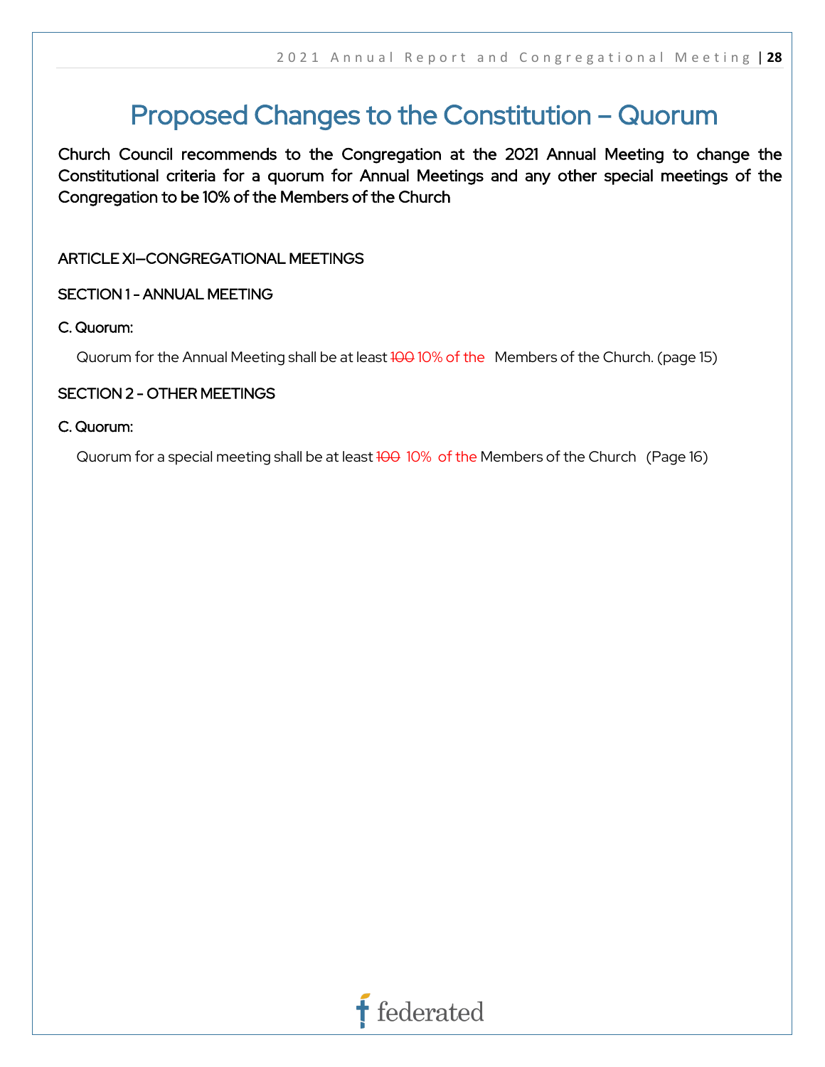# Proposed Changes to the Constitution – Quorum

**Church Council recommends to the Congregation at the 2021 Annual Meeting to change the Constitutional criteria for a quorum for Annual Meetings and any other special meetings of the Congregation to be 10% of the Members of the Church**

ARTICLE XI–CONGREGATIONAL MEETINGS

SECTION 1 - ANNUAL MEETING

C. Quorum:

Quorum for the Annual Meeting shall be at least ~~100~~ 10% of the Members of the Church. (page 15)

SECTION 2 - OTHER MEETINGS

C. Quorum:

Quorum for a special meeting shall be at least ~~100~~ 10% of the Members of the Church (Page 16)

federated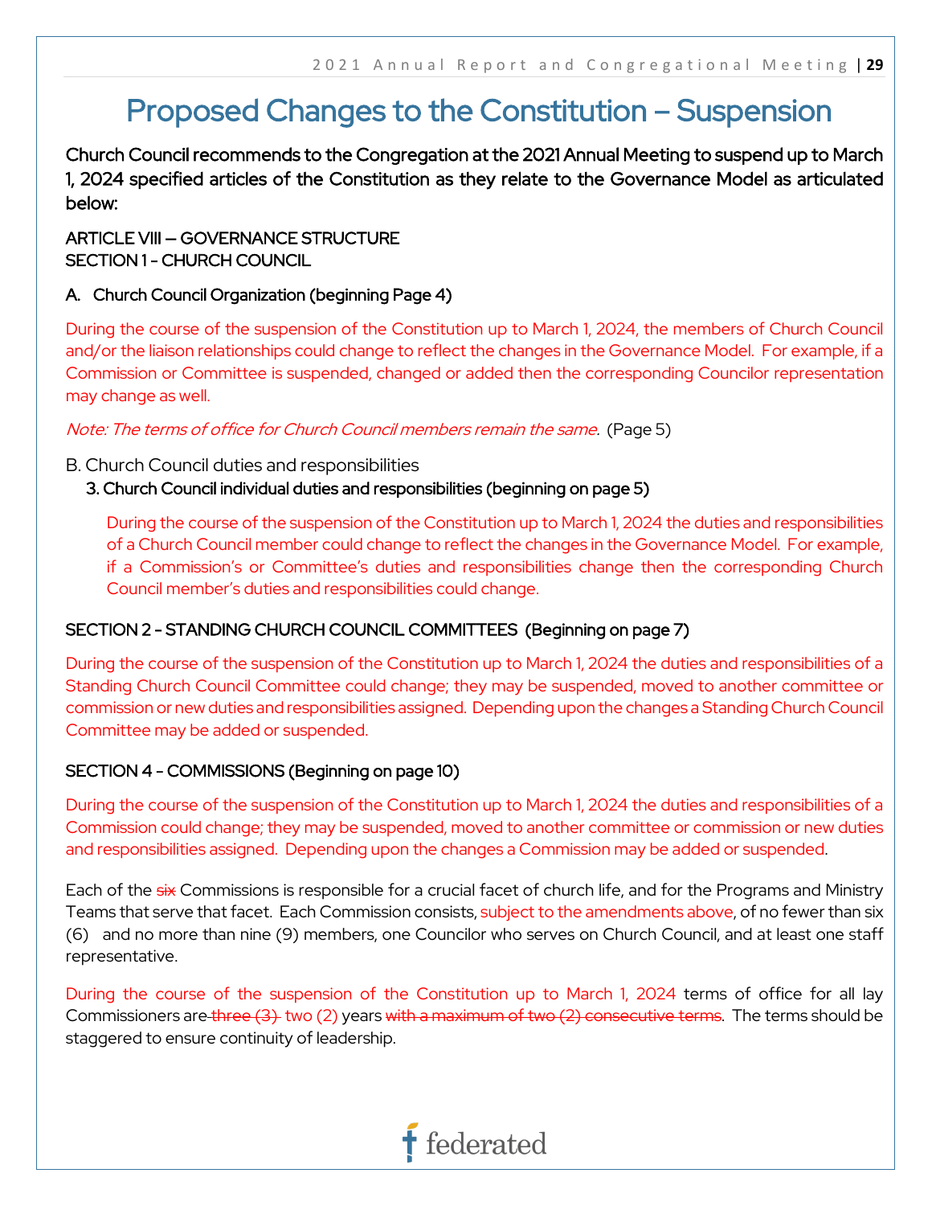# Proposed Changes to the Constitution – Suspension

**Church Council recommends to the Congregation at the 2021 Annual Meeting to suspend up to March 1, 2024 specified articles of the Constitution as they relate to the Governance Model as articulated below:**

ARTICLE VIII – GOVERNANCE STRUCTURE
SECTION 1 - CHURCH COUNCIL

A. Church Council Organization (beginning Page 4)

During the course of the suspension of the Constitution up to March 1, 2024, the members of Church Council and/or the liaison relationships could change to reflect the changes in the Governance Model. For example, if a Commission or Committee is suspended, changed or added then the corresponding Councilor representation may change as well.

*Note: The terms of office for Church Council members remain the same.* (Page 5)

B. Church Council duties and responsibilities

3. Church Council individual duties and responsibilities (beginning on page 5)

During the course of the suspension of the Constitution up to March 1, 2024 the duties and responsibilities of a Church Council member could change to reflect the changes in the Governance Model. For example, if a Commission's or Committee's duties and responsibilities change then the corresponding Church Council member's duties and responsibilities could change.

SECTION 2 - STANDING CHURCH COUNCIL COMMITTEES (Beginning on page 7)

During the course of the suspension of the Constitution up to March 1, 2024 the duties and responsibilities of a Standing Church Council Committee could change; they may be suspended, moved to another committee or commission or new duties and responsibilities assigned. Depending upon the changes a Standing Church Council Committee may be added or suspended.

SECTION 4 - COMMISSIONS (Beginning on page 10)

During the course of the suspension of the Constitution up to March 1, 2024 the duties and responsibilities of a Commission could change; they may be suspended, moved to another committee or commission or new duties and responsibilities assigned. Depending upon the changes a Commission may be added or suspended.

Each of the ~~six~~ Commissions is responsible for a crucial facet of church life, and for the Programs and Ministry Teams that serve that facet. Each Commission consists, subject to the amendments above, of no fewer than six (6) and no more than nine (9) members, one Councilor who serves on Church Council, and at least one staff representative.

During the course of the suspension of the Constitution up to March 1, 2024 terms of office for all lay Commissioners are ~~three (3)~~ two (2) years ~~with a maximum of two (2) consecutive terms~~. The terms should be staggered to ensure continuity of leadership.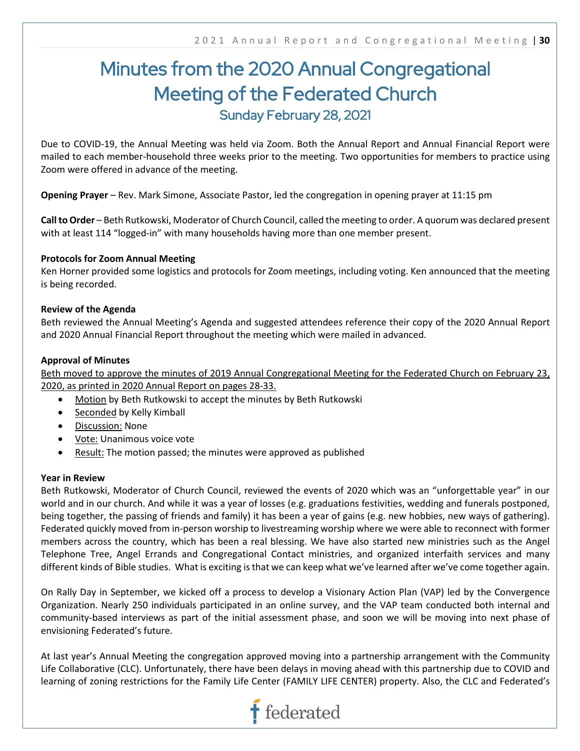# Minutes from the 2020 Annual Congregational Meeting of the Federated Church

## Sunday February 28, 2021

Due to COVID-19, the Annual Meeting was held via Zoom. Both the Annual Report and Annual Financial Report were mailed to each member-household three weeks prior to the meeting. Two opportunities for members to practice using Zoom were offered in advance of the meeting.

**Opening Prayer** – Rev. Mark Simone, Associate Pastor, led the congregation in opening prayer at 11:15 pm

**Call to Order** – Beth Rutkowski, Moderator of Church Council, called the meeting to order. A quorum was declared present with at least 114 "logged-in" with many households having more than one member present.

**Protocols for Zoom Annual Meeting**
Ken Horner provided some logistics and protocols for Zoom meetings, including voting. Ken announced that the meeting is being recorded.

**Review of the Agenda**
Beth reviewed the Annual Meeting's Agenda and suggested attendees reference their copy of the 2020 Annual Report and 2020 Annual Financial Report throughout the meeting which were mailed in advanced.

**Approval of Minutes**
<u>Beth moved to approve the minutes of 2019 Annual Congregational Meeting for the Federated Church on February 23, 2020, as printed in 2020 Annual Report on pages 28-33.</u>

- <u>Motion</u> by Beth Rutkowski to accept the minutes by Beth Rutkowski
- <u>Seconded</u> by Kelly Kimball
- <u>Discussion:</u> None
- <u>Vote:</u> Unanimous voice vote
- <u>Result:</u> The motion passed; the minutes were approved as published

**Year in Review**
Beth Rutkowski, Moderator of Church Council, reviewed the events of 2020 which was an "unforgettable year" in our world and in our church. And while it was a year of losses (e.g. graduations festivities, wedding and funerals postponed, being together, the passing of friends and family) it has been a year of gains (e.g. new hobbies, new ways of gathering). Federated quickly moved from in-person worship to livestreaming worship where we were able to reconnect with former members across the country, which has been a real blessing. We have also started new ministries such as the Angel Telephone Tree, Angel Errands and Congregational Contact ministries, and organized interfaith services and many different kinds of Bible studies. What is exciting is that we can keep what we've learned after we've come together again.

On Rally Day in September, we kicked off a process to develop a Visionary Action Plan (VAP) led by the Convergence Organization. Nearly 250 individuals participated in an online survey, and the VAP team conducted both internal and community-based interviews as part of the initial assessment phase, and soon we will be moving into next phase of envisioning Federated's future.

At last year's Annual Meeting the congregation approved moving into a partnership arrangement with the Community Life Collaborative (CLC). Unfortunately, there have been delays in moving ahead with this partnership due to COVID and learning of zoning restrictions for the Family Life Center (FAMILY LIFE CENTER) property. Also, the CLC and Federated's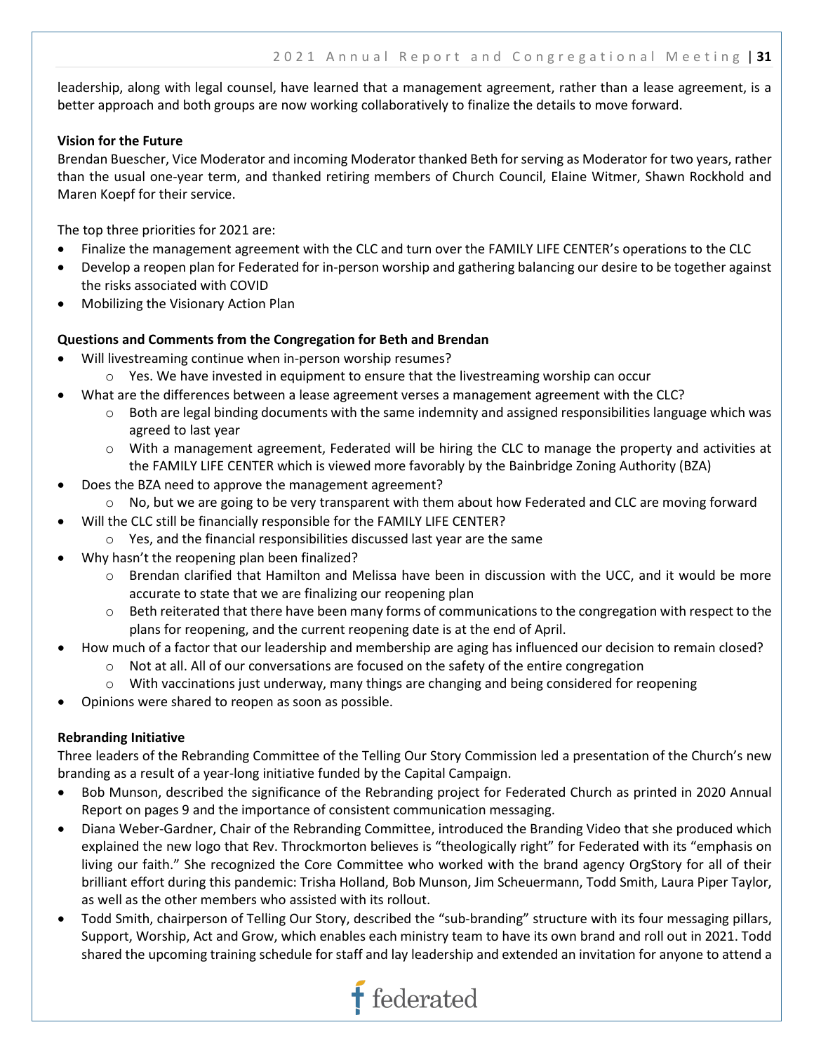leadership, along with legal counsel, have learned that a management agreement, rather than a lease agreement, is a better approach and both groups are now working collaboratively to finalize the details to move forward.

**Vision for the Future**

Brendan Buescher, Vice Moderator and incoming Moderator thanked Beth for serving as Moderator for two years, rather than the usual one-year term, and thanked retiring members of Church Council, Elaine Witmer, Shawn Rockhold and Maren Koepf for their service.

The top three priorities for 2021 are:

- Finalize the management agreement with the CLC and turn over the FAMILY LIFE CENTER's operations to the CLC
- Develop a reopen plan for Federated for in-person worship and gathering balancing our desire to be together against the risks associated with COVID
- Mobilizing the Visionary Action Plan

**Questions and Comments from the Congregation for Beth and Brendan**

- Will livestreaming continue when in-person worship resumes?
  - Yes. We have invested in equipment to ensure that the livestreaming worship can occur
- What are the differences between a lease agreement verses a management agreement with the CLC?
  - Both are legal binding documents with the same indemnity and assigned responsibilities language which was agreed to last year
  - With a management agreement, Federated will be hiring the CLC to manage the property and activities at the FAMILY LIFE CENTER which is viewed more favorably by the Bainbridge Zoning Authority (BZA)
- Does the BZA need to approve the management agreement?
  - No, but we are going to be very transparent with them about how Federated and CLC are moving forward
- Will the CLC still be financially responsible for the FAMILY LIFE CENTER?
  - Yes, and the financial responsibilities discussed last year are the same
- Why hasn't the reopening plan been finalized?
  - Brendan clarified that Hamilton and Melissa have been in discussion with the UCC, and it would be more accurate to state that we are finalizing our reopening plan
  - Beth reiterated that there have been many forms of communications to the congregation with respect to the plans for reopening, and the current reopening date is at the end of April.
- How much of a factor that our leadership and membership are aging has influenced our decision to remain closed?
  - Not at all. All of our conversations are focused on the safety of the entire congregation
  - With vaccinations just underway, many things are changing and being considered for reopening
- Opinions were shared to reopen as soon as possible.

**Rebranding Initiative**

Three leaders of the Rebranding Committee of the Telling Our Story Commission led a presentation of the Church's new branding as a result of a year-long initiative funded by the Capital Campaign.

- Bob Munson, described the significance of the Rebranding project for Federated Church as printed in 2020 Annual Report on pages 9 and the importance of consistent communication messaging.
- Diana Weber-Gardner, Chair of the Rebranding Committee, introduced the Branding Video that she produced which explained the new logo that Rev. Throckmorton believes is "theologically right" for Federated with its "emphasis on living our faith." She recognized the Core Committee who worked with the brand agency OrgStory for all of their brilliant effort during this pandemic: Trisha Holland, Bob Munson, Jim Scheuermann, Todd Smith, Laura Piper Taylor, as well as the other members who assisted with its rollout.
- Todd Smith, chairperson of Telling Our Story, described the "sub-branding" structure with its four messaging pillars, Support, Worship, Act and Grow, which enables each ministry team to have its own brand and roll out in 2021. Todd shared the upcoming training schedule for staff and lay leadership and extended an invitation for anyone to attend a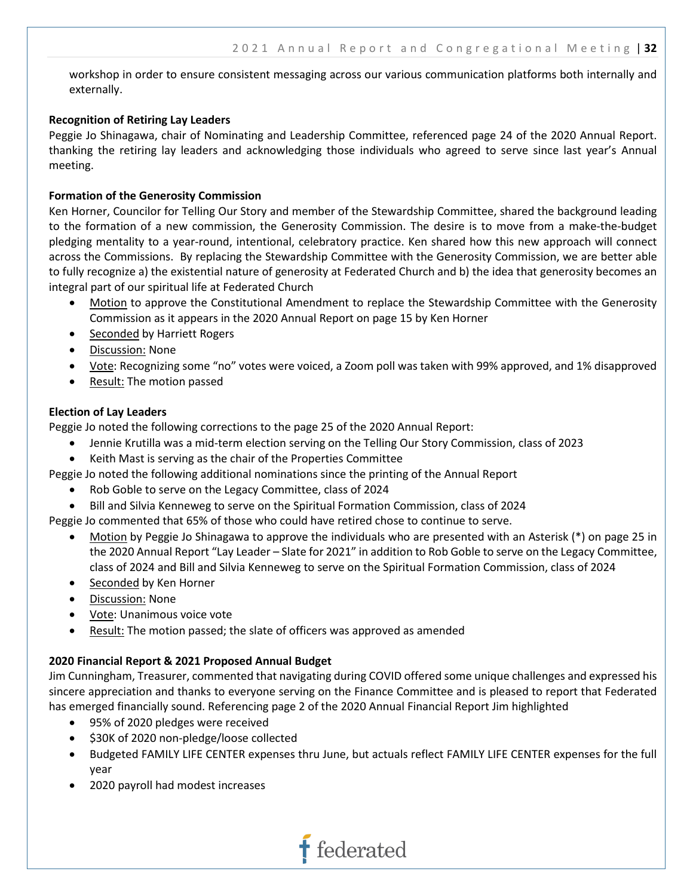workshop in order to ensure consistent messaging across our various communication platforms both internally and externally.

**Recognition of Retiring Lay Leaders**

Peggie Jo Shinagawa, chair of Nominating and Leadership Committee, referenced page 24 of the 2020 Annual Report. thanking the retiring lay leaders and acknowledging those individuals who agreed to serve since last year's Annual meeting.

**Formation of the Generosity Commission**

Ken Horner, Councilor for Telling Our Story and member of the Stewardship Committee, shared the background leading to the formation of a new commission, the Generosity Commission. The desire is to move from a make-the-budget pledging mentality to a year-round, intentional, celebratory practice. Ken shared how this new approach will connect across the Commissions. By replacing the Stewardship Committee with the Generosity Commission, we are better able to fully recognize a) the existential nature of generosity at Federated Church and b) the idea that generosity becomes an integral part of our spiritual life at Federated Church

- Motion to approve the Constitutional Amendment to replace the Stewardship Committee with the Generosity Commission as it appears in the 2020 Annual Report on page 15 by Ken Horner
- Seconded by Harriett Rogers
- Discussion: None
- Vote: Recognizing some "no" votes were voiced, a Zoom poll was taken with 99% approved, and 1% disapproved
- Result: The motion passed

**Election of Lay Leaders**

Peggie Jo noted the following corrections to the page 25 of the 2020 Annual Report:

- Jennie Krutilla was a mid-term election serving on the Telling Our Story Commission, class of 2023
- Keith Mast is serving as the chair of the Properties Committee

Peggie Jo noted the following additional nominations since the printing of the Annual Report

- Rob Goble to serve on the Legacy Committee, class of 2024
- Bill and Silvia Kenneweg to serve on the Spiritual Formation Commission, class of 2024

Peggie Jo commented that 65% of those who could have retired chose to continue to serve.

- Motion by Peggie Jo Shinagawa to approve the individuals who are presented with an Asterisk (*) on page 25 in the 2020 Annual Report "Lay Leader – Slate for 2021" in addition to Rob Goble to serve on the Legacy Committee, class of 2024 and Bill and Silvia Kenneweg to serve on the Spiritual Formation Commission, class of 2024
- Seconded by Ken Horner
- Discussion: None
- Vote: Unanimous voice vote
- Result: The motion passed; the slate of officers was approved as amended

**2020 Financial Report & 2021 Proposed Annual Budget**

Jim Cunningham, Treasurer, commented that navigating during COVID offered some unique challenges and expressed his sincere appreciation and thanks to everyone serving on the Finance Committee and is pleased to report that Federated has emerged financially sound. Referencing page 2 of the 2020 Annual Financial Report Jim highlighted

- 95% of 2020 pledges were received
- $30K of 2020 non-pledge/loose collected
- Budgeted FAMILY LIFE CENTER expenses thru June, but actuals reflect FAMILY LIFE CENTER expenses for the full year
- 2020 payroll had modest increases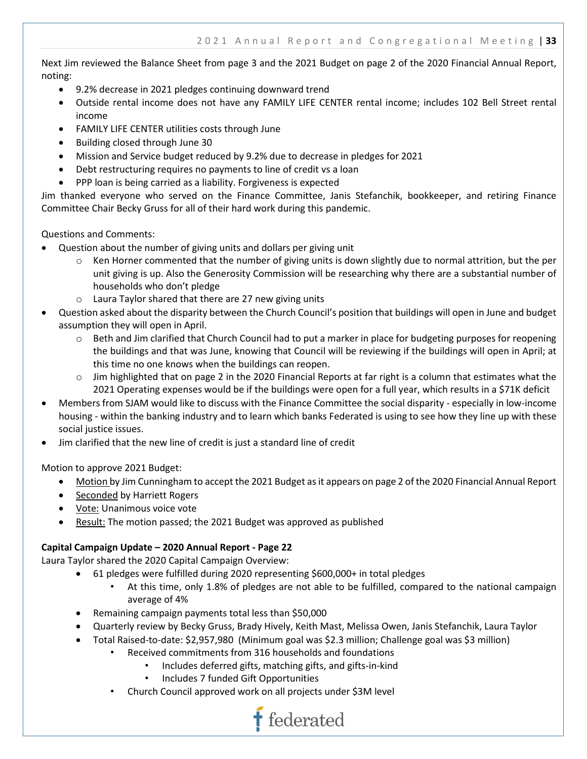Next Jim reviewed the Balance Sheet from page 3 and the 2021 Budget on page 2 of the 2020 Financial Annual Report, noting:

- 9.2% decrease in 2021 pledges continuing downward trend
- Outside rental income does not have any FAMILY LIFE CENTER rental income; includes 102 Bell Street rental income
- FAMILY LIFE CENTER utilities costs through June
- Building closed through June 30
- Mission and Service budget reduced by 9.2% due to decrease in pledges for 2021
- Debt restructuring requires no payments to line of credit vs a loan
- PPP loan is being carried as a liability. Forgiveness is expected

Jim thanked everyone who served on the Finance Committee, Janis Stefanchik, bookkeeper, and retiring Finance Committee Chair Becky Gruss for all of their hard work during this pandemic.

Questions and Comments:

- Question about the number of giving units and dollars per giving unit
  - Ken Horner commented that the number of giving units is down slightly due to normal attrition, but the per unit giving is up. Also the Generosity Commission will be researching why there are a substantial number of households who don't pledge
  - Laura Taylor shared that there are 27 new giving units
- Question asked about the disparity between the Church Council's position that buildings will open in June and budget assumption they will open in April.
  - Beth and Jim clarified that Church Council had to put a marker in place for budgeting purposes for reopening the buildings and that was June, knowing that Council will be reviewing if the buildings will open in April; at this time no one knows when the buildings can reopen.
  - Jim highlighted that on page 2 in the 2020 Financial Reports at far right is a column that estimates what the 2021 Operating expenses would be if the buildings were open for a full year, which results in a $71K deficit
- Members from SJAM would like to discuss with the Finance Committee the social disparity - especially in low-income housing - within the banking industry and to learn which banks Federated is using to see how they line up with these social justice issues.
- Jim clarified that the new line of credit is just a standard line of credit

Motion to approve 2021 Budget:

- Motion by Jim Cunningham to accept the 2021 Budget as it appears on page 2 of the 2020 Financial Annual Report
- Seconded by Harriett Rogers
- Vote: Unanimous voice vote
- Result: The motion passed; the 2021 Budget was approved as published

**Capital Campaign Update – 2020 Annual Report - Page 22**

Laura Taylor shared the 2020 Capital Campaign Overview:

- 61 pledges were fulfilled during 2020 representing $600,000+ in total pledges
  - At this time, only 1.8% of pledges are not able to be fulfilled, compared to the national campaign average of 4%
- Remaining campaign payments total less than $50,000
- Quarterly review by Becky Gruss, Brady Hively, Keith Mast, Melissa Owen, Janis Stefanchik, Laura Taylor
- Total Raised-to-date: $2,957,980 (Minimum goal was $2.3 million; Challenge goal was $3 million)
  - Received commitments from 316 households and foundations
    - Includes deferred gifts, matching gifts, and gifts-in-kind
    - Includes 7 funded Gift Opportunities
  - Church Council approved work on all projects under $3M level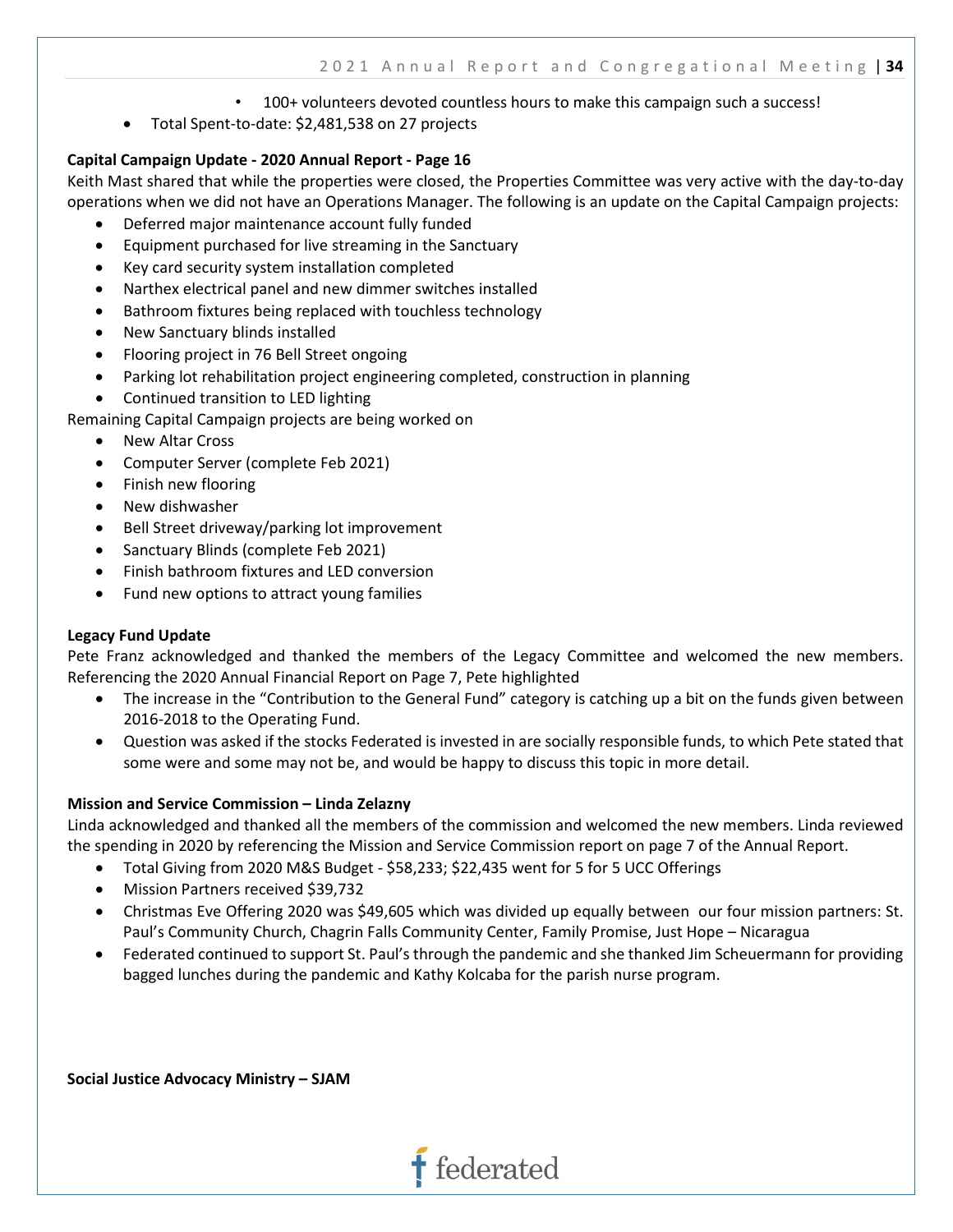- 100+ volunteers devoted countless hours to make this campaign such a success!
- Total Spent-to-date: $2,481,538 on 27 projects

**Capital Campaign Update - 2020 Annual Report - Page 16**

Keith Mast shared that while the properties were closed, the Properties Committee was very active with the day-to-day operations when we did not have an Operations Manager. The following is an update on the Capital Campaign projects:

- Deferred major maintenance account fully funded
- Equipment purchased for live streaming in the Sanctuary
- Key card security system installation completed
- Narthex electrical panel and new dimmer switches installed
- Bathroom fixtures being replaced with touchless technology
- New Sanctuary blinds installed
- Flooring project in 76 Bell Street ongoing
- Parking lot rehabilitation project engineering completed, construction in planning
- Continued transition to LED lighting

Remaining Capital Campaign projects are being worked on

- New Altar Cross
- Computer Server (complete Feb 2021)
- Finish new flooring
- New dishwasher
- Bell Street driveway/parking lot improvement
- Sanctuary Blinds (complete Feb 2021)
- Finish bathroom fixtures and LED conversion
- Fund new options to attract young families

**Legacy Fund Update**

Pete Franz acknowledged and thanked the members of the Legacy Committee and welcomed the new members. Referencing the 2020 Annual Financial Report on Page 7, Pete highlighted

- The increase in the "Contribution to the General Fund" category is catching up a bit on the funds given between 2016-2018 to the Operating Fund.
- Question was asked if the stocks Federated is invested in are socially responsible funds, to which Pete stated that some were and some may not be, and would be happy to discuss this topic in more detail.

**Mission and Service Commission – Linda Zelazny**

Linda acknowledged and thanked all the members of the commission and welcomed the new members. Linda reviewed the spending in 2020 by referencing the Mission and Service Commission report on page 7 of the Annual Report.

- Total Giving from 2020 M&S Budget - $58,233; $22,435 went for 5 for 5 UCC Offerings
- Mission Partners received $39,732
- Christmas Eve Offering 2020 was $49,605 which was divided up equally between our four mission partners: St. Paul's Community Church, Chagrin Falls Community Center, Family Promise, Just Hope – Nicaragua
- Federated continued to support St. Paul's through the pandemic and she thanked Jim Scheuermann for providing bagged lunches during the pandemic and Kathy Kolcaba for the parish nurse program.

**Social Justice Advocacy Ministry – SJAM**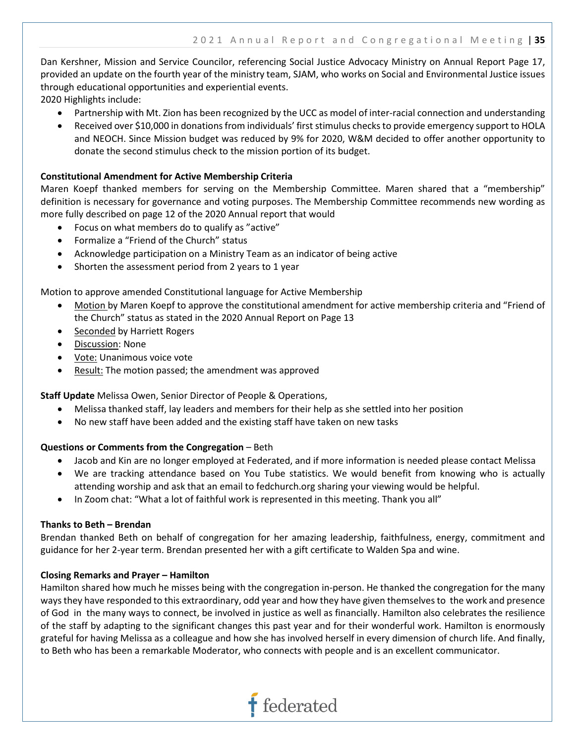Dan Kershner, Mission and Service Councilor, referencing Social Justice Advocacy Ministry on Annual Report Page 17, provided an update on the fourth year of the ministry team, SJAM, who works on Social and Environmental Justice issues through educational opportunities and experiential events.

2020 Highlights include:

- Partnership with Mt. Zion has been recognized by the UCC as model of inter-racial connection and understanding
- Received over $10,000 in donations from individuals' first stimulus checks to provide emergency support to HOLA and NEOCH. Since Mission budget was reduced by 9% for 2020, W&M decided to offer another opportunity to donate the second stimulus check to the mission portion of its budget.

**Constitutional Amendment for Active Membership Criteria**

Maren Koepf thanked members for serving on the Membership Committee. Maren shared that a "membership" definition is necessary for governance and voting purposes. The Membership Committee recommends new wording as more fully described on page 12 of the 2020 Annual report that would

- Focus on what members do to qualify as "active"
- Formalize a "Friend of the Church" status
- Acknowledge participation on a Ministry Team as an indicator of being active
- Shorten the assessment period from 2 years to 1 year

Motion to approve amended Constitutional language for Active Membership

- Motion by Maren Koepf to approve the constitutional amendment for active membership criteria and "Friend of the Church" status as stated in the 2020 Annual Report on Page 13
- Seconded by Harriett Rogers
- Discussion: None
- Vote: Unanimous voice vote
- Result: The motion passed; the amendment was approved

**Staff Update** Melissa Owen, Senior Director of People & Operations,

- Melissa thanked staff, lay leaders and members for their help as she settled into her position
- No new staff have been added and the existing staff have taken on new tasks

**Questions or Comments from the Congregation** – Beth

- Jacob and Kin are no longer employed at Federated, and if more information is needed please contact Melissa
- We are tracking attendance based on You Tube statistics. We would benefit from knowing who is actually attending worship and ask that an email to fedchurch.org sharing your viewing would be helpful.
- In Zoom chat: "What a lot of faithful work is represented in this meeting. Thank you all"

**Thanks to Beth – Brendan**

Brendan thanked Beth on behalf of congregation for her amazing leadership, faithfulness, energy, commitment and guidance for her 2-year term. Brendan presented her with a gift certificate to Walden Spa and wine.

**Closing Remarks and Prayer – Hamilton**

Hamilton shared how much he misses being with the congregation in-person. He thanked the congregation for the many ways they have responded to this extraordinary, odd year and how they have given themselves to the work and presence of God in the many ways to connect, be involved in justice as well as financially. Hamilton also celebrates the resilience of the staff by adapting to the significant changes this past year and for their wonderful work. Hamilton is enormously grateful for having Melissa as a colleague and how she has involved herself in every dimension of church life. And finally, to Beth who has been a remarkable Moderator, who connects with people and is an excellent communicator.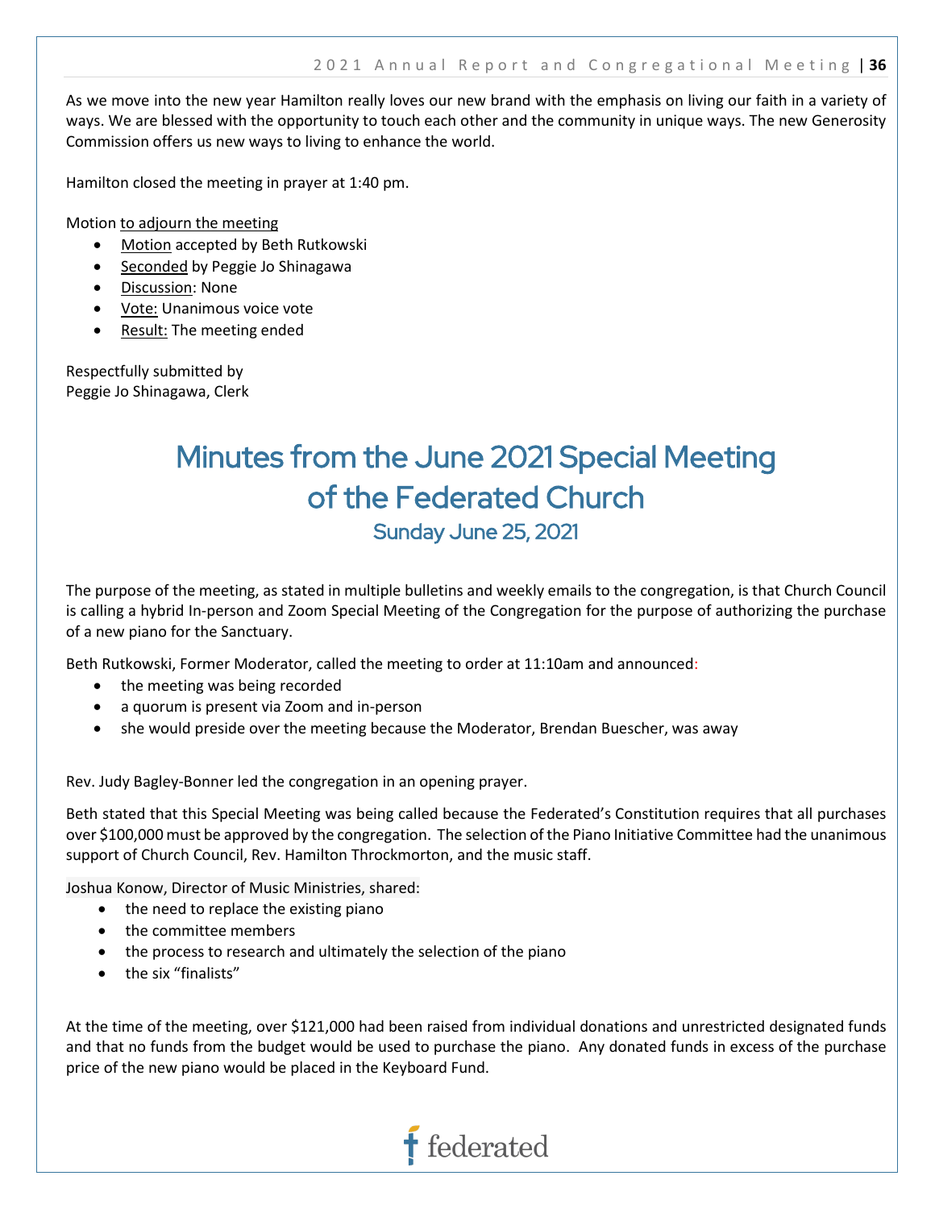As we move into the new year Hamilton really loves our new brand with the emphasis on living our faith in a variety of ways. We are blessed with the opportunity to touch each other and the community in unique ways. The new Generosity Commission offers us new ways to living to enhance the world.

Hamilton closed the meeting in prayer at 1:40 pm.

Motion to adjourn the meeting

- Motion accepted by Beth Rutkowski
- Seconded by Peggie Jo Shinagawa
- Discussion: None
- Vote: Unanimous voice vote
- Result: The meeting ended

Respectfully submitted by
Peggie Jo Shinagawa, Clerk

# Minutes from the June 2021 Special Meeting of the Federated Church

## Sunday June 25, 2021

The purpose of the meeting, as stated in multiple bulletins and weekly emails to the congregation, is that Church Council is calling a hybrid In-person and Zoom Special Meeting of the Congregation for the purpose of authorizing the purchase of a new piano for the Sanctuary.

Beth Rutkowski, Former Moderator, called the meeting to order at 11:10am and announced:

- the meeting was being recorded
- a quorum is present via Zoom and in-person
- she would preside over the meeting because the Moderator, Brendan Buescher, was away

Rev. Judy Bagley-Bonner led the congregation in an opening prayer.

Beth stated that this Special Meeting was being called because the Federated's Constitution requires that all purchases over $100,000 must be approved by the congregation. The selection of the Piano Initiative Committee had the unanimous support of Church Council, Rev. Hamilton Throckmorton, and the music staff.

Joshua Konow, Director of Music Ministries, shared:

- the need to replace the existing piano
- the committee members
- the process to research and ultimately the selection of the piano
- the six "finalists"

At the time of the meeting, over $121,000 had been raised from individual donations and unrestricted designated funds and that no funds from the budget would be used to purchase the piano. Any donated funds in excess of the purchase price of the new piano would be placed in the Keyboard Fund.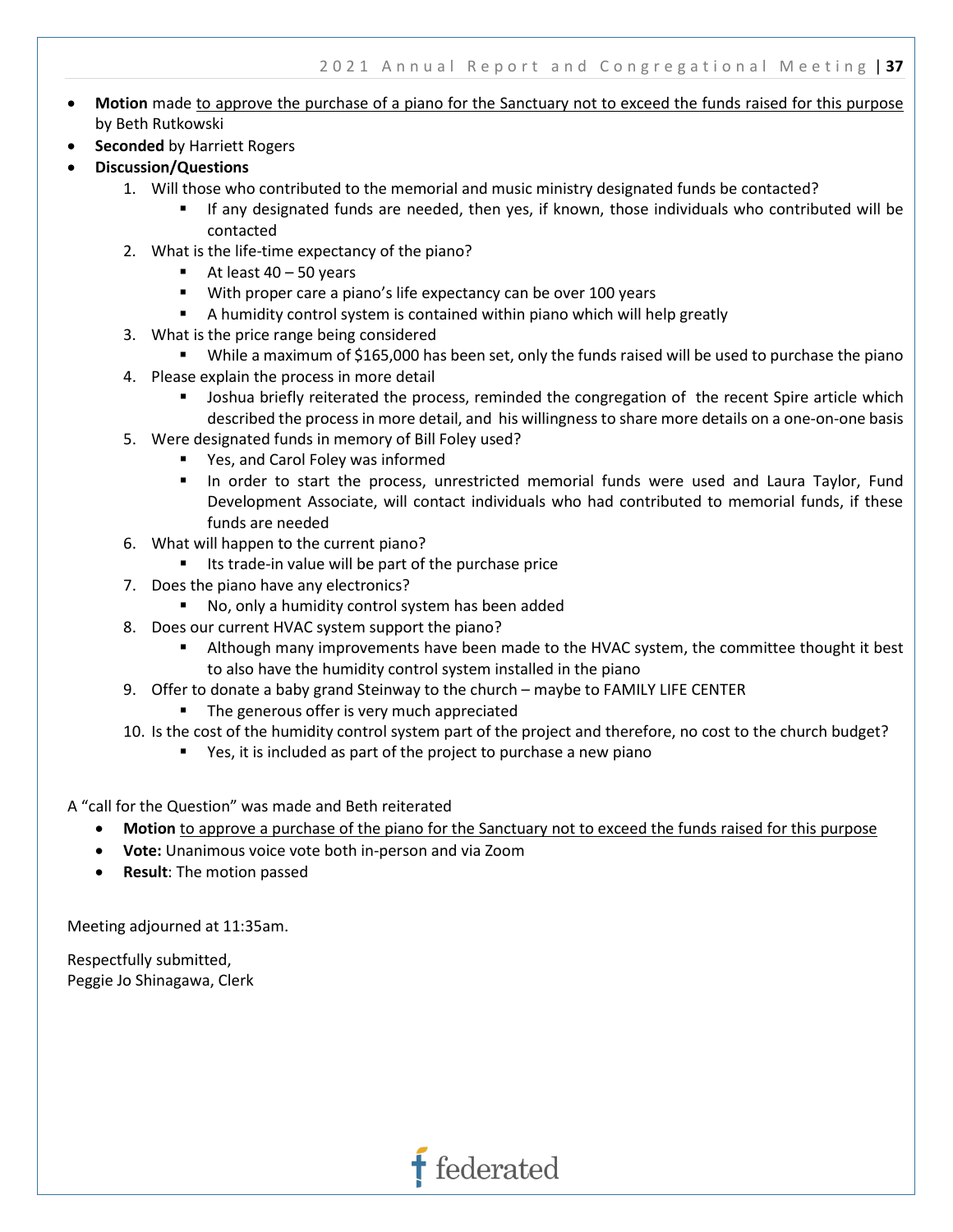- **Motion** made <u>to approve the purchase of a piano for the Sanctuary not to exceed the funds raised for this purpose</u> by Beth Rutkowski
- **Seconded** by Harriett Rogers
- **Discussion/Questions**
  1. Will those who contributed to the memorial and music ministry designated funds be contacted?
     - If any designated funds are needed, then yes, if known, those individuals who contributed will be contacted
  2. What is the life-time expectancy of the piano?
     - At least 40 – 50 years
     - With proper care a piano's life expectancy can be over 100 years
     - A humidity control system is contained within piano which will help greatly
  3. What is the price range being considered
     - While a maximum of $165,000 has been set, only the funds raised will be used to purchase the piano
  4. Please explain the process in more detail
     - Joshua briefly reiterated the process, reminded the congregation of the recent Spire article which described the process in more detail, and his willingness to share more details on a one-on-one basis
  5. Were designated funds in memory of Bill Foley used?
     - Yes, and Carol Foley was informed
     - In order to start the process, unrestricted memorial funds were used and Laura Taylor, Fund Development Associate, will contact individuals who had contributed to memorial funds, if these funds are needed
  6. What will happen to the current piano?
     - Its trade-in value will be part of the purchase price
  7. Does the piano have any electronics?
     - No, only a humidity control system has been added
  8. Does our current HVAC system support the piano?
     - Although many improvements have been made to the HVAC system, the committee thought it best to also have the humidity control system installed in the piano
  9. Offer to donate a baby grand Steinway to the church – maybe to FAMILY LIFE CENTER
     - The generous offer is very much appreciated
  10. Is the cost of the humidity control system part of the project and therefore, no cost to the church budget?
      - Yes, it is included as part of the project to purchase a new piano

A "call for the Question" was made and Beth reiterated

- **Motion** <u>to approve a purchase of the piano for the Sanctuary not to exceed the funds raised for this purpose</u>
- **Vote:** Unanimous voice vote both in-person and via Zoom
- **Result**: The motion passed

Meeting adjourned at 11:35am.

Respectfully submitted,
Peggie Jo Shinagawa, Clerk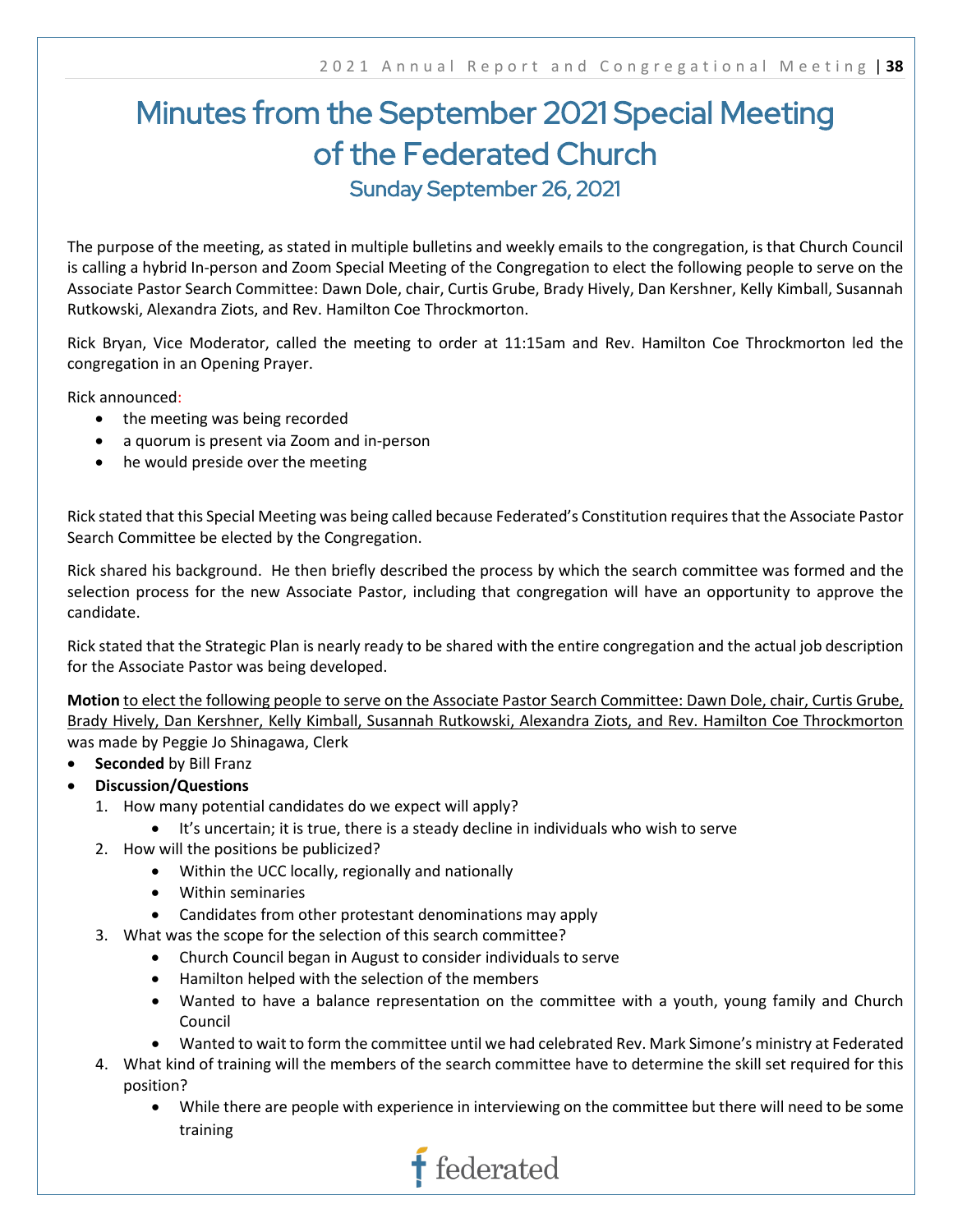# Minutes from the September 2021 Special Meeting of the Federated Church

## Sunday September 26, 2021

The purpose of the meeting, as stated in multiple bulletins and weekly emails to the congregation, is that Church Council is calling a hybrid In-person and Zoom Special Meeting of the Congregation to elect the following people to serve on the Associate Pastor Search Committee: Dawn Dole, chair, Curtis Grube, Brady Hively, Dan Kershner, Kelly Kimball, Susannah Rutkowski, Alexandra Ziots, and Rev. Hamilton Coe Throckmorton.

Rick Bryan, Vice Moderator, called the meeting to order at 11:15am and Rev. Hamilton Coe Throckmorton led the congregation in an Opening Prayer.

Rick announced:

- the meeting was being recorded
- a quorum is present via Zoom and in-person
- he would preside over the meeting

Rick stated that this Special Meeting was being called because Federated's Constitution requires that the Associate Pastor Search Committee be elected by the Congregation.

Rick shared his background. He then briefly described the process by which the search committee was formed and the selection process for the new Associate Pastor, including that congregation will have an opportunity to approve the candidate.

Rick stated that the Strategic Plan is nearly ready to be shared with the entire congregation and the actual job description for the Associate Pastor was being developed.

**Motion** to elect the following people to serve on the Associate Pastor Search Committee: Dawn Dole, chair, Curtis Grube, Brady Hively, Dan Kershner, Kelly Kimball, Susannah Rutkowski, Alexandra Ziots, and Rev. Hamilton Coe Throckmorton was made by Peggie Jo Shinagawa, Clerk

- **Seconded** by Bill Franz
- **Discussion/Questions**
  1. How many potential candidates do we expect will apply?
     - It's uncertain; it is true, there is a steady decline in individuals who wish to serve
  2. How will the positions be publicized?
     - Within the UCC locally, regionally and nationally
     - Within seminaries
     - Candidates from other protestant denominations may apply
  3. What was the scope for the selection of this search committee?
     - Church Council began in August to consider individuals to serve
     - Hamilton helped with the selection of the members
     - Wanted to have a balance representation on the committee with a youth, young family and Church Council
     - Wanted to wait to form the committee until we had celebrated Rev. Mark Simone's ministry at Federated
  4. What kind of training will the members of the search committee have to determine the skill set required for this position?
     - While there are people with experience in interviewing on the committee but there will need to be some training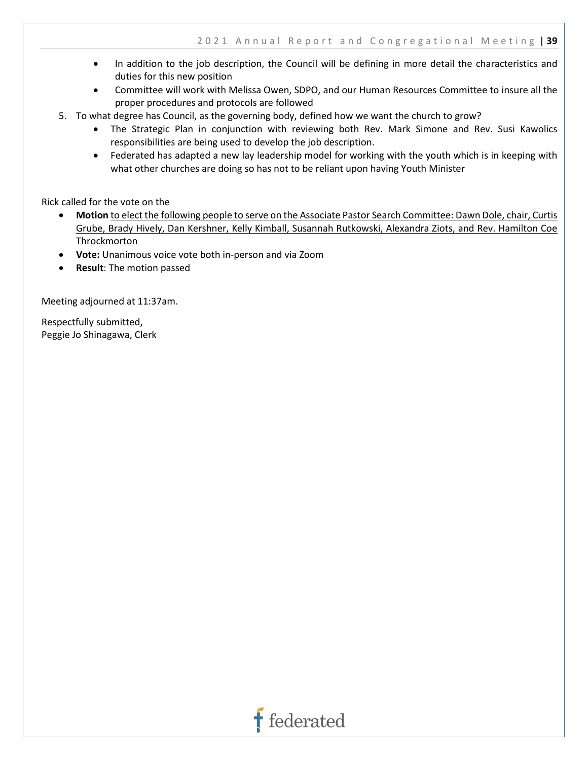- In addition to the job description, the Council will be defining in more detail the characteristics and duties for this new position
- Committee will work with Melissa Owen, SDPO, and our Human Resources Committee to insure all the proper procedures and protocols are followed

5. To what degree has Council, as the governing body, defined how we want the church to grow?
    - The Strategic Plan in conjunction with reviewing both Rev. Mark Simone and Rev. Susi Kawolics responsibilities are being used to develop the job description.
    - Federated has adapted a new lay leadership model for working with the youth which is in keeping with what other churches are doing so has not to be reliant upon having Youth Minister

Rick called for the vote on the

- **Motion** <u>to elect the following people to serve on the Associate Pastor Search Committee: Dawn Dole, chair, Curtis Grube, Brady Hively, Dan Kershner, Kelly Kimball, Susannah Rutkowski, Alexandra Ziots, and Rev. Hamilton Coe Throckmorton</u>
- **Vote:** Unanimous voice vote both in-person and via Zoom
- **Result**: The motion passed

Meeting adjourned at 11:37am.

Respectfully submitted,
Peggie Jo Shinagawa, Clerk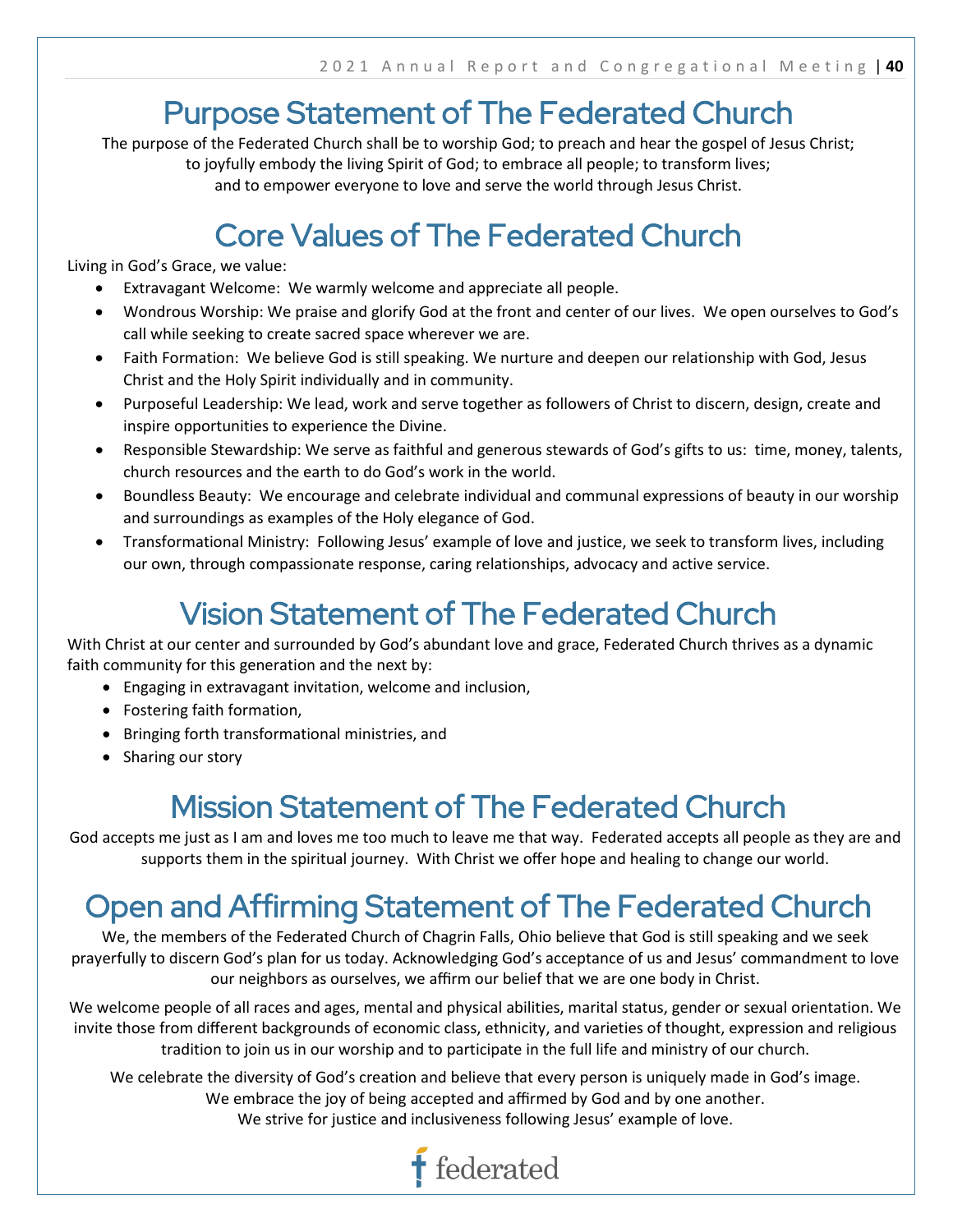# Purpose Statement of The Federated Church

The purpose of the Federated Church shall be to worship God; to preach and hear the gospel of Jesus Christ; to joyfully embody the living Spirit of God; to embrace all people; to transform lives; and to empower everyone to love and serve the world through Jesus Christ.

# Core Values of The Federated Church

Living in God's Grace, we value:

- Extravagant Welcome: We warmly welcome and appreciate all people.
- Wondrous Worship: We praise and glorify God at the front and center of our lives. We open ourselves to God's call while seeking to create sacred space wherever we are.
- Faith Formation: We believe God is still speaking. We nurture and deepen our relationship with God, Jesus Christ and the Holy Spirit individually and in community.
- Purposeful Leadership: We lead, work and serve together as followers of Christ to discern, design, create and inspire opportunities to experience the Divine.
- Responsible Stewardship: We serve as faithful and generous stewards of God's gifts to us: time, money, talents, church resources and the earth to do God's work in the world.
- Boundless Beauty: We encourage and celebrate individual and communal expressions of beauty in our worship and surroundings as examples of the Holy elegance of God.
- Transformational Ministry: Following Jesus' example of love and justice, we seek to transform lives, including our own, through compassionate response, caring relationships, advocacy and active service.

# Vision Statement of The Federated Church

With Christ at our center and surrounded by God's abundant love and grace, Federated Church thrives as a dynamic faith community for this generation and the next by:

- Engaging in extravagant invitation, welcome and inclusion,
- Fostering faith formation,
- Bringing forth transformational ministries, and
- Sharing our story

# Mission Statement of The Federated Church

God accepts me just as I am and loves me too much to leave me that way. Federated accepts all people as they are and supports them in the spiritual journey. With Christ we offer hope and healing to change our world.

# Open and Affirming Statement of The Federated Church

We, the members of the Federated Church of Chagrin Falls, Ohio believe that God is still speaking and we seek prayerfully to discern God's plan for us today. Acknowledging God's acceptance of us and Jesus' commandment to love our neighbors as ourselves, we affirm our belief that we are one body in Christ.

We welcome people of all races and ages, mental and physical abilities, marital status, gender or sexual orientation. We invite those from different backgrounds of economic class, ethnicity, and varieties of thought, expression and religious tradition to join us in our worship and to participate in the full life and ministry of our church.

We celebrate the diversity of God's creation and believe that every person is uniquely made in God's image.
We embrace the joy of being accepted and affirmed by God and by one another.
We strive for justice and inclusiveness following Jesus' example of love.

federated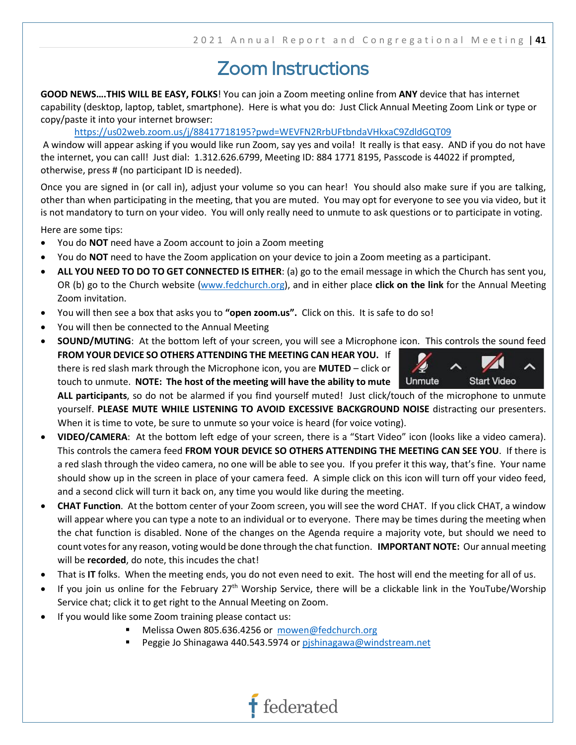# Zoom Instructions

**GOOD NEWS….THIS WILL BE EASY, FOLKS**! You can join a Zoom meeting online from **ANY** device that has internet capability (desktop, laptop, tablet, smartphone). Here is what you do: Just Click Annual Meeting Zoom Link or type or copy/paste it into your internet browser:

https://us02web.zoom.us/j/88417718195?pwd=WEVFN2RrbUFtbndaVHkxaC9ZdldGQT09

A window will appear asking if you would like run Zoom, say yes and voila! It really is that easy. AND if you do not have the internet, you can call! Just dial: 1.312.626.6799, Meeting ID: 884 1771 8195, Passcode is 44022 if prompted, otherwise, press # (no participant ID is needed).

Once you are signed in (or call in), adjust your volume so you can hear! You should also make sure if you are talking, other than when participating in the meeting, that you are muted. You may opt for everyone to see you via video, but it is not mandatory to turn on your video. You will only really need to unmute to ask questions or to participate in voting.

Here are some tips:

- You do **NOT** need have a Zoom account to join a Zoom meeting
- You do **NOT** need to have the Zoom application on your device to join a Zoom meeting as a participant.
- **ALL YOU NEED TO DO TO GET CONNECTED IS EITHER**: (a) go to the email message in which the Church has sent you, OR (b) go to the Church website (www.fedchurch.org), and in either place **click on the link** for the Annual Meeting Zoom invitation.
- You will then see a box that asks you to **"open zoom.us".** Click on this. It is safe to do so!
- You will then be connected to the Annual Meeting
- **SOUND/MUTING**: At the bottom left of your screen, you will see a Microphone icon. This controls the sound feed **FROM YOUR DEVICE SO OTHERS ATTENDING THE MEETING CAN HEAR YOU.** If there is red slash mark through the Microphone icon, you are **MUTED** – click or touch to unmute. **NOTE: The host of the meeting will have the ability to mute ALL participants**, so do not be alarmed if you find yourself muted! Just click/touch of the microphone to unmute yourself. **PLEASE MUTE WHILE LISTENING TO AVOID EXCESSIVE BACKGROUND NOISE** distracting our presenters. When it is time to vote, be sure to unmute so your voice is heard (for voice voting).
- **VIDEO/CAMERA**: At the bottom left edge of your screen, there is a "Start Video" icon (looks like a video camera). This controls the camera feed **FROM YOUR DEVICE SO OTHERS ATTENDING THE MEETING CAN SEE YOU**. If there is a red slash through the video camera, no one will be able to see you. If you prefer it this way, that's fine. Your name should show up in the screen in place of your camera feed. A simple click on this icon will turn off your video feed, and a second click will turn it back on, any time you would like during the meeting.
- **CHAT Function**. At the bottom center of your Zoom screen, you will see the word CHAT. If you click CHAT, a window will appear where you can type a note to an individual or to everyone. There may be times during the meeting when the chat function is disabled. None of the changes on the Agenda require a majority vote, but should we need to count votes for any reason, voting would be done through the chat function. **IMPORTANT NOTE:** Our annual meeting will be **recorded**, do note, this incudes the chat!
- That is **IT** folks. When the meeting ends, you do not even need to exit. The host will end the meeting for all of us.
- If you join us online for the February 27th Worship Service, there will be a clickable link in the YouTube/Worship Service chat; click it to get right to the Annual Meeting on Zoom.
- If you would like some Zoom training please contact us:
  - Melissa Owen 805.636.4256 or mowen@fedchurch.org
  - Peggie Jo Shinagawa 440.543.5974 or pjshinagawa@windstream.net

federated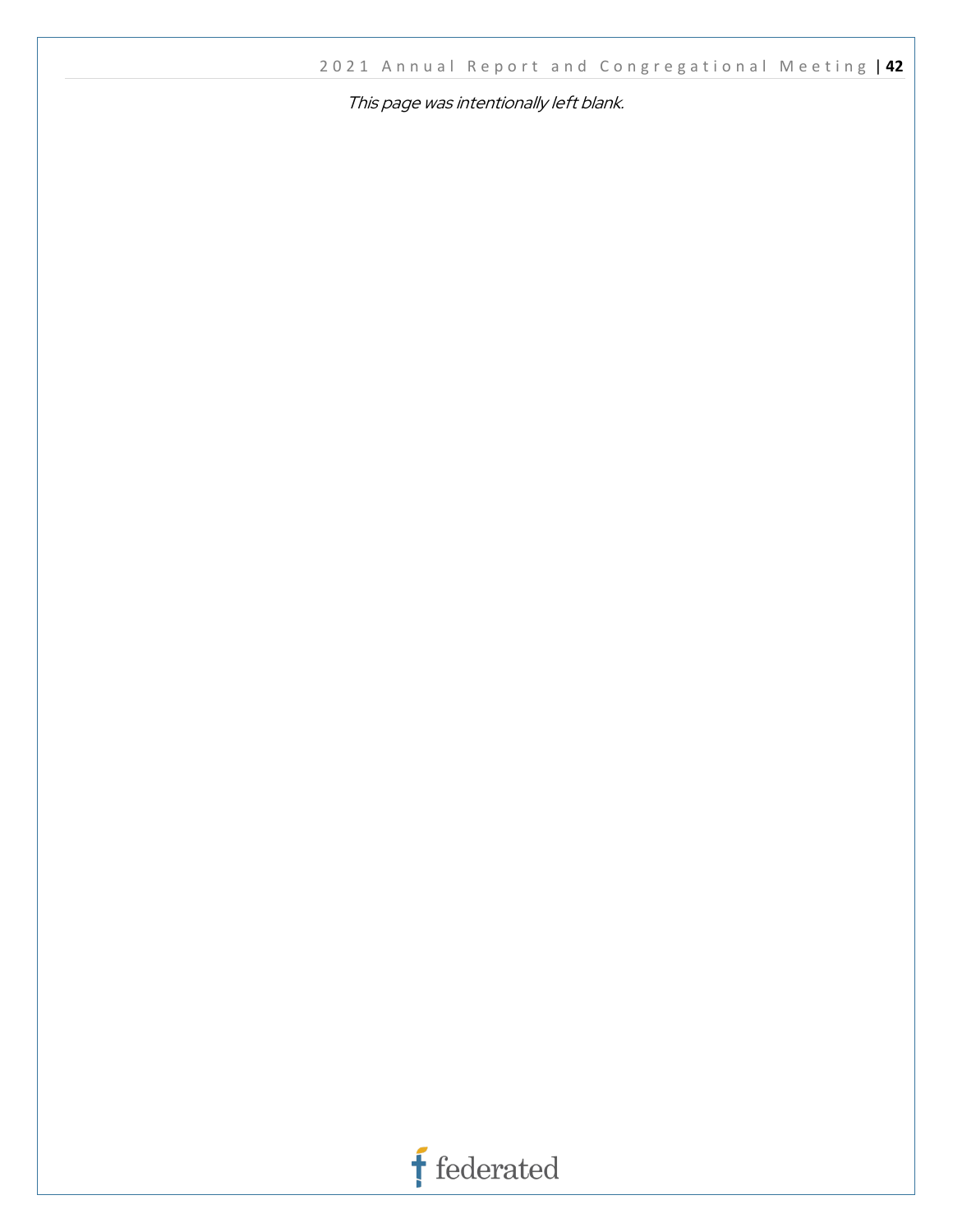*This page was intentionally left blank.*

federated